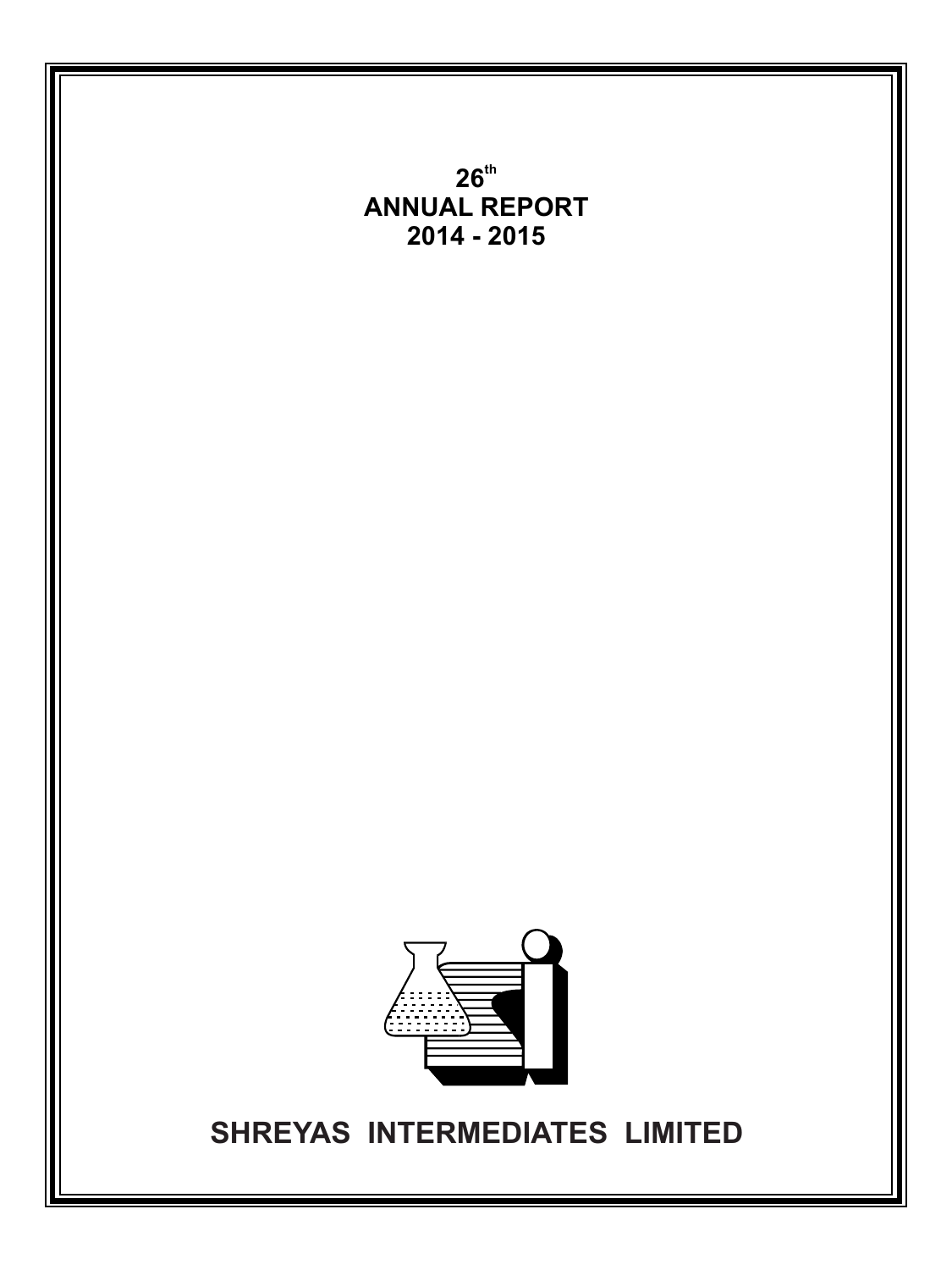# 26th ANNUAL REPORT 2014 - 2015

# SHREYAS INTERMEDIATES LIMITED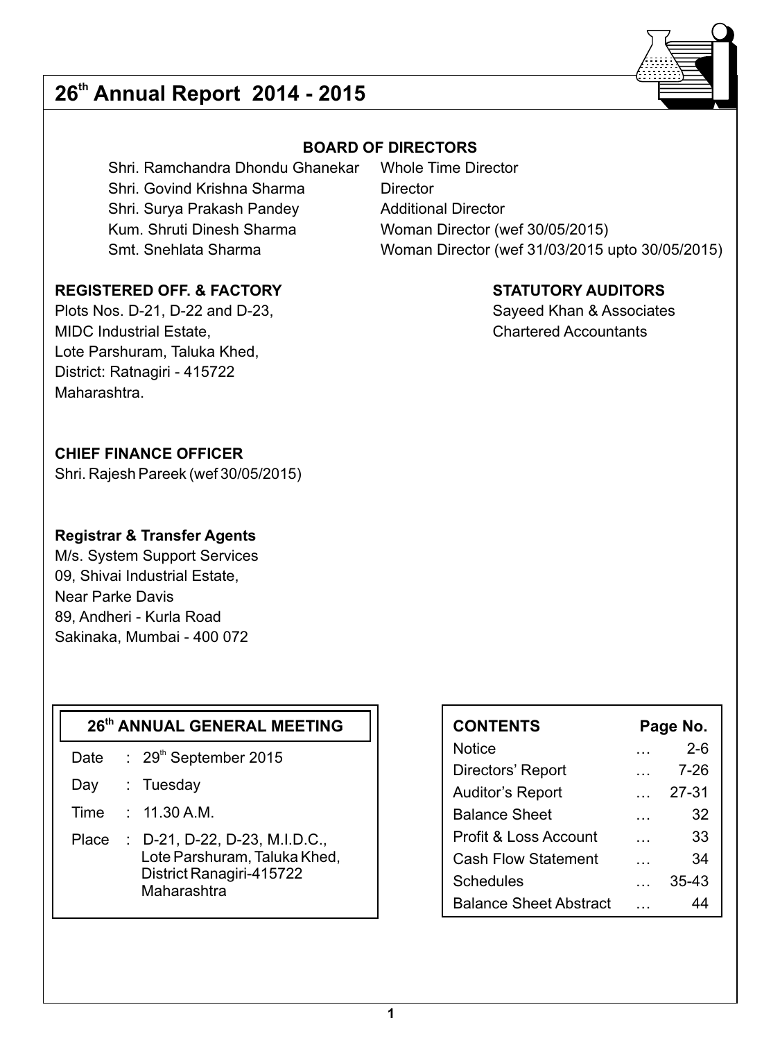# 26th Annual Report 2014 - 2015

## BOARD OF DIRECTORS

| | |
|---|---|
| Shri. Ramchandra Dhondu Ghanekar | Whole Time Director |
| Shri. Govind Krishna Sharma | Director |
| Shri. Surya Prakash Pandey | Additional Director |
| Kum. Shruti Dinesh Sharma | Woman Director (wef 30/05/2015) |
| Smt. Snehlata Sharma | Woman Director (wef 31/03/2015 upto 30/05/2015) |

**REGISTERED OFF. & FACTORY**

Plots Nos. D-21, D-22 and D-23,
MIDC Industrial Estate,
Lote Parshuram, Taluka Khed,
District: Ratnagiri - 415722
Maharashtra.

**STATUTORY AUDITORS**

Sayeed Khan & Associates
Chartered Accountants

**CHIEF FINANCE OFFICER**

Shri. Rajesh Pareek (wef 30/05/2015)

**Registrar & Transfer Agents**

M/s. System Support Services
09, Shivai Industrial Estate,
Near Parke Davis
89, Andheri - Kurla Road
Sakinaka, Mumbai - 400 072

**26th ANNUAL GENERAL MEETING**

| | | |
|---|---|---|
| Date | : | 29th September 2015 |
| Day | : | Tuesday |
| Time | : | 11.30 A.M. |
| Place | : | D-21, D-22, D-23, M.I.D.C., Lote Parshuram, Taluka Khed, District Ranagiri-415722 Maharashtra |

| CONTENTS | | Page No. |
|---|---|---|
| Notice | … | 2-6 |
| Directors' Report | … | 7-26 |
| Auditor's Report | … | 27-31 |
| Balance Sheet | … | 32 |
| Profit & Loss Account | … | 33 |
| Cash Flow Statement | … | 34 |
| Schedules | … | 35-43 |
| Balance Sheet Abstract | … | 44 |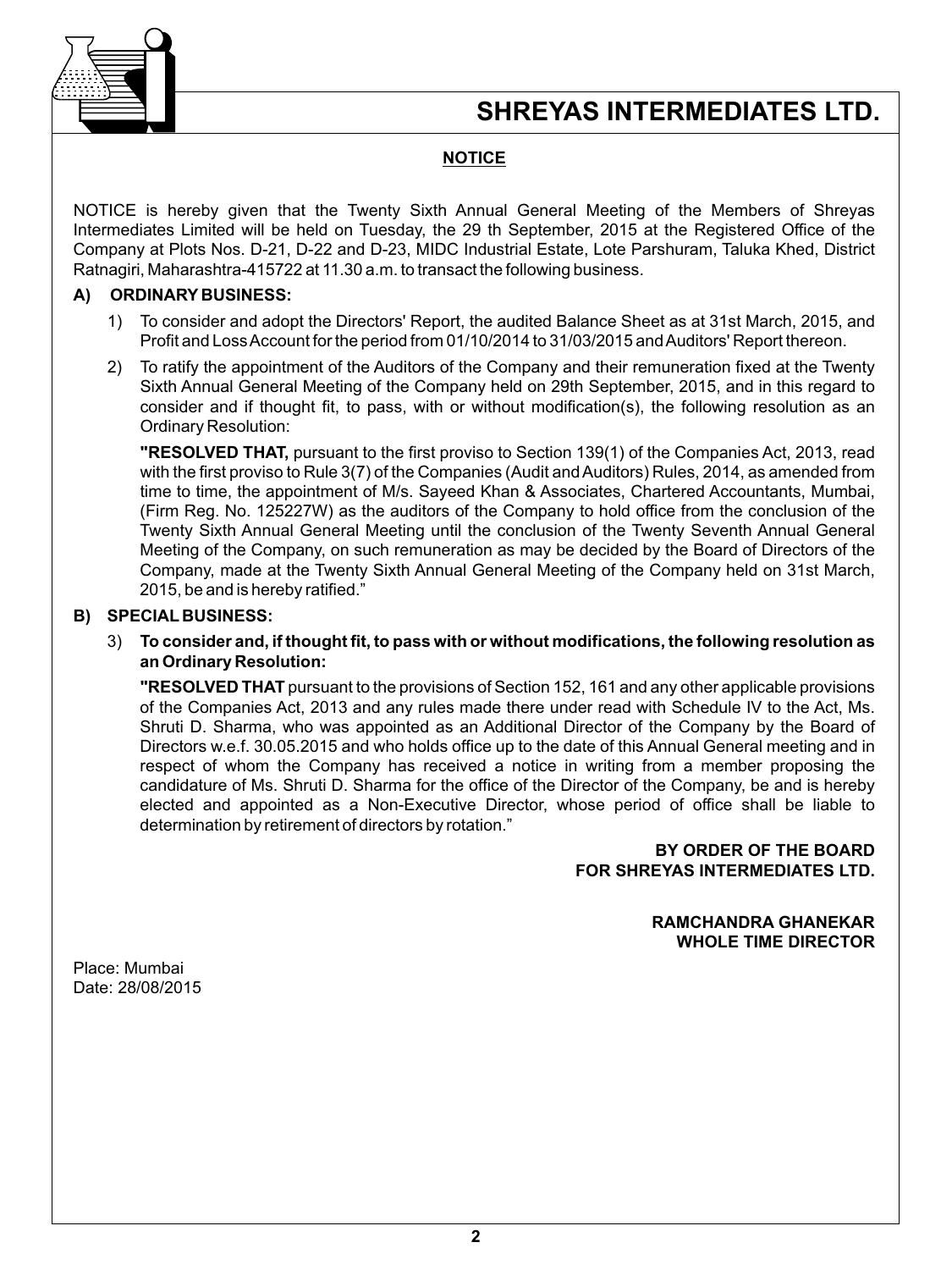## NOTICE

NOTICE is hereby given that the Twenty Sixth Annual General Meeting of the Members of Shreyas Intermediates Limited will be held on Tuesday, the 29 th September, 2015 at the Registered Office of the Company at Plots Nos. D-21, D-22 and D-23, MIDC Industrial Estate, Lote Parshuram, Taluka Khed, District Ratnagiri, Maharashtra-415722 at 11.30 a.m. to transact the following business.

### A) ORDINARY BUSINESS:

1) To consider and adopt the Directors' Report, the audited Balance Sheet as at 31st March, 2015, and Profit and Loss Account for the period from 01/10/2014 to 31/03/2015 and Auditors' Report thereon.

2) To ratify the appointment of the Auditors of the Company and their remuneration fixed at the Twenty Sixth Annual General Meeting of the Company held on 29th September, 2015, and in this regard to consider and if thought fit, to pass, with or without modification(s), the following resolution as an Ordinary Resolution:

   **"RESOLVED THAT,** pursuant to the first proviso to Section 139(1) of the Companies Act, 2013, read with the first proviso to Rule 3(7) of the Companies (Audit and Auditors) Rules, 2014, as amended from time to time, the appointment of M/s. Sayeed Khan & Associates, Chartered Accountants, Mumbai, (Firm Reg. No. 125227W) as the auditors of the Company to hold office from the conclusion of the Twenty Sixth Annual General Meeting until the conclusion of the Twenty Seventh Annual General Meeting of the Company, on such remuneration as may be decided by the Board of Directors of the Company, made at the Twenty Sixth Annual General Meeting of the Company held on 31st March, 2015, be and is hereby ratified."

### B) SPECIAL BUSINESS:

3) **To consider and, if thought fit, to pass with or without modifications, the following resolution as an Ordinary Resolution:**

   **"RESOLVED THAT** pursuant to the provisions of Section 152, 161 and any other applicable provisions of the Companies Act, 2013 and any rules made there under read with Schedule IV to the Act, Ms. Shruti D. Sharma, who was appointed as an Additional Director of the Company by the Board of Directors w.e.f. 30.05.2015 and who holds office up to the date of this Annual General meeting and in respect of whom the Company has received a notice in writing from a member proposing the candidature of Ms. Shruti D. Sharma for the office of the Director of the Company, be and is hereby elected and appointed as a Non-Executive Director, whose period of office shall be liable to determination by retirement of directors by rotation."

**BY ORDER OF THE BOARD**
**FOR SHREYAS INTERMEDIATES LTD.**

**RAMCHANDRA GHANEKAR**
**WHOLE TIME DIRECTOR**

Place: Mumbai
Date: 28/08/2015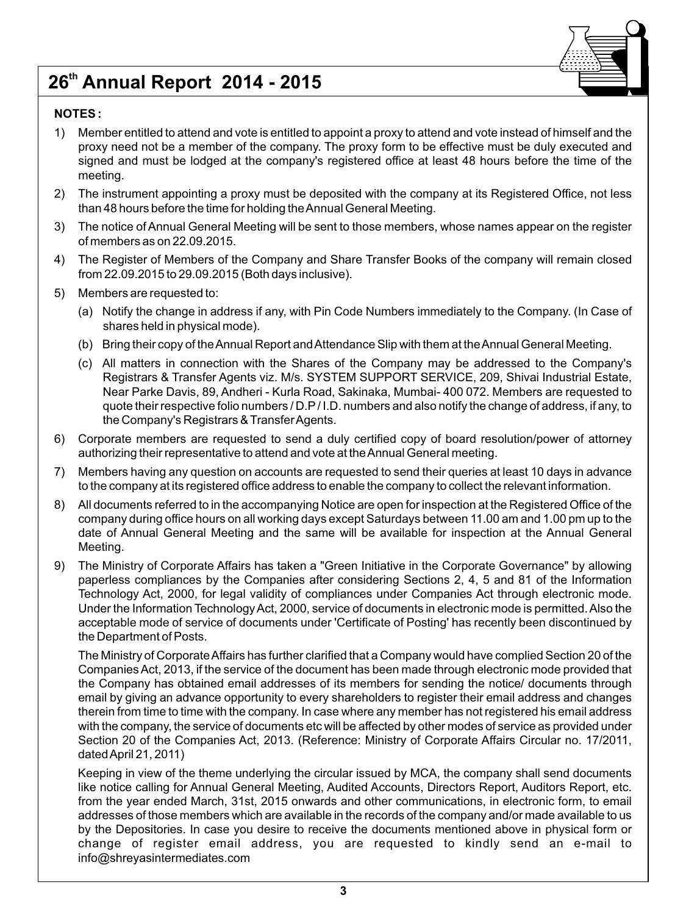**NOTES :**

1) Member entitled to attend and vote is entitled to appoint a proxy to attend and vote instead of himself and the proxy need not be a member of the company. The proxy form to be effective must be duly executed and signed and must be lodged at the company's registered office at least 48 hours before the time of the meeting.

2) The instrument appointing a proxy must be deposited with the company at its Registered Office, not less than 48 hours before the time for holding the Annual General Meeting.

3) The notice of Annual General Meeting will be sent to those members, whose names appear on the register of members as on 22.09.2015.

4) The Register of Members of the Company and Share Transfer Books of the company will remain closed from 22.09.2015 to 29.09.2015 (Both days inclusive).

5) Members are requested to:

   (a) Notify the change in address if any, with Pin Code Numbers immediately to the Company. (In Case of shares held in physical mode).

   (b) Bring their copy of the Annual Report and Attendance Slip with them at the Annual General Meeting.

   (c) All matters in connection with the Shares of the Company may be addressed to the Company's Registrars & Transfer Agents viz. M/s. SYSTEM SUPPORT SERVICE, 209, Shivai Industrial Estate, Near Parke Davis, 89, Andheri - Kurla Road, Sakinaka, Mumbai- 400 072. Members are requested to quote their respective folio numbers / D.P / I.D. numbers and also notify the change of address, if any, to the Company's Registrars & Transfer Agents.

6) Corporate members are requested to send a duly certified copy of board resolution/power of attorney authorizing their representative to attend and vote at the Annual General meeting.

7) Members having any question on accounts are requested to send their queries at least 10 days in advance to the company at its registered office address to enable the company to collect the relevant information.

8) All documents referred to in the accompanying Notice are open for inspection at the Registered Office of the company during office hours on all working days except Saturdays between 11.00 am and 1.00 pm up to the date of Annual General Meeting and the same will be available for inspection at the Annual General Meeting.

9) The Ministry of Corporate Affairs has taken a "Green Initiative in the Corporate Governance" by allowing paperless compliances by the Companies after considering Sections 2, 4, 5 and 81 of the Information Technology Act, 2000, for legal validity of compliances under Companies Act through electronic mode. Under the Information Technology Act, 2000, service of documents in electronic mode is permitted. Also the acceptable mode of service of documents under 'Certificate of Posting' has recently been discontinued by the Department of Posts.

   The Ministry of Corporate Affairs has further clarified that a Company would have complied Section 20 of the Companies Act, 2013, if the service of the document has been made through electronic mode provided that the Company has obtained email addresses of its members for sending the notice/ documents through email by giving an advance opportunity to every shareholders to register their email address and changes therein from time to time with the company. In case where any member has not registered his email address with the company, the service of documents etc will be affected by other modes of service as provided under Section 20 of the Companies Act, 2013. (Reference: Ministry of Corporate Affairs Circular no. 17/2011, dated April 21, 2011)

   Keeping in view of the theme underlying the circular issued by MCA, the company shall send documents like notice calling for Annual General Meeting, Audited Accounts, Directors Report, Auditors Report, etc. from the year ended March, 31st, 2015 onwards and other communications, in electronic form, to email addresses of those members which are available in the records of the company and/or made available to us by the Depositories. In case you desire to receive the documents mentioned above in physical form or change of register email address, you are requested to kindly send an e-mail to info@shreyasintermediates.com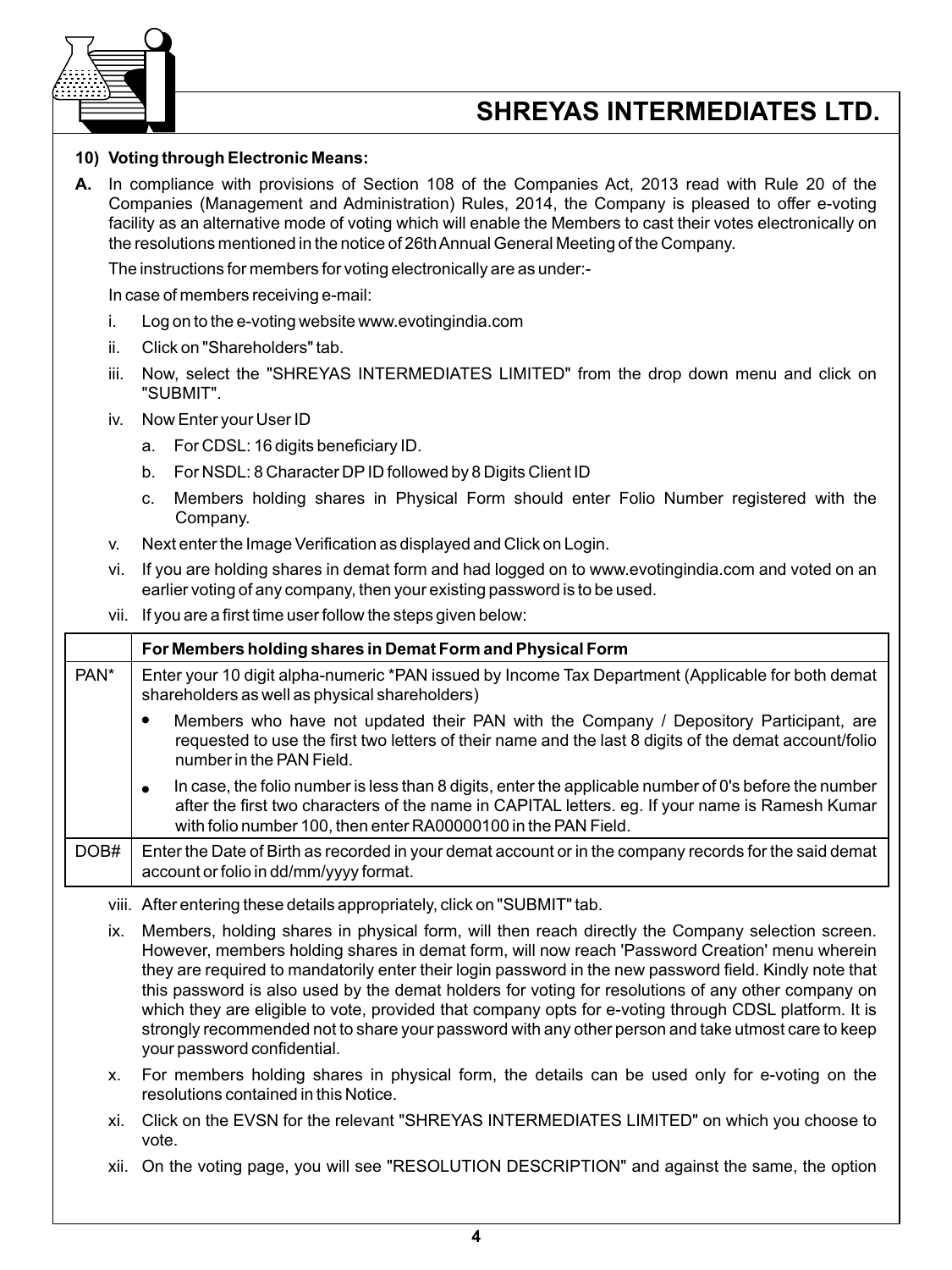#### 10) Voting through Electronic Means:

**A.** In compliance with provisions of Section 108 of the Companies Act, 2013 read with Rule 20 of the Companies (Management and Administration) Rules, 2014, the Company is pleased to offer e-voting facility as an alternative mode of voting which will enable the Members to cast their votes electronically on the resolutions mentioned in the notice of 26th Annual General Meeting of the Company.

The instructions for members for voting electronically are as under:-

In case of members receiving e-mail:

i. Log on to the e-voting website www.evotingindia.com

ii. Click on "Shareholders" tab.

iii. Now, select the "SHREYAS INTERMEDIATES LIMITED" from the drop down menu and click on "SUBMIT".

iv. Now Enter your User ID

   a. For CDSL: 16 digits beneficiary ID.

   b. For NSDL: 8 Character DP ID followed by 8 Digits Client ID

   c. Members holding shares in Physical Form should enter Folio Number registered with the Company.

v. Next enter the Image Verification as displayed and Click on Login.

vi. If you are holding shares in demat form and had logged on to www.evotingindia.com and voted on an earlier voting of any company, then your existing password is to be used.

vii. If you are a first time user follow the steps given below:

| | For Members holding shares in Demat Form and Physical Form |
|---|---|
| PAN* | Enter your 10 digit alpha-numeric *PAN issued by Income Tax Department (Applicable for both demat shareholders as well as physical shareholders)<br>• Members who have not updated their PAN with the Company / Depository Participant, are requested to use the first two letters of their name and the last 8 digits of the demat account/folio number in the PAN Field.<br>• In case, the folio number is less than 8 digits, enter the applicable number of 0's before the number after the first two characters of the name in CAPITAL letters. eg. If your name is Ramesh Kumar with folio number 100, then enter RA00000100 in the PAN Field. |
| DOB# | Enter the Date of Birth as recorded in your demat account or in the company records for the said demat account or folio in dd/mm/yyyy format. |

viii. After entering these details appropriately, click on "SUBMIT" tab.

ix. Members, holding shares in physical form, will then reach directly the Company selection screen. However, members holding shares in demat form, will now reach 'Password Creation' menu wherein they are required to mandatorily enter their login password in the new password field. Kindly note that this password is also used by the demat holders for voting for resolutions of any other company on which they are eligible to vote, provided that company opts for e-voting through CDSL platform. It is strongly recommended not to share your password with any other person and take utmost care to keep your password confidential.

x. For members holding shares in physical form, the details can be used only for e-voting on the resolutions contained in this Notice.

xi. Click on the EVSN for the relevant "SHREYAS INTERMEDIATES LIMITED" on which you choose to vote.

xii. On the voting page, you will see "RESOLUTION DESCRIPTION" and against the same, the option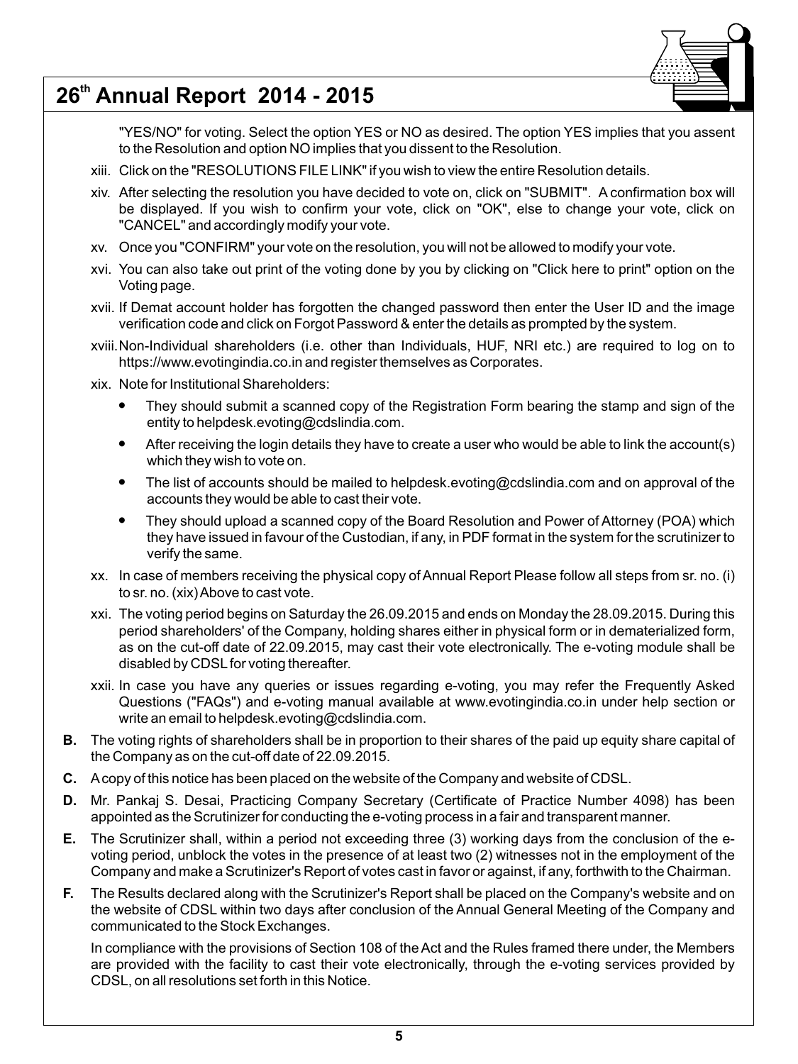"YES/NO" for voting. Select the option YES or NO as desired. The option YES implies that you assent to the Resolution and option NO implies that you dissent to the Resolution.

xiii. Click on the "RESOLUTIONS FILE LINK" if you wish to view the entire Resolution details.

xiv. After selecting the resolution you have decided to vote on, click on "SUBMIT". A confirmation box will be displayed. If you wish to confirm your vote, click on "OK", else to change your vote, click on "CANCEL" and accordingly modify your vote.

xv. Once you "CONFIRM" your vote on the resolution, you will not be allowed to modify your vote.

xvi. You can also take out print of the voting done by you by clicking on "Click here to print" option on the Voting page.

xvii. If Demat account holder has forgotten the changed password then enter the User ID and the image verification code and click on Forgot Password & enter the details as prompted by the system.

xviii. Non-Individual shareholders (i.e. other than Individuals, HUF, NRI etc.) are required to log on to https://www.evotingindia.co.in and register themselves as Corporates.

xix. Note for Institutional Shareholders:

- They should submit a scanned copy of the Registration Form bearing the stamp and sign of the entity to helpdesk.evoting@cdslindia.com.
- After receiving the login details they have to create a user who would be able to link the account(s) which they wish to vote on.
- The list of accounts should be mailed to helpdesk.evoting@cdslindia.com and on approval of the accounts they would be able to cast their vote.
- They should upload a scanned copy of the Board Resolution and Power of Attorney (POA) which they have issued in favour of the Custodian, if any, in PDF format in the system for the scrutinizer to verify the same.

xx. In case of members receiving the physical copy of Annual Report Please follow all steps from sr. no. (i) to sr. no. (xix) Above to cast vote.

xxi. The voting period begins on Saturday the 26.09.2015 and ends on Monday the 28.09.2015. During this period shareholders' of the Company, holding shares either in physical form or in dematerialized form, as on the cut-off date of 22.09.2015, may cast their vote electronically. The e-voting module shall be disabled by CDSL for voting thereafter.

xxii. In case you have any queries or issues regarding e-voting, you may refer the Frequently Asked Questions ("FAQs") and e-voting manual available at www.evotingindia.co.in under help section or write an email to helpdesk.evoting@cdslindia.com.

**B.** The voting rights of shareholders shall be in proportion to their shares of the paid up equity share capital of the Company as on the cut-off date of 22.09.2015.

**C.** A copy of this notice has been placed on the website of the Company and website of CDSL.

**D.** Mr. Pankaj S. Desai, Practicing Company Secretary (Certificate of Practice Number 4098) has been appointed as the Scrutinizer for conducting the e-voting process in a fair and transparent manner.

**E.** The Scrutinizer shall, within a period not exceeding three (3) working days from the conclusion of the e-voting period, unblock the votes in the presence of at least two (2) witnesses not in the employment of the Company and make a Scrutinizer's Report of votes cast in favor or against, if any, forthwith to the Chairman.

**F.** The Results declared along with the Scrutinizer's Report shall be placed on the Company's website and on the website of CDSL within two days after conclusion of the Annual General Meeting of the Company and communicated to the Stock Exchanges.

In compliance with the provisions of Section 108 of the Act and the Rules framed there under, the Members are provided with the facility to cast their vote electronically, through the e-voting services provided by CDSL, on all resolutions set forth in this Notice.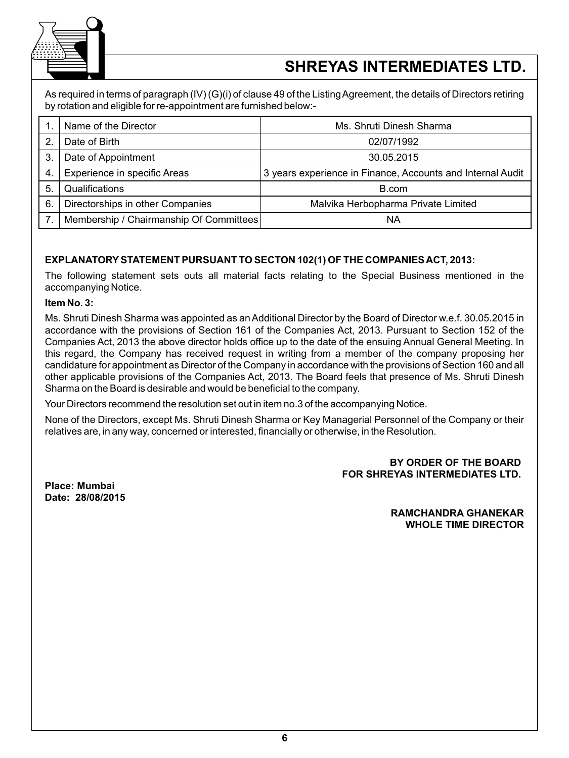As required in terms of paragraph (IV) (G)(i) of clause 49 of the Listing Agreement, the details of Directors retiring by rotation and eligible for re-appointment are furnished below:-

| | | |
|---|---|---|
| 1. | Name of the Director | Ms. Shruti Dinesh Sharma |
| 2. | Date of Birth | 02/07/1992 |
| 3. | Date of Appointment | 30.05.2015 |
| 4. | Experience in specific Areas | 3 years experience in Finance, Accounts and Internal Audit |
| 5. | Qualifications | B.com |
| 6. | Directorships in other Companies | Malvika Herbopharma Private Limited |
| 7. | Membership / Chairmanship Of Committees | NA |

**EXPLANATORY STATEMENT PURSUANT TO SECTON 102(1) OF THE COMPANIES ACT, 2013:**

The following statement sets outs all material facts relating to the Special Business mentioned in the accompanying Notice.

**Item No. 3:**

Ms. Shruti Dinesh Sharma was appointed as an Additional Director by the Board of Director w.e.f. 30.05.2015 in accordance with the provisions of Section 161 of the Companies Act, 2013. Pursuant to Section 152 of the Companies Act, 2013 the above director holds office up to the date of the ensuing Annual General Meeting. In this regard, the Company has received request in writing from a member of the company proposing her candidature for appointment as Director of the Company in accordance with the provisions of Section 160 and all other applicable provisions of the Companies Act, 2013. The Board feels that presence of Ms. Shruti Dinesh Sharma on the Board is desirable and would be beneficial to the company.

Your Directors recommend the resolution set out in item no.3 of the accompanying Notice.

None of the Directors, except Ms. Shruti Dinesh Sharma or Key Managerial Personnel of the Company or their relatives are, in any way, concerned or interested, financially or otherwise, in the Resolution.

**BY ORDER OF THE BOARD**
**FOR SHREYAS INTERMEDIATES LTD.**

**Place: Mumbai**
**Date: 28/08/2015**

**RAMCHANDRA GHANEKAR**
**WHOLE TIME DIRECTOR**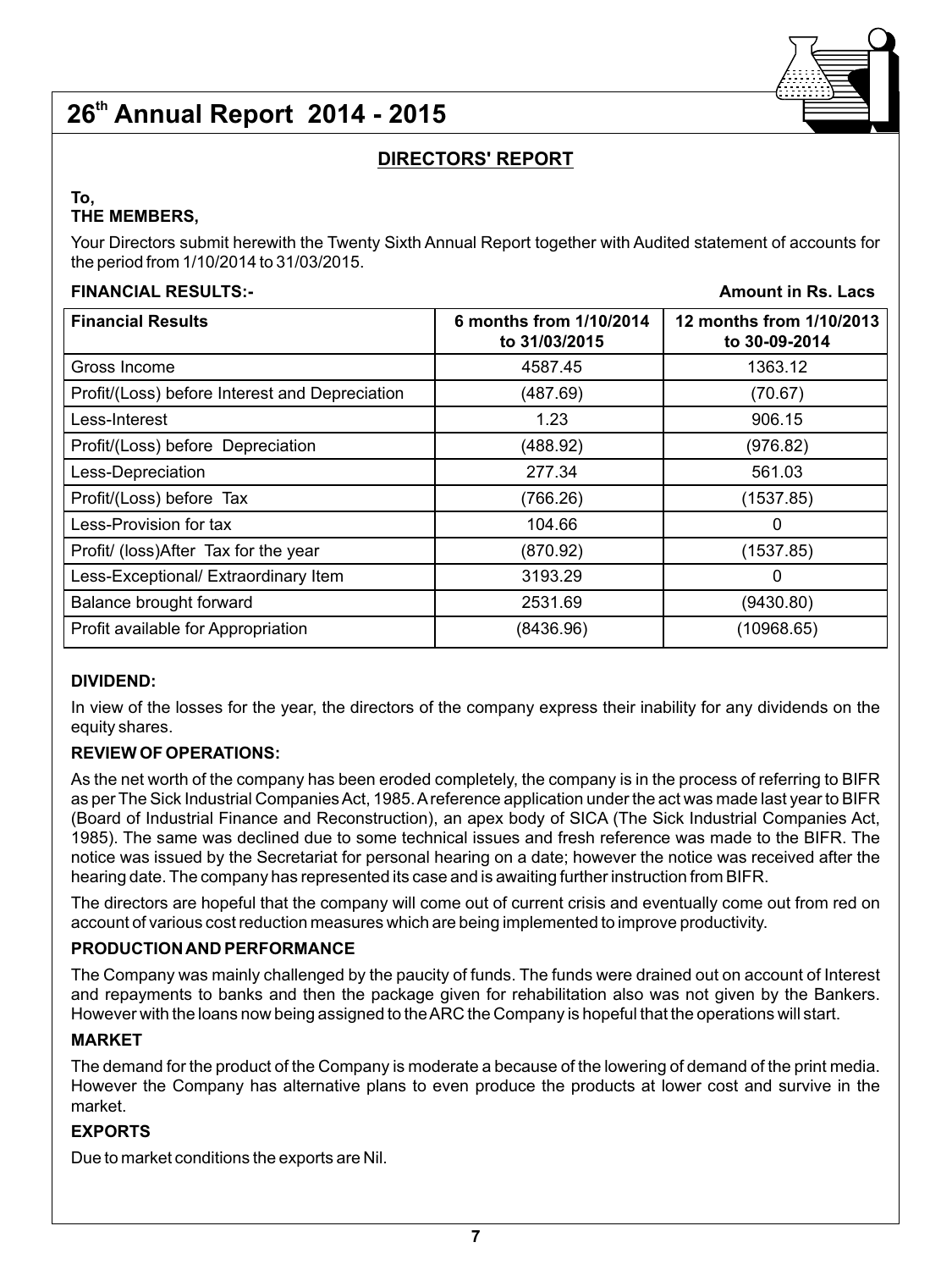# 26th Annual Report 2014 - 2015

## DIRECTORS' REPORT

**To,**
**THE MEMBERS,**

Your Directors submit herewith the Twenty Sixth Annual Report together with Audited statement of accounts for the period from 1/10/2014 to 31/03/2015.

**FINANCIAL RESULTS:-** **Amount in Rs. Lacs**

| Financial Results | 6 months from 1/10/2014 to 31/03/2015 | 12 months from 1/10/2013 to 30-09-2014 |
|---|---|---|
| Gross Income | 4587.45 | 1363.12 |
| Profit/(Loss) before Interest and Depreciation | (487.69) | (70.67) |
| Less-Interest | 1.23 | 906.15 |
| Profit/(Loss) before Depreciation | (488.92) | (976.82) |
| Less-Depreciation | 277.34 | 561.03 |
| Profit/(Loss) before Tax | (766.26) | (1537.85) |
| Less-Provision for tax | 104.66 | 0 |
| Profit/ (loss)After Tax for the year | (870.92) | (1537.85) |
| Less-Exceptional/ Extraordinary Item | 3193.29 | 0 |
| Balance brought forward | 2531.69 | (9430.80) |
| Profit available for Appropriation | (8436.96) | (10968.65) |

### DIVIDEND:

In view of the losses for the year, the directors of the company express their inability for any dividends on the equity shares.

### REVIEW OF OPERATIONS:

As the net worth of the company has been eroded completely, the company is in the process of referring to BIFR as per The Sick Industrial Companies Act, 1985. A reference application under the act was made last year to BIFR (Board of Industrial Finance and Reconstruction), an apex body of SICA (The Sick Industrial Companies Act, 1985). The same was declined due to some technical issues and fresh reference was made to the BIFR. The notice was issued by the Secretariat for personal hearing on a date; however the notice was received after the hearing date. The company has represented its case and is awaiting further instruction from BIFR.

The directors are hopeful that the company will come out of current crisis and eventually come out from red on account of various cost reduction measures which are being implemented to improve productivity.

### PRODUCTION AND PERFORMANCE

The Company was mainly challenged by the paucity of funds. The funds were drained out on account of Interest and repayments to banks and then the package given for rehabilitation also was not given by the Bankers. However with the loans now being assigned to the ARC the Company is hopeful that the operations will start.

### MARKET

The demand for the product of the Company is moderate a because of the lowering of demand of the print media. However the Company has alternative plans to even produce the products at lower cost and survive in the market.

### EXPORTS

Due to market conditions the exports are Nil.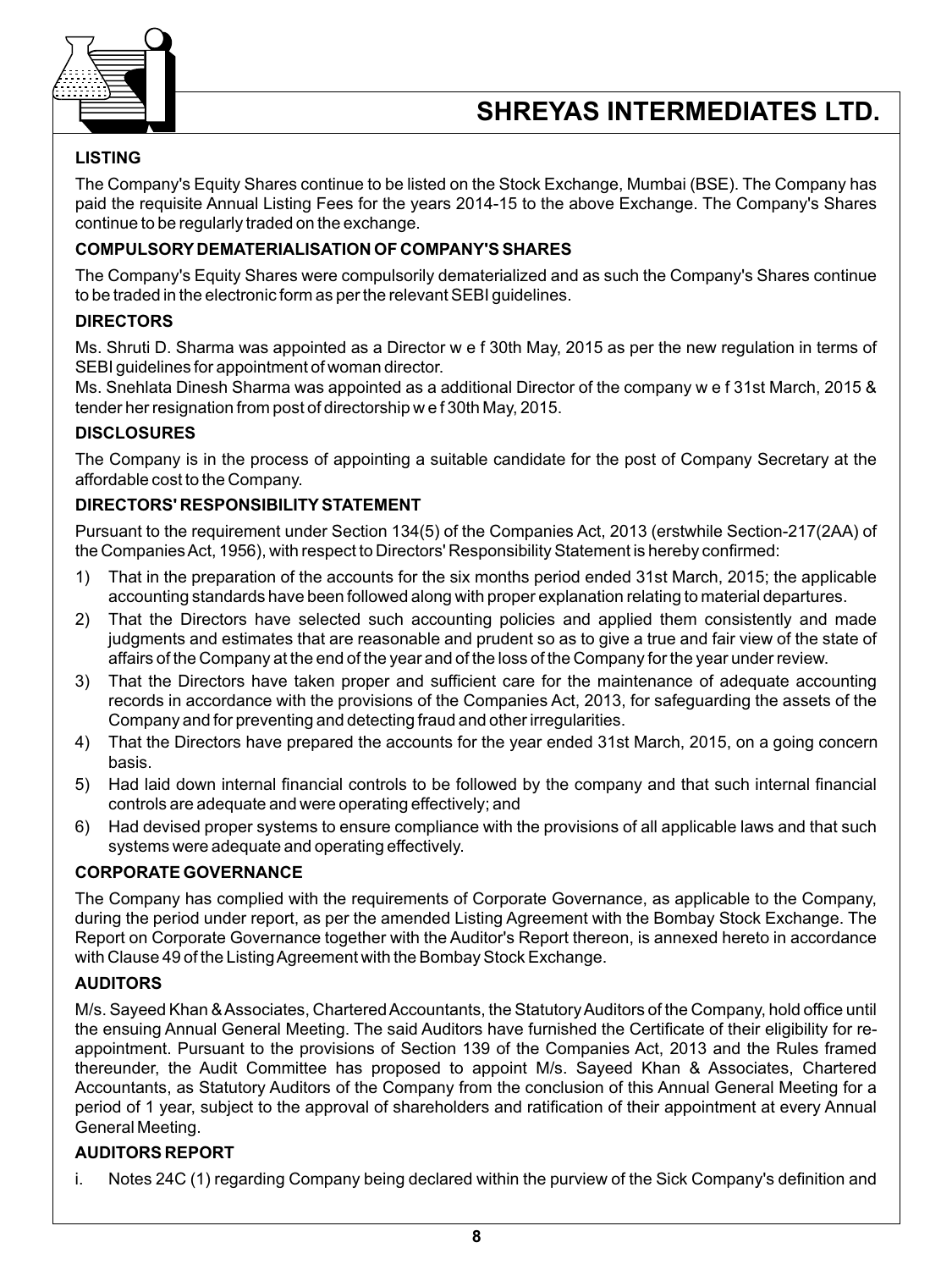### LISTING

The Company's Equity Shares continue to be listed on the Stock Exchange, Mumbai (BSE). The Company has paid the requisite Annual Listing Fees for the years 2014-15 to the above Exchange. The Company's Shares continue to be regularly traded on the exchange.

### COMPULSORY DEMATERIALISATION OF COMPANY'S SHARES

The Company's Equity Shares were compulsorily dematerialized and as such the Company's Shares continue to be traded in the electronic form as per the relevant SEBI guidelines.

### DIRECTORS

Ms. Shruti D. Sharma was appointed as a Director w e f 30th May, 2015 as per the new regulation in terms of SEBI guidelines for appointment of woman director.

Ms. Snehlata Dinesh Sharma was appointed as a additional Director of the company w e f 31st March, 2015 & tender her resignation from post of directorship w e f 30th May, 2015.

### DISCLOSURES

The Company is in the process of appointing a suitable candidate for the post of Company Secretary at the affordable cost to the Company.

### DIRECTORS' RESPONSIBILITY STATEMENT

Pursuant to the requirement under Section 134(5) of the Companies Act, 2013 (erstwhile Section-217(2AA) of the Companies Act, 1956), with respect to Directors' Responsibility Statement is hereby confirmed:

1) That in the preparation of the accounts for the six months period ended 31st March, 2015; the applicable accounting standards have been followed along with proper explanation relating to material departures.
2) That the Directors have selected such accounting policies and applied them consistently and made judgments and estimates that are reasonable and prudent so as to give a true and fair view of the state of affairs of the Company at the end of the year and of the loss of the Company for the year under review.
3) That the Directors have taken proper and sufficient care for the maintenance of adequate accounting records in accordance with the provisions of the Companies Act, 2013, for safeguarding the assets of the Company and for preventing and detecting fraud and other irregularities.
4) That the Directors have prepared the accounts for the year ended 31st March, 2015, on a going concern basis.
5) Had laid down internal financial controls to be followed by the company and that such internal financial controls are adequate and were operating effectively; and
6) Had devised proper systems to ensure compliance with the provisions of all applicable laws and that such systems were adequate and operating effectively.

### CORPORATE GOVERNANCE

The Company has complied with the requirements of Corporate Governance, as applicable to the Company, during the period under report, as per the amended Listing Agreement with the Bombay Stock Exchange. The Report on Corporate Governance together with the Auditor's Report thereon, is annexed hereto in accordance with Clause 49 of the Listing Agreement with the Bombay Stock Exchange.

### AUDITORS

M/s. Sayeed Khan & Associates, Chartered Accountants, the Statutory Auditors of the Company, hold office until the ensuing Annual General Meeting. The said Auditors have furnished the Certificate of their eligibility for re-appointment. Pursuant to the provisions of Section 139 of the Companies Act, 2013 and the Rules framed thereunder, the Audit Committee has proposed to appoint M/s. Sayeed Khan & Associates, Chartered Accountants, as Statutory Auditors of the Company from the conclusion of this Annual General Meeting for a period of 1 year, subject to the approval of shareholders and ratification of their appointment at every Annual General Meeting.

### AUDITORS REPORT

i. Notes 24C (1) regarding Company being declared within the purview of the Sick Company's definition and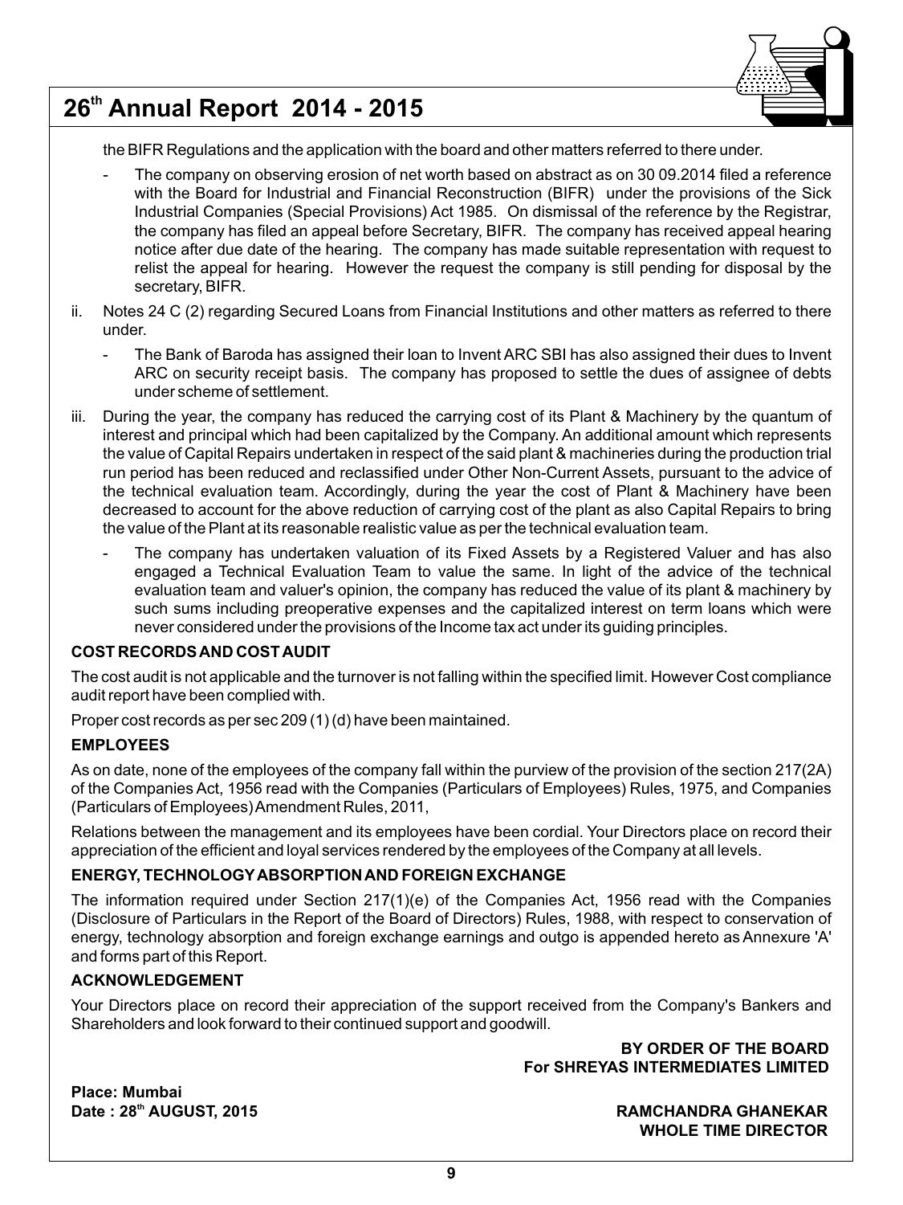the BIFR Regulations and the application with the board and other matters referred to there under.

- The company on observing erosion of net worth based on abstract as on 30 09.2014 filed a reference with the Board for Industrial and Financial Reconstruction (BIFR) under the provisions of the Sick Industrial Companies (Special Provisions) Act 1985. On dismissal of the reference by the Registrar, the company has filed an appeal before Secretary, BIFR. The company has received appeal hearing notice after due date of the hearing. The company has made suitable representation with request to relist the appeal for hearing. However the request the company is still pending for disposal by the secretary, BIFR.

ii. Notes 24 C (2) regarding Secured Loans from Financial Institutions and other matters as referred to there under.

- The Bank of Baroda has assigned their loan to Invent ARC SBI has also assigned their dues to Invent ARC on security receipt basis. The company has proposed to settle the dues of assignee of debts under scheme of settlement.

iii. During the year, the company has reduced the carrying cost of its Plant & Machinery by the quantum of interest and principal which had been capitalized by the Company. An additional amount which represents the value of Capital Repairs undertaken in respect of the said plant & machineries during the production trial run period has been reduced and reclassified under Other Non-Current Assets, pursuant to the advice of the technical evaluation team. Accordingly, during the year the cost of Plant & Machinery have been decreased to account for the above reduction of carrying cost of the plant as also Capital Repairs to bring the value of the Plant at its reasonable realistic value as per the technical evaluation team.

- The company has undertaken valuation of its Fixed Assets by a Registered Valuer and has also engaged a Technical Evaluation Team to value the same. In light of the advice of the technical evaluation team and valuer's opinion, the company has reduced the value of its plant & machinery by such sums including preoperative expenses and the capitalized interest on term loans which were never considered under the provisions of the Income tax act under its guiding principles.

**COST RECORDS AND COST AUDIT**

The cost audit is not applicable and the turnover is not falling within the specified limit. However Cost compliance audit report have been complied with.

Proper cost records as per sec 209 (1) (d) have been maintained.

**EMPLOYEES**

As on date, none of the employees of the company fall within the purview of the provision of the section 217(2A) of the Companies Act, 1956 read with the Companies (Particulars of Employees) Rules, 1975, and Companies (Particulars of Employees) Amendment Rules, 2011,

Relations between the management and its employees have been cordial. Your Directors place on record their appreciation of the efficient and loyal services rendered by the employees of the Company at all levels.

**ENERGY, TECHNOLOGY ABSORPTION AND FOREIGN EXCHANGE**

The information required under Section 217(1)(e) of the Companies Act, 1956 read with the Companies (Disclosure of Particulars in the Report of the Board of Directors) Rules, 1988, with respect to conservation of energy, technology absorption and foreign exchange earnings and outgo is appended hereto as Annexure 'A' and forms part of this Report.

**ACKNOWLEDGEMENT**

Your Directors place on record their appreciation of the support received from the Company's Bankers and Shareholders and look forward to their continued support and goodwill.

**BY ORDER OF THE BOARD**
**For SHREYAS INTERMEDIATES LIMITED**

**Place: Mumbai**
**Date : 28th AUGUST, 2015**

**RAMCHANDRA GHANEKAR**
**WHOLE TIME DIRECTOR**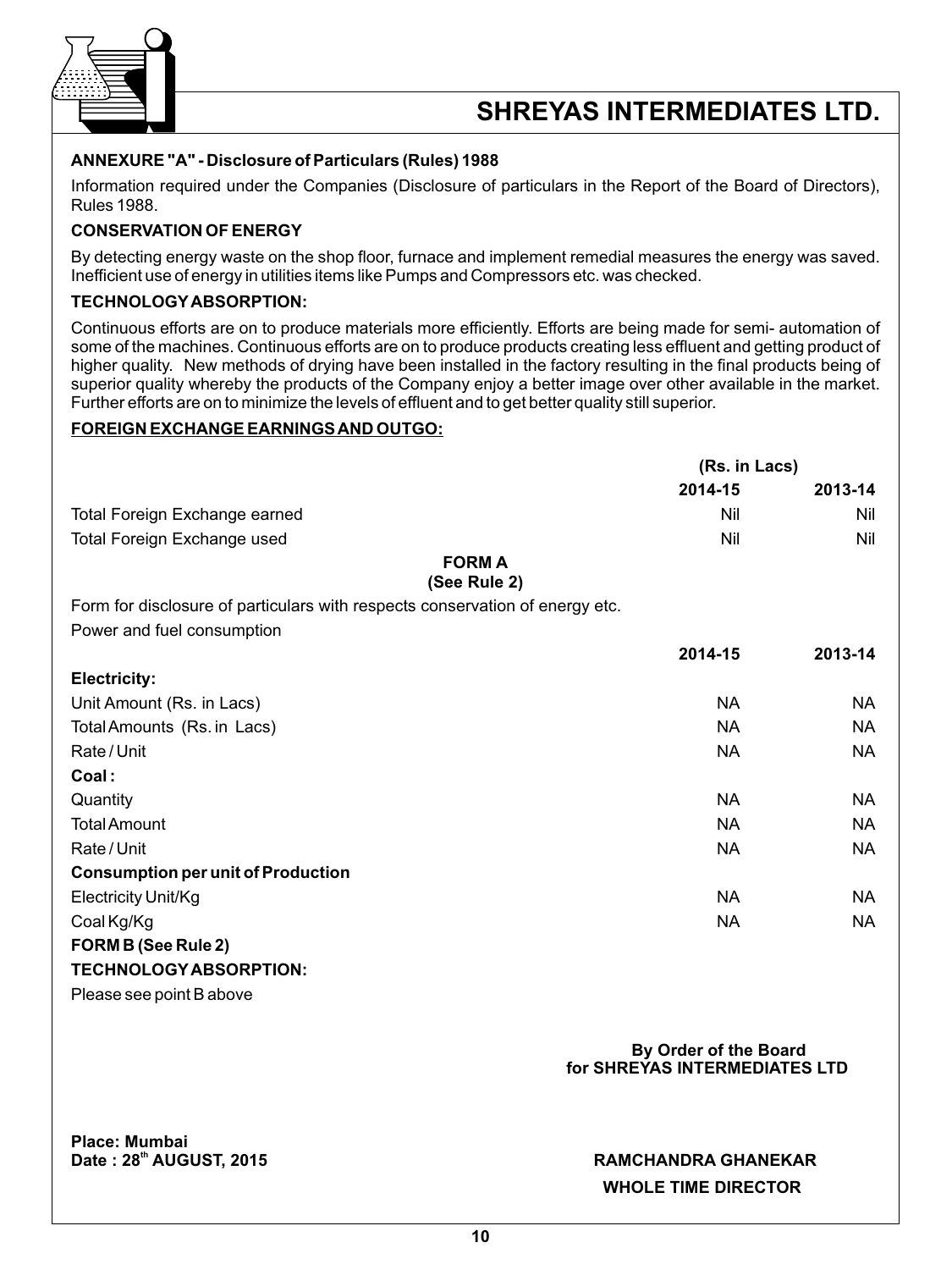**ANNEXURE "A" - Disclosure of Particulars (Rules) 1988**

Information required under the Companies (Disclosure of particulars in the Report of the Board of Directors), Rules 1988.

**CONSERVATION OF ENERGY**

By detecting energy waste on the shop floor, furnace and implement remedial measures the energy was saved. Inefficient use of energy in utilities items like Pumps and Compressors etc. was checked.

**TECHNOLOGY ABSORPTION:**

Continuous efforts are on to produce materials more efficiently. Efforts are being made for semi- automation of some of the machines. Continuous efforts are on to produce products creating less effluent and getting product of higher quality. New methods of drying have been installed in the factory resulting in the final products being of superior quality whereby the products of the Company enjoy a better image over other available in the market. Further efforts are on to minimize the levels of effluent and to get better quality still superior.

**FOREIGN EXCHANGE EARNINGS AND OUTGO:**

| | (Rs. in Lacs) | |
|---|---|---|
| | **2014-15** | **2013-14** |
| Total Foreign Exchange earned | Nil | Nil |
| Total Foreign Exchange used | Nil | Nil |

**FORM A**
**(See Rule 2)**

Form for disclosure of particulars with respects conservation of energy etc.

Power and fuel consumption

| | **2014-15** | **2013-14** |
|---|---|---|
| **Electricity:** | | |
| Unit Amount (Rs. in Lacs) | NA | NA |
| Total Amounts (Rs. in Lacs) | NA | NA |
| Rate / Unit | NA | NA |
| **Coal :** | | |
| Quantity | NA | NA |
| Total Amount | NA | NA |
| Rate / Unit | NA | NA |
| **Consumption per unit of Production** | | |
| Electricity Unit/Kg | NA | NA |
| Coal Kg/Kg | NA | NA |

**FORM B (See Rule 2)**

**TECHNOLOGY ABSORPTION:**

Please see point B above

**By Order of the Board**
**for SHREYAS INTERMEDIATES LTD**

**Place: Mumbai**
**Date : 28th AUGUST, 2015**

**RAMCHANDRA GHANEKAR**
**WHOLE TIME DIRECTOR**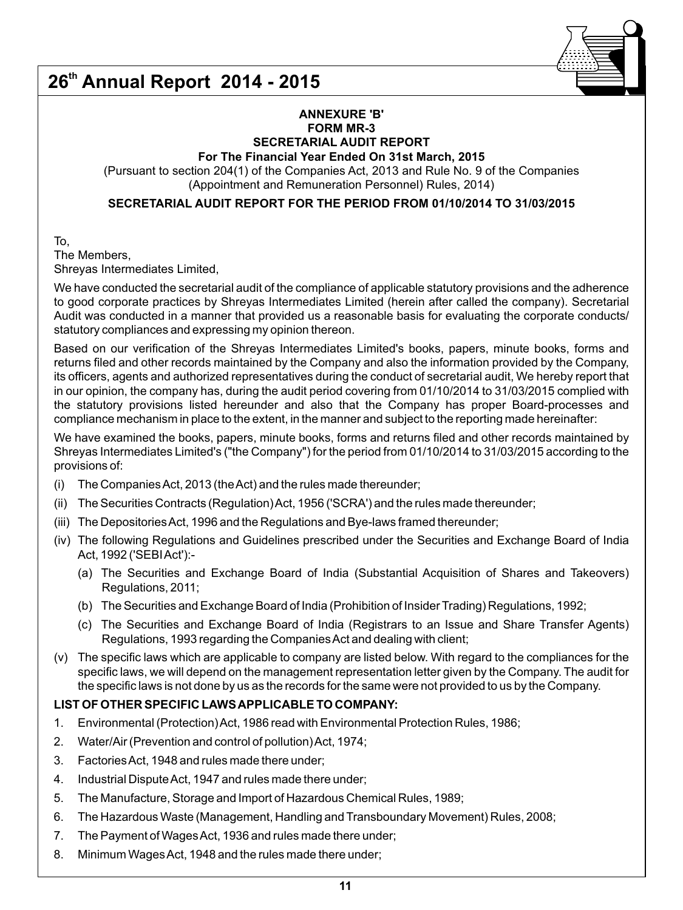**ANNEXURE 'B'**
**FORM MR-3**
**SECRETARIAL AUDIT REPORT**
**For The Financial Year Ended On 31st March, 2015**

(Pursuant to section 204(1) of the Companies Act, 2013 and Rule No. 9 of the Companies (Appointment and Remuneration Personnel) Rules, 2014)

**SECRETARIAL AUDIT REPORT FOR THE PERIOD FROM 01/10/2014 TO 31/03/2015**

To,
The Members,
Shreyas Intermediates Limited,

We have conducted the secretarial audit of the compliance of applicable statutory provisions and the adherence to good corporate practices by Shreyas Intermediates Limited (herein after called the company). Secretarial Audit was conducted in a manner that provided us a reasonable basis for evaluating the corporate conducts/ statutory compliances and expressing my opinion thereon.

Based on our verification of the Shreyas Intermediates Limited's books, papers, minute books, forms and returns filed and other records maintained by the Company and also the information provided by the Company, its officers, agents and authorized representatives during the conduct of secretarial audit, We hereby report that in our opinion, the company has, during the audit period covering from 01/10/2014 to 31/03/2015 complied with the statutory provisions listed hereunder and also that the Company has proper Board-processes and compliance mechanism in place to the extent, in the manner and subject to the reporting made hereinafter:

We have examined the books, papers, minute books, forms and returns filed and other records maintained by Shreyas Intermediates Limited's ("the Company") for the period from 01/10/2014 to 31/03/2015 according to the provisions of:

(i) The Companies Act, 2013 (the Act) and the rules made thereunder;

(ii) The Securities Contracts (Regulation) Act, 1956 ('SCRA') and the rules made thereunder;

(iii) The Depositories Act, 1996 and the Regulations and Bye-laws framed thereunder;

(iv) The following Regulations and Guidelines prescribed under the Securities and Exchange Board of India Act, 1992 ('SEBI Act'):-

  (a) The Securities and Exchange Board of India (Substantial Acquisition of Shares and Takeovers) Regulations, 2011;

  (b) The Securities and Exchange Board of India (Prohibition of Insider Trading) Regulations, 1992;

  (c) The Securities and Exchange Board of India (Registrars to an Issue and Share Transfer Agents) Regulations, 1993 regarding the Companies Act and dealing with client;

(v) The specific laws which are applicable to company are listed below. With regard to the compliances for the specific laws, we will depend on the management representation letter given by the Company. The audit for the specific laws is not done by us as the records for the same were not provided to us by the Company.

**LIST OF OTHER SPECIFIC LAWS APPLICABLE TO COMPANY:**

1. Environmental (Protection) Act, 1986 read with Environmental Protection Rules, 1986;
2. Water/Air (Prevention and control of pollution) Act, 1974;
3. Factories Act, 1948 and rules made there under;
4. Industrial Dispute Act, 1947 and rules made there under;
5. The Manufacture, Storage and Import of Hazardous Chemical Rules, 1989;
6. The Hazardous Waste (Management, Handling and Transboundary Movement) Rules, 2008;
7. The Payment of Wages Act, 1936 and rules made there under;
8. Minimum Wages Act, 1948 and the rules made there under;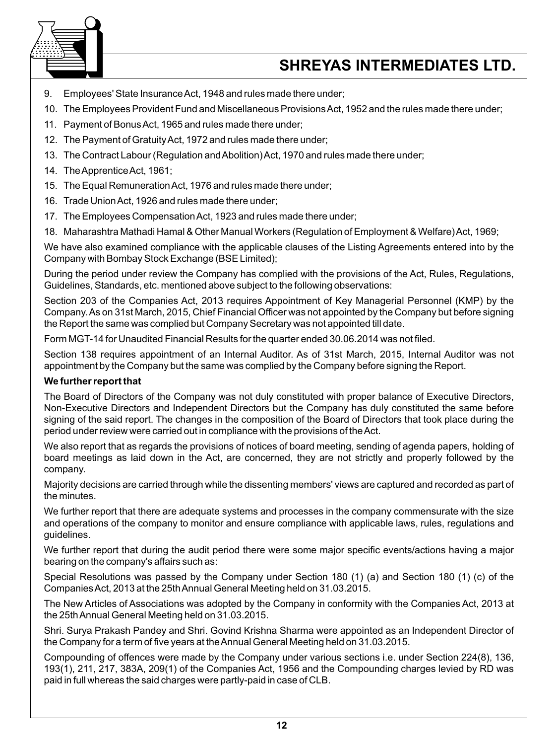9. Employees' State Insurance Act, 1948 and rules made there under;
10. The Employees Provident Fund and Miscellaneous Provisions Act, 1952 and the rules made there under;
11. Payment of Bonus Act, 1965 and rules made there under;
12. The Payment of Gratuity Act, 1972 and rules made there under;
13. The Contract Labour (Regulation and Abolition) Act, 1970 and rules made there under;
14. The Apprentice Act, 1961;
15. The Equal Remuneration Act, 1976 and rules made there under;
16. Trade Union Act, 1926 and rules made there under;
17. The Employees Compensation Act, 1923 and rules made there under;
18. Maharashtra Mathadi Hamal & Other Manual Workers (Regulation of Employment & Welfare) Act, 1969;

We have also examined compliance with the applicable clauses of the Listing Agreements entered into by the Company with Bombay Stock Exchange (BSE Limited);

During the period under review the Company has complied with the provisions of the Act, Rules, Regulations, Guidelines, Standards, etc. mentioned above subject to the following observations:

Section 203 of the Companies Act, 2013 requires Appointment of Key Managerial Personnel (KMP) by the Company. As on 31st March, 2015, Chief Financial Officer was not appointed by the Company but before signing the Report the same was complied but Company Secretary was not appointed till date.

Form MGT-14 for Unaudited Financial Results for the quarter ended 30.06.2014 was not filed.

Section 138 requires appointment of an Internal Auditor. As of 31st March, 2015, Internal Auditor was not appointment by the Company but the same was complied by the Company before signing the Report.

**We further report that**

The Board of Directors of the Company was not duly constituted with proper balance of Executive Directors, Non-Executive Directors and Independent Directors but the Company has duly constituted the same before signing of the said report. The changes in the composition of the Board of Directors that took place during the period under review were carried out in compliance with the provisions of the Act.

We also report that as regards the provisions of notices of board meeting, sending of agenda papers, holding of board meetings as laid down in the Act, are concerned, they are not strictly and properly followed by the company.

Majority decisions are carried through while the dissenting members' views are captured and recorded as part of the minutes.

We further report that there are adequate systems and processes in the company commensurate with the size and operations of the company to monitor and ensure compliance with applicable laws, rules, regulations and guidelines.

We further report that during the audit period there were some major specific events/actions having a major bearing on the company's affairs such as:

Special Resolutions was passed by the Company under Section 180 (1) (a) and Section 180 (1) (c) of the Companies Act, 2013 at the 25th Annual General Meeting held on 31.03.2015.

The New Articles of Associations was adopted by the Company in conformity with the Companies Act, 2013 at the 25th Annual General Meeting held on 31.03.2015.

Shri. Surya Prakash Pandey and Shri. Govind Krishna Sharma were appointed as an Independent Director of the Company for a term of five years at the Annual General Meeting held on 31.03.2015.

Compounding of offences were made by the Company under various sections i.e. under Section 224(8), 136, 193(1), 211, 217, 383A, 209(1) of the Companies Act, 1956 and the Compounding charges levied by RD was paid in full whereas the said charges were partly-paid in case of CLB.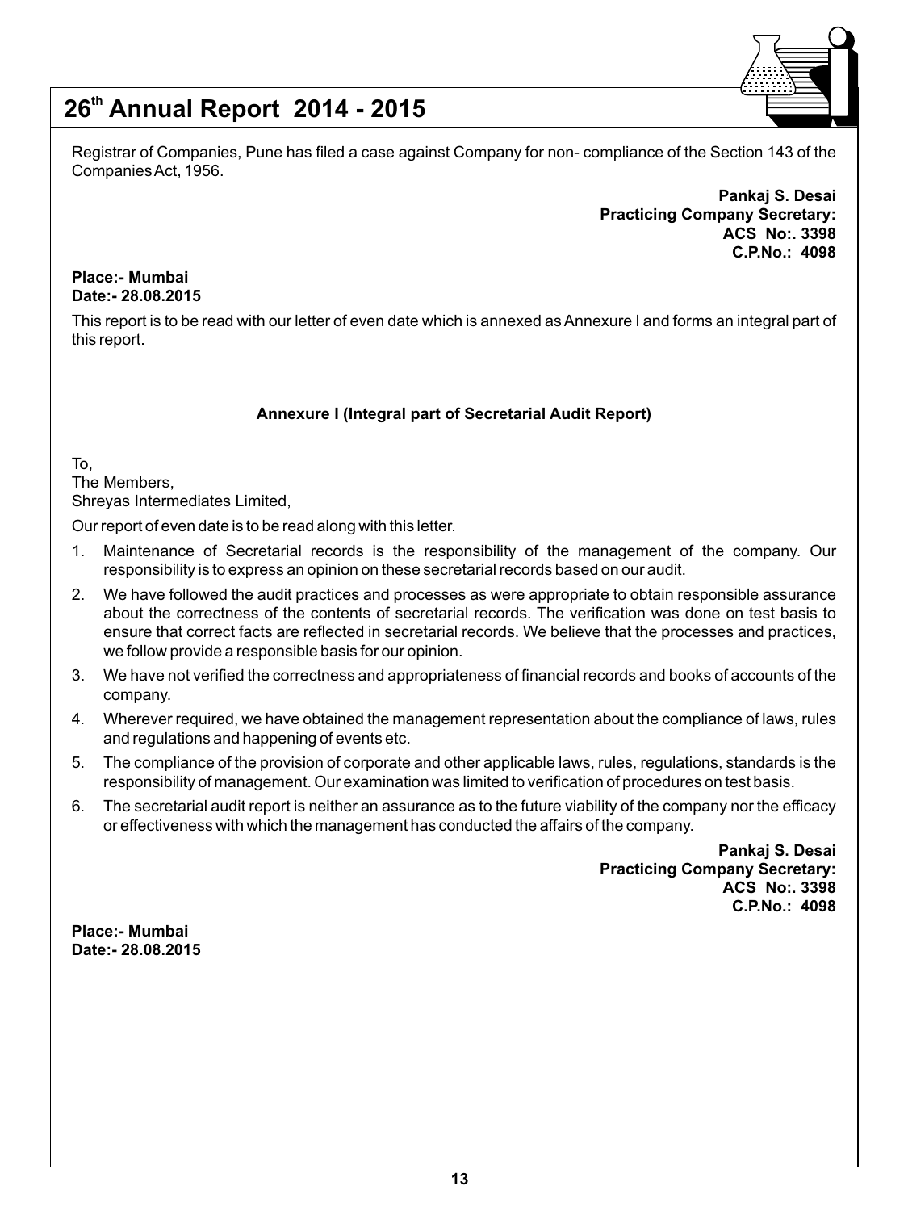Registrar of Companies, Pune has filed a case against Company for non- compliance of the Section 143 of the Companies Act, 1956.

**Pankaj S. Desai**
**Practicing Company Secretary:**
**ACS No:. 3398**
**C.P.No.: 4098**

**Place:- Mumbai**
**Date:- 28.08.2015**

This report is to be read with our letter of even date which is annexed as Annexure I and forms an integral part of this report.

**Annexure I (Integral part of Secretarial Audit Report)**

To,
The Members,
Shreyas Intermediates Limited,

Our report of even date is to be read along with this letter.

1. Maintenance of Secretarial records is the responsibility of the management of the company. Our responsibility is to express an opinion on these secretarial records based on our audit.
2. We have followed the audit practices and processes as were appropriate to obtain responsible assurance about the correctness of the contents of secretarial records. The verification was done on test basis to ensure that correct facts are reflected in secretarial records. We believe that the processes and practices, we follow provide a responsible basis for our opinion.
3. We have not verified the correctness and appropriateness of financial records and books of accounts of the company.
4. Wherever required, we have obtained the management representation about the compliance of laws, rules and regulations and happening of events etc.
5. The compliance of the provision of corporate and other applicable laws, rules, regulations, standards is the responsibility of management. Our examination was limited to verification of procedures on test basis.
6. The secretarial audit report is neither an assurance as to the future viability of the company nor the efficacy or effectiveness with which the management has conducted the affairs of the company.

**Pankaj S. Desai**
**Practicing Company Secretary:**
**ACS No:. 3398**
**C.P.No.: 4098**

**Place:- Mumbai**
**Date:- 28.08.2015**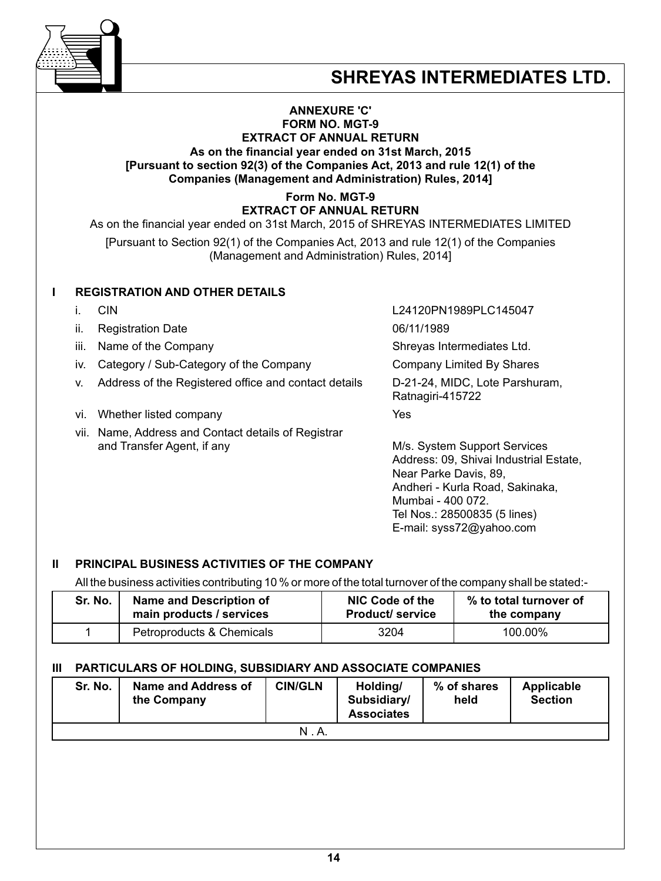**ANNEXURE 'C'**
**FORM NO. MGT-9**
**EXTRACT OF ANNUAL RETURN**
**As on the financial year ended on 31st March, 2015**
**[Pursuant to section 92(3) of the Companies Act, 2013 and rule 12(1) of the Companies (Management and Administration) Rules, 2014]**

**Form No. MGT-9**
**EXTRACT OF ANNUAL RETURN**

As on the financial year ended on 31st March, 2015 of SHREYAS INTERMEDIATES LIMITED

[Pursuant to Section 92(1) of the Companies Act, 2013 and rule 12(1) of the Companies (Management and Administration) Rules, 2014]

## I REGISTRATION AND OTHER DETAILS

| | | |
|---|---|---|
| i. | CIN | L24120PN1989PLC145047 |
| ii. | Registration Date | 06/11/1989 |
| iii. | Name of the Company | Shreyas Intermediates Ltd. |
| iv. | Category / Sub-Category of the Company | Company Limited By Shares |
| v. | Address of the Registered office and contact details | D-21-24, MIDC, Lote Parshuram, Ratnagiri-415722 |
| vi. | Whether listed company | Yes |
| vii. | Name, Address and Contact details of Registrar and Transfer Agent, if any | M/s. System Support Services Address: 09, Shivai Industrial Estate, Near Parke Davis, 89, Andheri - Kurla Road, Sakinaka, Mumbai - 400 072. Tel Nos.: 28500835 (5 lines) E-mail: syss72@yahoo.com |

## II PRINCIPAL BUSINESS ACTIVITIES OF THE COMPANY

All the business activities contributing 10 % or more of the total turnover of the company shall be stated:-

| Sr. No. | Name and Description of main products / services | NIC Code of the Product/ service | % to total turnover of the company |
|---|---|---|---|
| 1 | Petroproducts & Chemicals | 3204 | 100.00% |

## III PARTICULARS OF HOLDING, SUBSIDIARY AND ASSOCIATE COMPANIES

| Sr. No. | Name and Address of the Company | CIN/GLN | Holding/ Subsidiary/ Associates | % of shares held | Applicable Section |
|---|---|---|---|---|---|
| N . A. | | | | | |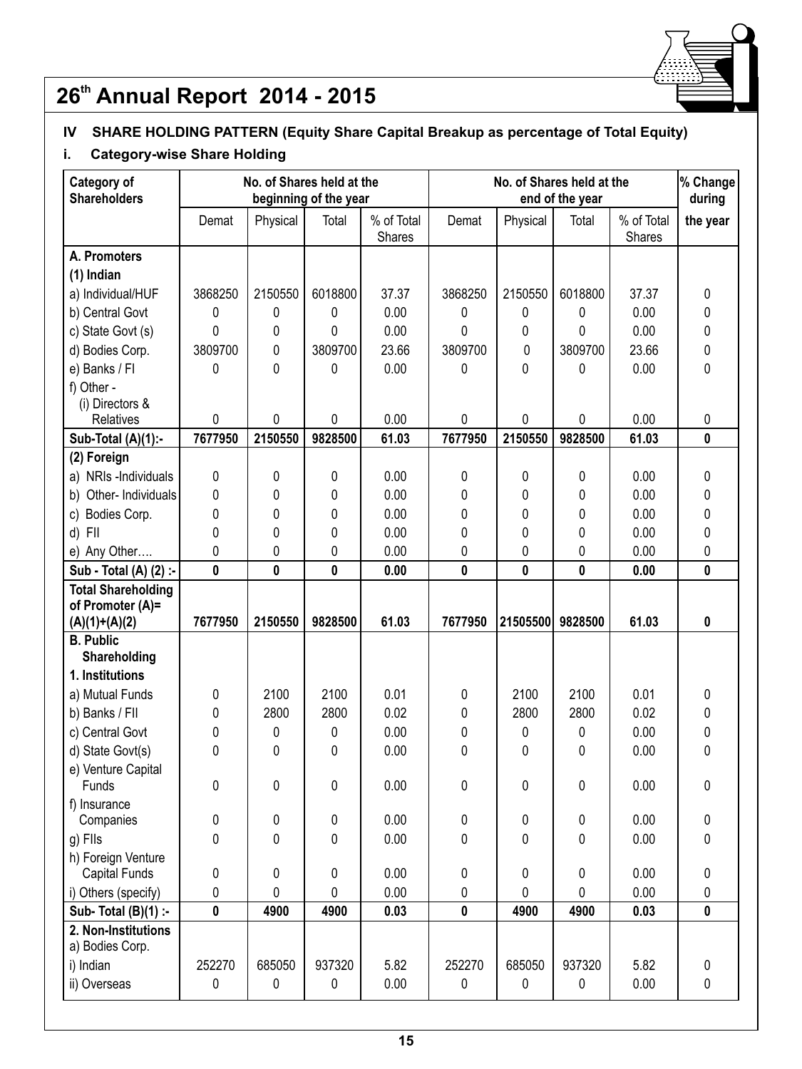## IV SHARE HOLDING PATTERN (Equity Share Capital Breakup as percentage of Total Equity)

### i. Category-wise Share Holding

| Category of Shareholders | No. of Shares held at the beginning of the year | | | | No. of Shares held at the end of the year | | | | % Change during the year |
|---|---|---|---|---|---|---|---|---|---|
| | Demat | Physical | Total | % of Total Shares | Demat | Physical | Total | % of Total Shares | |
| **A. Promoters** | | | | | | | | | |
| **(1) Indian** | | | | | | | | | |
| a) Individual/HUF | 3868250 | 2150550 | 6018800 | 37.37 | 3868250 | 2150550 | 6018800 | 37.37 | 0 |
| b) Central Govt | 0 | 0 | 0 | 0.00 | 0 | 0 | 0 | 0.00 | 0 |
| c) State Govt (s) | 0 | 0 | 0 | 0.00 | 0 | 0 | 0 | 0.00 | 0 |
| d) Bodies Corp. | 3809700 | 0 | 3809700 | 23.66 | 3809700 | 0 | 3809700 | 23.66 | 0 |
| e) Banks / FI | 0 | 0 | 0 | 0.00 | 0 | 0 | 0 | 0.00 | 0 |
| f) Other - (i) Directors & Relatives | 0 | 0 | 0 | 0.00 | 0 | 0 | 0 | 0.00 | 0 |
| **Sub-Total (A)(1):-** | **7677950** | **2150550** | **9828500** | **61.03** | **7677950** | **2150550** | **9828500** | **61.03** | **0** |
| **(2) Foreign** | | | | | | | | | |
| a) NRIs -Individuals | 0 | 0 | 0 | 0.00 | 0 | 0 | 0 | 0.00 | 0 |
| b) Other- Individuals | 0 | 0 | 0 | 0.00 | 0 | 0 | 0 | 0.00 | 0 |
| c) Bodies Corp. | 0 | 0 | 0 | 0.00 | 0 | 0 | 0 | 0.00 | 0 |
| d) FII | 0 | 0 | 0 | 0.00 | 0 | 0 | 0 | 0.00 | 0 |
| e) Any Other…. | 0 | 0 | 0 | 0.00 | 0 | 0 | 0 | 0.00 | 0 |
| **Sub - Total (A) (2) :-** | **0** | **0** | **0** | **0.00** | **0** | **0** | **0** | **0.00** | **0** |
| **Total Shareholding of Promoter (A)= (A)(1)+(A)(2)** | **7677950** | **2150550** | **9828500** | **61.03** | **7677950** | **21505500** | **9828500** | **61.03** | **0** |
| **B. Public Shareholding** | | | | | | | | | |
| **1. Institutions** | | | | | | | | | |
| a) Mutual Funds | 0 | 2100 | 2100 | 0.01 | 0 | 2100 | 2100 | 0.01 | 0 |
| b) Banks / FII | 0 | 2800 | 2800 | 0.02 | 0 | 2800 | 2800 | 0.02 | 0 |
| c) Central Govt | 0 | 0 | 0 | 0.00 | 0 | 0 | 0 | 0.00 | 0 |
| d) State Govt(s) | 0 | 0 | 0 | 0.00 | 0 | 0 | 0 | 0.00 | 0 |
| e) Venture Capital Funds | 0 | 0 | 0 | 0.00 | 0 | 0 | 0 | 0.00 | 0 |
| f) Insurance Companies | 0 | 0 | 0 | 0.00 | 0 | 0 | 0 | 0.00 | 0 |
| g) FIIs | 0 | 0 | 0 | 0.00 | 0 | 0 | 0 | 0.00 | 0 |
| h) Foreign Venture Capital Funds | 0 | 0 | 0 | 0.00 | 0 | 0 | 0 | 0.00 | 0 |
| i) Others (specify) | 0 | 0 | 0 | 0.00 | 0 | 0 | 0 | 0.00 | 0 |
| **Sub- Total (B)(1) :-** | **0** | **4900** | **4900** | **0.03** | **0** | **4900** | **4900** | **0.03** | **0** |
| **2. Non-Institutions** a) Bodies Corp. | | | | | | | | | |
| i) Indian | 252270 | 685050 | 937320 | 5.82 | 252270 | 685050 | 937320 | 5.82 | 0 |
| ii) Overseas | 0 | 0 | 0 | 0.00 | 0 | 0 | 0 | 0.00 | 0 |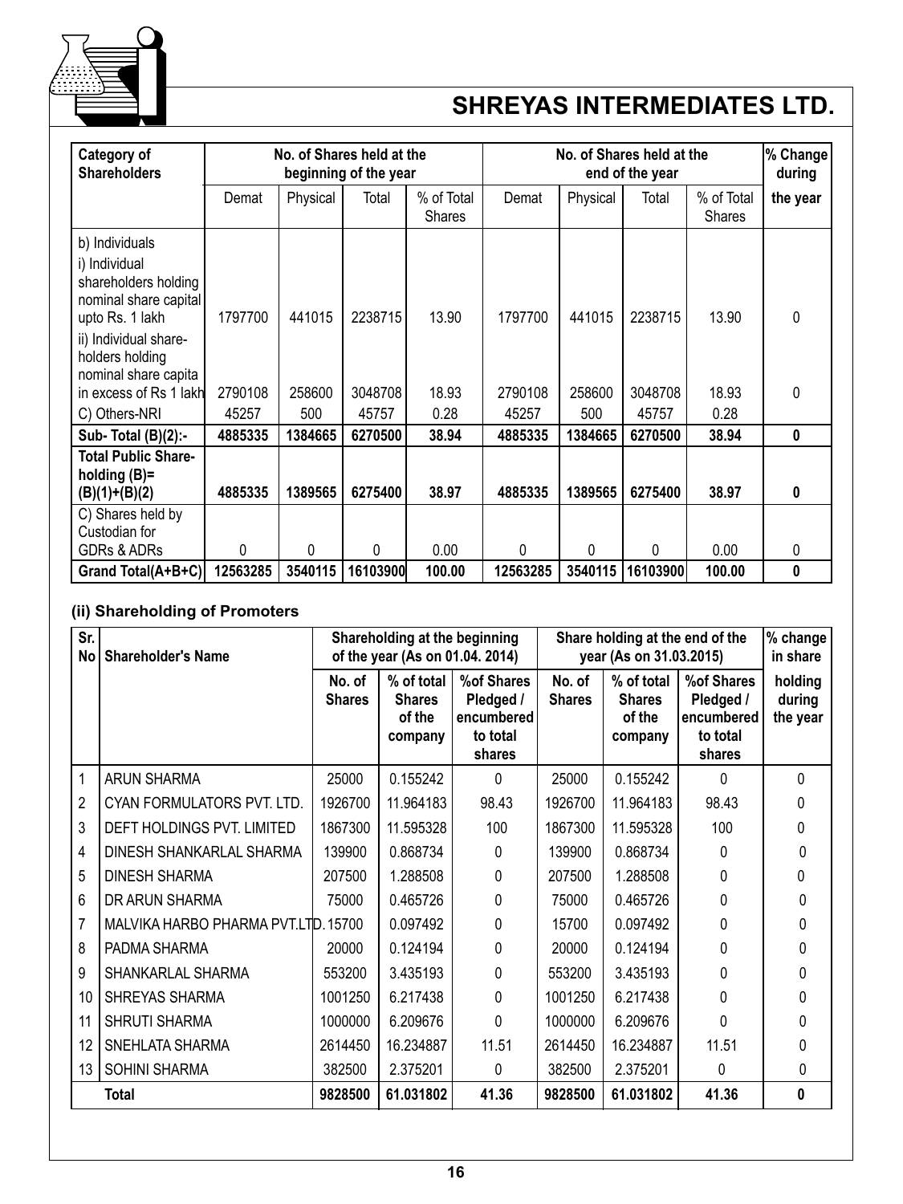| Category of Shareholders | No. of Shares held at the beginning of the year | | | | No. of Shares held at the end of the year | | | | % Change during |
|---|---|---|---|---|---|---|---|---|---|
| | Demat | Physical | Total | % of Total Shares | Demat | Physical | Total | % of Total Shares | the year |
| b) Individuals | | | | | | | | | |
| i) Individual shareholders holding nominal share capital upto Rs. 1 lakh | 1797700 | 441015 | 2238715 | 13.90 | 1797700 | 441015 | 2238715 | 13.90 | 0 |
| ii) Individual share-holders holding nominal share capita in excess of Rs 1 lakh | 2790108 | 258600 | 3048708 | 18.93 | 2790108 | 258600 | 3048708 | 18.93 | 0 |
| C) Others-NRI | 45257 | 500 | 45757 | 0.28 | 45257 | 500 | 45757 | 0.28 | |
| **Sub- Total (B)(2):-** | **4885335** | **1384665** | **6270500** | **38.94** | **4885335** | **1384665** | **6270500** | **38.94** | **0** |
| **Total Public Share-holding (B)= (B)(1)+(B)(2)** | **4885335** | **1389565** | **6275400** | **38.97** | **4885335** | **1389565** | **6275400** | **38.97** | **0** |
| C) Shares held by Custodian for GDRs & ADRs | 0 | 0 | 0 | 0.00 | 0 | 0 | 0 | 0.00 | 0 |
| **Grand Total(A+B+C)** | **12563285** | **3540115** | **16103900** | **100.00** | **12563285** | **3540115** | **16103900** | **100.00** | **0** |

### (ii) Shareholding of Promoters

| Sr. No | Shareholder's Name | Shareholding at the beginning of the year (As on 01.04. 2014) | | | Share holding at the end of the year (As on 31.03.2015) | | | % change in share |
|---|---|---|---|---|---|---|---|---|
| | | No. of Shares | % of total Shares of the company | %of Shares Pledged / encumbered to total shares | No. of Shares | % of total Shares of the company | %of Shares Pledged / encumbered to total shares | holding during the year |
| 1 | ARUN SHARMA | 25000 | 0.155242 | 0 | 25000 | 0.155242 | 0 | 0 |
| 2 | CYAN FORMULATORS PVT. LTD. | 1926700 | 11.964183 | 98.43 | 1926700 | 11.964183 | 98.43 | 0 |
| 3 | DEFT HOLDINGS PVT. LIMITED | 1867300 | 11.595328 | 100 | 1867300 | 11.595328 | 100 | 0 |
| 4 | DINESH SHANKARLAL SHARMA | 139900 | 0.868734 | 0 | 139900 | 0.868734 | 0 | 0 |
| 5 | DINESH SHARMA | 207500 | 1.288508 | 0 | 207500 | 1.288508 | 0 | 0 |
| 6 | DR ARUN SHARMA | 75000 | 0.465726 | 0 | 75000 | 0.465726 | 0 | 0 |
| 7 | MALVIKA HARBO PHARMA PVT.LTD. | 15700 | 0.097492 | 0 | 15700 | 0.097492 | 0 | 0 |
| 8 | PADMA SHARMA | 20000 | 0.124194 | 0 | 20000 | 0.124194 | 0 | 0 |
| 9 | SHANKARLAL SHARMA | 553200 | 3.435193 | 0 | 553200 | 3.435193 | 0 | 0 |
| 10 | SHREYAS SHARMA | 1001250 | 6.217438 | 0 | 1001250 | 6.217438 | 0 | 0 |
| 11 | SHRUTI SHARMA | 1000000 | 6.209676 | 0 | 1000000 | 6.209676 | 0 | 0 |
| 12 | SNEHLATA SHARMA | 2614450 | 16.234887 | 11.51 | 2614450 | 16.234887 | 11.51 | 0 |
| 13 | SOHINI SHARMA | 382500 | 2.375201 | 0 | 382500 | 2.375201 | 0 | 0 |
| | **Total** | **9828500** | **61.031802** | **41.36** | **9828500** | **61.031802** | **41.36** | **0** |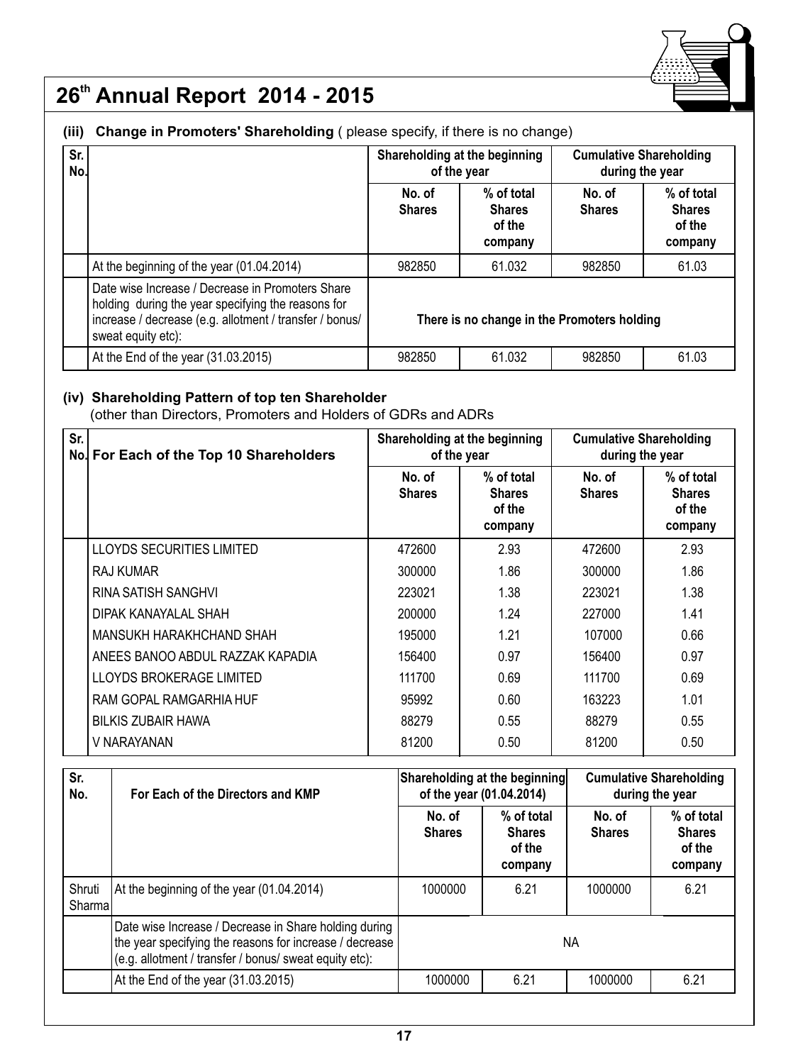### (iii) Change in Promoters' Shareholding ( please specify, if there is no change)

| Sr. No. | | Shareholding at the beginning of the year | | Cumulative Shareholding during the year | |
|---|---|---|---|---|---|
| | | No. of Shares | % of total Shares of the company | No. of Shares | % of total Shares of the company |
| | At the beginning of the year (01.04.2014) | 982850 | 61.032 | 982850 | 61.03 |
| | Date wise Increase / Decrease in Promoters Share holding during the year specifying the reasons for increase / decrease (e.g. allotment / transfer / bonus/ sweat equity etc): | There is no change in the Promoters holding | | | |
| | At the End of the year (31.03.2015) | 982850 | 61.032 | 982850 | 61.03 |

### (iv) Shareholding Pattern of top ten Shareholder

(other than Directors, Promoters and Holders of GDRs and ADRs

| Sr. No. | For Each of the Top 10 Shareholders | Shareholding at the beginning of the year | | Cumulative Shareholding during the year | |
|---|---|---|---|---|---|
| | | No. of Shares | % of total Shares of the company | No. of Shares | % of total Shares of the company |
| | LLOYDS SECURITIES LIMITED | 472600 | 2.93 | 472600 | 2.93 |
| | RAJ KUMAR | 300000 | 1.86 | 300000 | 1.86 |
| | RINA SATISH SANGHVI | 223021 | 1.38 | 223021 | 1.38 |
| | DIPAK KANAYALAL SHAH | 200000 | 1.24 | 227000 | 1.41 |
| | MANSUKH HARAKHCHAND SHAH | 195000 | 1.21 | 107000 | 0.66 |
| | ANEES BANOO ABDUL RAZZAK KAPADIA | 156400 | 0.97 | 156400 | 0.97 |
| | LLOYDS BROKERAGE LIMITED | 111700 | 0.69 | 111700 | 0.69 |
| | RAM GOPAL RAMGARHIA HUF | 95992 | 0.60 | 163223 | 1.01 |
| | BILKIS ZUBAIR HAWA | 88279 | 0.55 | 88279 | 0.55 |
| | V NARAYANAN | 81200 | 0.50 | 81200 | 0.50 |

| Sr. No. | For Each of the Directors and KMP | Shareholding at the beginning of the year (01.04.2014) | | Cumulative Shareholding during the year | |
|---|---|---|---|---|---|
| | | No. of Shares | % of total Shares of the company | No. of Shares | % of total Shares of the company |
| Shruti Sharma | At the beginning of the year (01.04.2014) | 1000000 | 6.21 | 1000000 | 6.21 |
| | Date wise Increase / Decrease in Share holding during the year specifying the reasons for increase / decrease (e.g. allotment / transfer / bonus/ sweat equity etc): | NA | | | |
| | At the End of the year (31.03.2015) | 1000000 | 6.21 | 1000000 | 6.21 |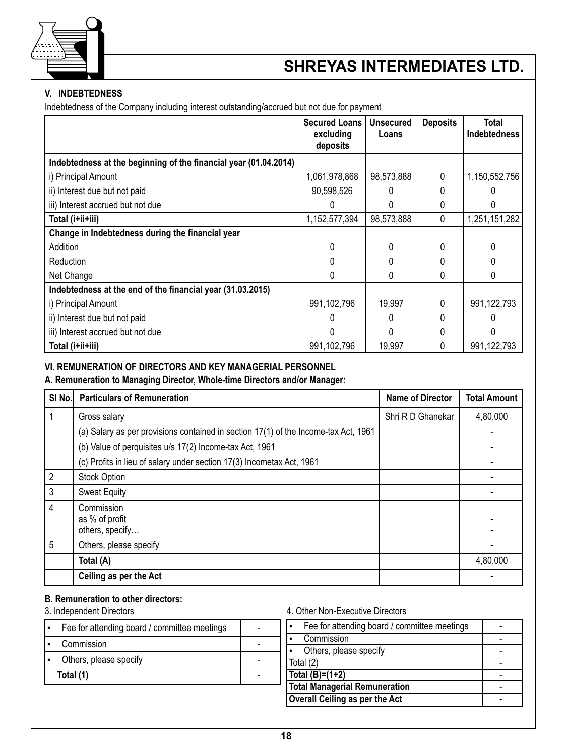### V. INDEBTEDNESS

Indebtedness of the Company including interest outstanding/accrued but not due for payment

| | Secured Loans excluding deposits | Unsecured Loans | Deposits | Total Indebtedness |
|---|---|---|---|---|
| **Indebtedness at the beginning of the financial year (01.04.2014)** | | | | |
| i) Principal Amount | 1,061,978,868 | 98,573,888 | 0 | 1,150,552,756 |
| ii) Interest due but not paid | 90,598,526 | 0 | 0 | 0 |
| iii) Interest accrued but not due | 0 | 0 | 0 | 0 |
| **Total (i+ii+iii)** | 1,152,577,394 | 98,573,888 | 0 | 1,251,151,282 |
| **Change in Indebtedness during the financial year** | | | | |
| Addition | 0 | 0 | 0 | 0 |
| Reduction | 0 | 0 | 0 | 0 |
| Net Change | 0 | 0 | 0 | 0 |
| **Indebtedness at the end of the financial year (31.03.2015)** | | | | |
| i) Principal Amount | 991,102,796 | 19,997 | 0 | 991,122,793 |
| ii) Interest due but not paid | 0 | 0 | 0 | 0 |
| iii) Interest accrued but not due | 0 | 0 | 0 | 0 |
| **Total (i+ii+iii)** | 991,102,796 | 19,997 | 0 | 991,122,793 |

### VI. REMUNERATION OF DIRECTORS AND KEY MANAGERIAL PERSONNEL

**A. Remuneration to Managing Director, Whole-time Directors and/or Manager:**

| Sl No. | Particulars of Remuneration | Name of Director | Total Amount |
|---|---|---|---|
| 1 | Gross salary | Shri R D Ghanekar | 4,80,000 |
| | (a) Salary as per provisions contained in section 17(1) of the Income-tax Act, 1961 | | - |
| | (b) Value of perquisites u/s 17(2) Income-tax Act, 1961 | | - |
| | (c) Profits in lieu of salary under section 17(3) Incometax Act, 1961 | | - |
| 2 | Stock Option | | - |
| 3 | Sweat Equity | | - |
| 4 | Commission<br>as % of profit<br>others, specify… | | -<br>- |
| 5 | Others, please specify | | - |
| | **Total (A)** | | 4,80,000 |
| | **Ceiling as per the Act** | | - |

**B. Remuneration to other directors:**

3. Independent Directors

| | |
|---|---|
| • Fee for attending board / committee meetings | - |
| • Commission | - |
| • Others, please specify | - |
| **Total (1)** | - |

4. Other Non-Executive Directors

| | |
|---|---|
| • Fee for attending board / committee meetings | - |
| • Commission | - |
| • Others, please specify | - |
| Total (2) | - |
| **Total (B)=(1+2)** | - |
| **Total Managerial Remuneration** | - |
| **Overall Ceiling as per the Act** | - |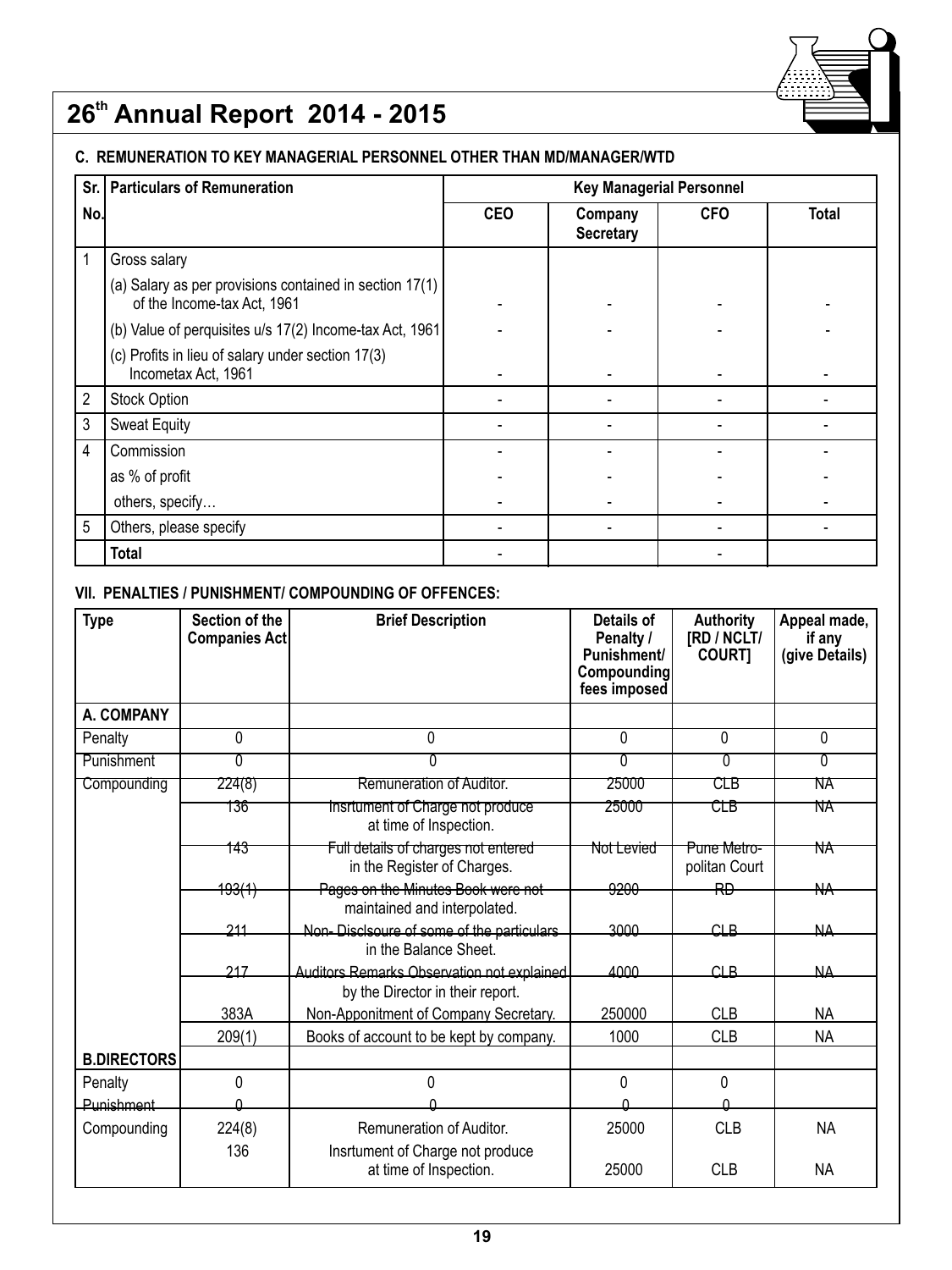## C. REMUNERATION TO KEY MANAGERIAL PERSONNEL OTHER THAN MD/MANAGER/WTD

| Sr. No. | Particulars of Remuneration | Key Managerial Personnel | | | |
|---|---|---|---|---|---|
| | | CEO | Company Secretary | CFO | Total |
| 1 | Gross salary | | | | |
| | (a) Salary as per provisions contained in section 17(1) of the Income-tax Act, 1961 | - | - | - | - |
| | (b) Value of perquisites u/s 17(2) Income-tax Act, 1961 | - | - | - | - |
| | (c) Profits in lieu of salary under section 17(3) Incometax Act, 1961 | - | - | - | - |
| 2 | Stock Option | - | - | - | - |
| 3 | Sweat Equity | - | - | - | - |
| 4 | Commission | - | - | - | - |
| | as % of profit | - | - | - | - |
| | others, specify… | - | - | - | - |
| 5 | Others, please specify | - | - | - | - |
| | **Total** | - | | - | |

## VII. PENALTIES / PUNISHMENT/ COMPOUNDING OF OFFENCES:

| Type | Section of the Companies Act | Brief Description | Details of Penalty / Punishment/ Compounding fees imposed | Authority [RD / NCLT/ COURT] | Appeal made, if any (give Details) |
|---|---|---|---|---|---|
| **A. COMPANY** | | | | | |
| Penalty | 0 | 0 | 0 | 0 | 0 |
| Punishment | 0 | 0 | 0 | 0 | 0 |
| Compounding | 224(8) | Remuneration of Auditor. | 25000 | CLB | NA |
| | 136 | Insrtument of Charge not produce at time of Inspection. | 25000 | CLB | NA |
| | 143 | Full details of charges not entered in the Register of Charges. | Not Levied | Pune Metro-politan Court | NA |
| | 193(1) | Pages on the Minutes Book were not maintained and interpolated. | 9200 | RD | NA |
| | 211 | Non- Disclsoure of some of the particulars in the Balance Sheet. | 3000 | CLB | NA |
| | 217 | Auditors Remarks Observation not explained by the Director in their report. | 4000 | CLB | NA |
| | 383A | Non-Apponitment of Company Secretary. | 250000 | CLB | NA |
| | 209(1) | Books of account to be kept by company. | 1000 | CLB | NA |
| **B.DIRECTORS** | | | | | |
| Penalty | 0 | 0 | 0 | 0 | |
| Punishment | 0 | 0 | 0 | 0 | |
| Compounding | 224(8) | Remuneration of Auditor. | 25000 | CLB | NA |
| | 136 | Insrtument of Charge not produce at time of Inspection. | 25000 | CLB | NA |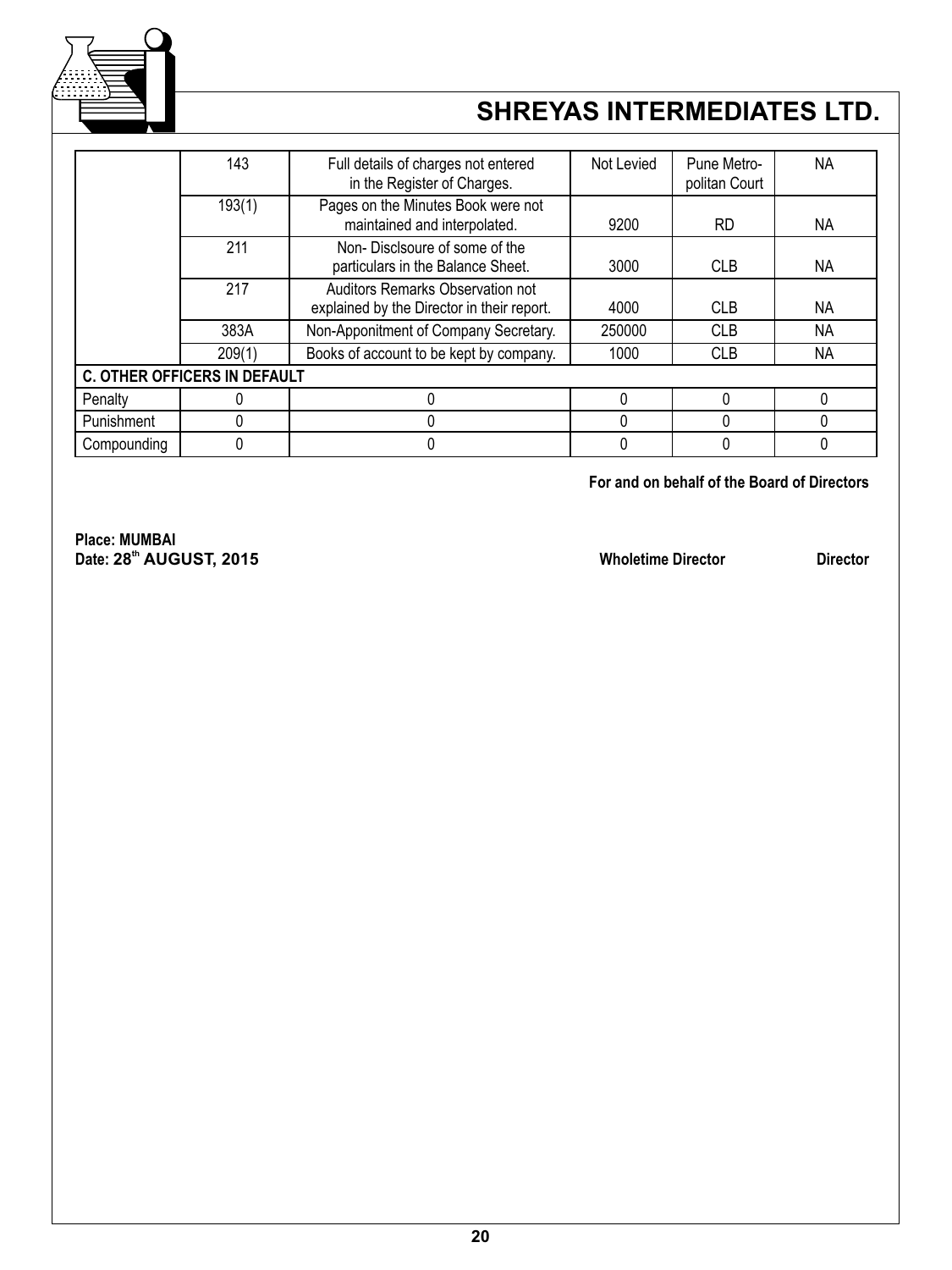| | | | | | |
|---|---|---|---|---|---|
| | 143 | Full details of charges not entered in the Register of Charges. | Not Levied | Pune Metro-politan Court | NA |
| | 193(1) | Pages on the Minutes Book were not maintained and interpolated. | 9200 | RD | NA |
| | 211 | Non- Disclsoure of some of the particulars in the Balance Sheet. | 3000 | CLB | NA |
| | 217 | Auditors Remarks Observation not explained by the Director in their report. | 4000 | CLB | NA |
| | 383A | Non-Apponitment of Company Secretary. | 250000 | CLB | NA |
| | 209(1) | Books of account to be kept by company. | 1000 | CLB | NA |
| **C. OTHER OFFICERS IN DEFAULT** | | | | | |
| Penalty | 0 | 0 | 0 | 0 | 0 |
| Punishment | 0 | 0 | 0 | 0 | 0 |
| Compounding | 0 | 0 | 0 | 0 | 0 |

**For and on behalf of the Board of Directors**

**Place: MUMBAI**
**Date: 28th AUGUST, 2015**

**Wholetime Director** **Director**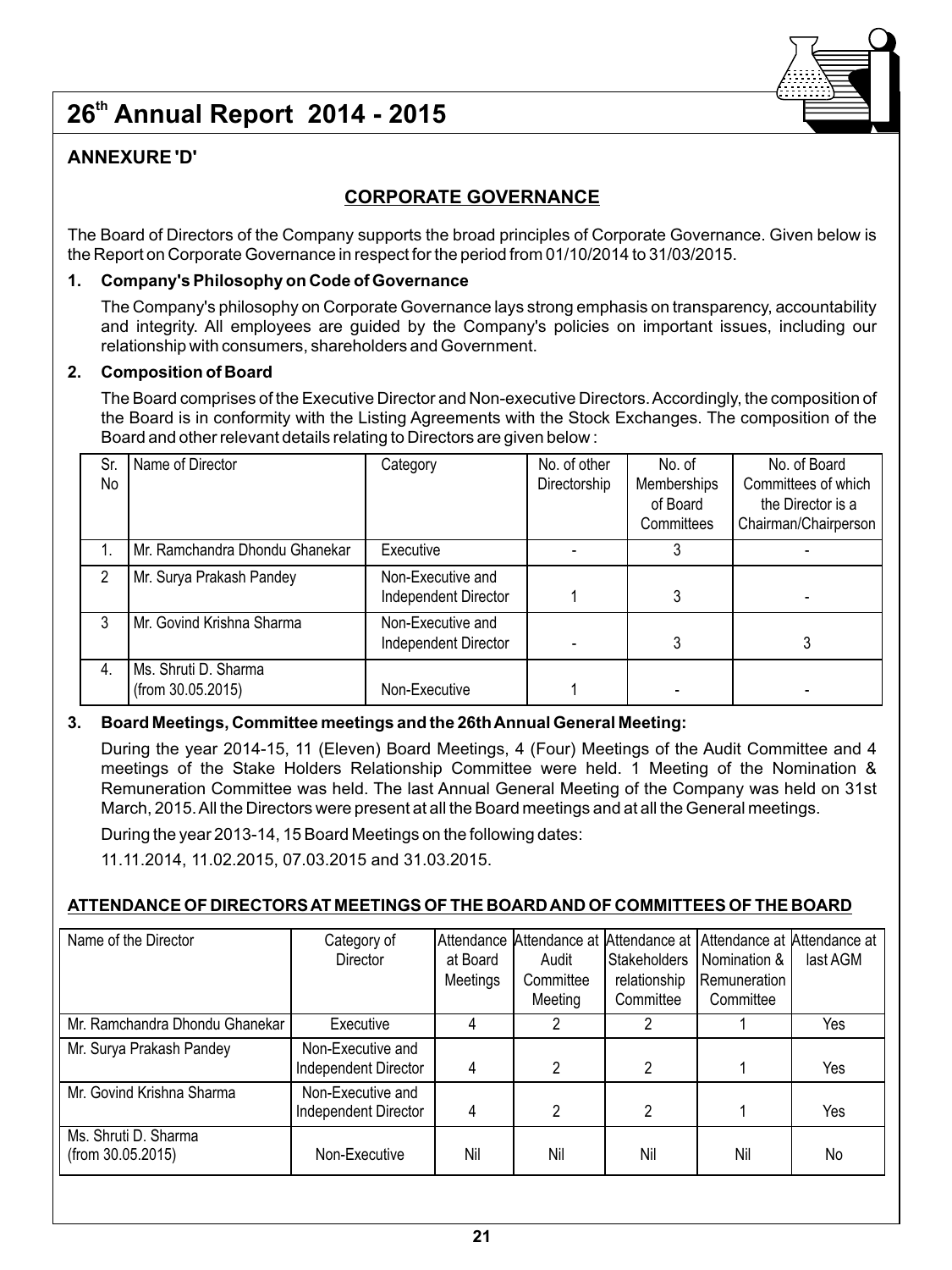## ANNEXURE 'D'

## CORPORATE GOVERNANCE

The Board of Directors of the Company supports the broad principles of Corporate Governance. Given below is the Report on Corporate Governance in respect for the period from 01/10/2014 to 31/03/2015.

**1. Company's Philosophy on Code of Governance**

The Company's philosophy on Corporate Governance lays strong emphasis on transparency, accountability and integrity. All employees are guided by the Company's policies on important issues, including our relationship with consumers, shareholders and Government.

**2. Composition of Board**

The Board comprises of the Executive Director and Non-executive Directors. Accordingly, the composition of the Board is in conformity with the Listing Agreements with the Stock Exchanges. The composition of the Board and other relevant details relating to Directors are given below :

| Sr. No | Name of Director | Category | No. of other Directorship | No. of Memberships of Board Committees | No. of Board Committees of which the Director is a Chairman/Chairperson |
|---|---|---|---|---|---|
| 1. | Mr. Ramchandra Dhondu Ghanekar | Executive | - | 3 | - |
| 2 | Mr. Surya Prakash Pandey | Non-Executive and Independent Director | 1 | 3 | - |
| 3 | Mr. Govind Krishna Sharma | Non-Executive and Independent Director | - | 3 | 3 |
| 4. | Ms. Shruti D. Sharma (from 30.05.2015) | Non-Executive | 1 | - | - |

**3. Board Meetings, Committee meetings and the 26th Annual General Meeting:**

During the year 2014-15, 11 (Eleven) Board Meetings, 4 (Four) Meetings of the Audit Committee and 4 meetings of the Stake Holders Relationship Committee were held. 1 Meeting of the Nomination & Remuneration Committee was held. The last Annual General Meeting of the Company was held on 31st March, 2015. All the Directors were present at all the Board meetings and at all the General meetings.

During the year 2013-14, 15 Board Meetings on the following dates:

11.11.2014, 11.02.2015, 07.03.2015 and 31.03.2015.

**ATTENDANCE OF DIRECTORS AT MEETINGS OF THE BOARD AND OF COMMITTEES OF THE BOARD**

| Name of the Director | Category of Director | Attendance at Board Meetings | Attendance at Audit Committee Meeting | Attendance at Stakeholders relationship Committee | Attendance at Nomination & Remuneration Committee | Attendance at last AGM |
|---|---|---|---|---|---|---|
| Mr. Ramchandra Dhondu Ghanekar | Executive | 4 | 2 | 2 | 1 | Yes |
| Mr. Surya Prakash Pandey | Non-Executive and Independent Director | 4 | 2 | 2 | 1 | Yes |
| Mr. Govind Krishna Sharma | Non-Executive and Independent Director | 4 | 2 | 2 | 1 | Yes |
| Ms. Shruti D. Sharma (from 30.05.2015) | Non-Executive | Nil | Nil | Nil | Nil | No |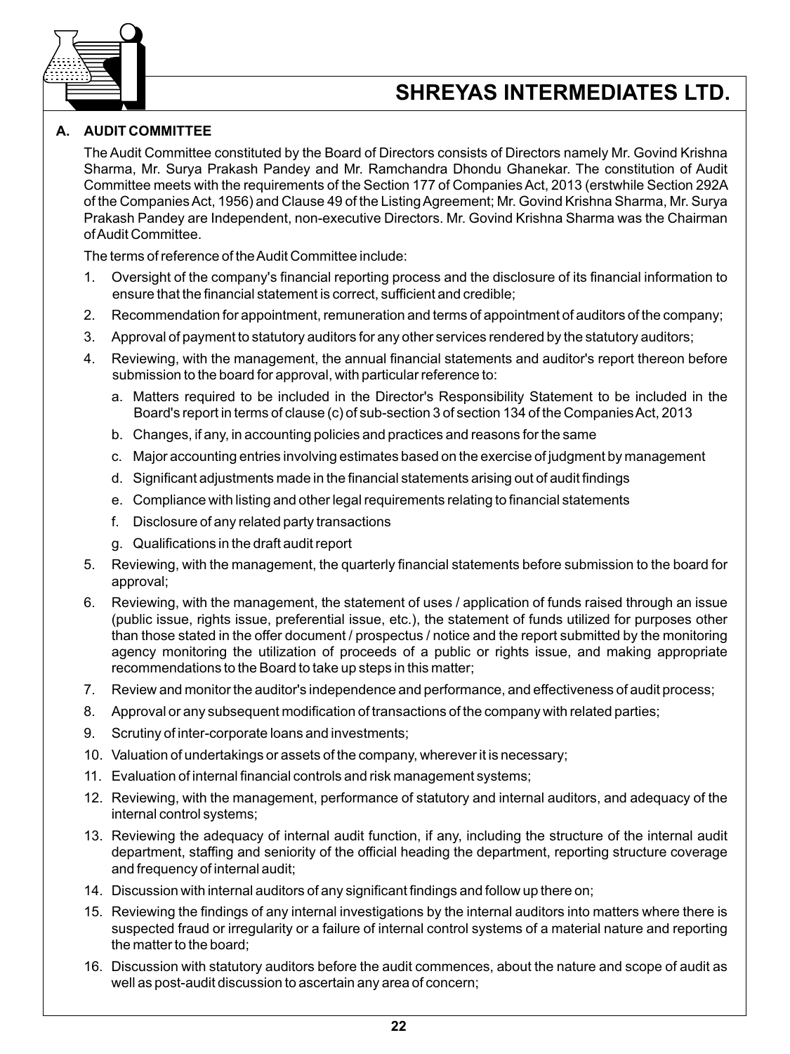## A. AUDIT COMMITTEE

The Audit Committee constituted by the Board of Directors consists of Directors namely Mr. Govind Krishna Sharma, Mr. Surya Prakash Pandey and Mr. Ramchandra Dhondu Ghanekar. The constitution of Audit Committee meets with the requirements of the Section 177 of Companies Act, 2013 (erstwhile Section 292A of the Companies Act, 1956) and Clause 49 of the Listing Agreement; Mr. Govind Krishna Sharma, Mr. Surya Prakash Pandey are Independent, non-executive Directors. Mr. Govind Krishna Sharma was the Chairman of Audit Committee.

The terms of reference of the Audit Committee include:

1. Oversight of the company's financial reporting process and the disclosure of its financial information to ensure that the financial statement is correct, sufficient and credible;
2. Recommendation for appointment, remuneration and terms of appointment of auditors of the company;
3. Approval of payment to statutory auditors for any other services rendered by the statutory auditors;
4. Reviewing, with the management, the annual financial statements and auditor's report thereon before submission to the board for approval, with particular reference to:
   a. Matters required to be included in the Director's Responsibility Statement to be included in the Board's report in terms of clause (c) of sub-section 3 of section 134 of the Companies Act, 2013
   b. Changes, if any, in accounting policies and practices and reasons for the same
   c. Major accounting entries involving estimates based on the exercise of judgment by management
   d. Significant adjustments made in the financial statements arising out of audit findings
   e. Compliance with listing and other legal requirements relating to financial statements
   f. Disclosure of any related party transactions
   g. Qualifications in the draft audit report
5. Reviewing, with the management, the quarterly financial statements before submission to the board for approval;
6. Reviewing, with the management, the statement of uses / application of funds raised through an issue (public issue, rights issue, preferential issue, etc.), the statement of funds utilized for purposes other than those stated in the offer document / prospectus / notice and the report submitted by the monitoring agency monitoring the utilization of proceeds of a public or rights issue, and making appropriate recommendations to the Board to take up steps in this matter;
7. Review and monitor the auditor's independence and performance, and effectiveness of audit process;
8. Approval or any subsequent modification of transactions of the company with related parties;
9. Scrutiny of inter-corporate loans and investments;
10. Valuation of undertakings or assets of the company, wherever it is necessary;
11. Evaluation of internal financial controls and risk management systems;
12. Reviewing, with the management, performance of statutory and internal auditors, and adequacy of the internal control systems;
13. Reviewing the adequacy of internal audit function, if any, including the structure of the internal audit department, staffing and seniority of the official heading the department, reporting structure coverage and frequency of internal audit;
14. Discussion with internal auditors of any significant findings and follow up there on;
15. Reviewing the findings of any internal investigations by the internal auditors into matters where there is suspected fraud or irregularity or a failure of internal control systems of a material nature and reporting the matter to the board;
16. Discussion with statutory auditors before the audit commences, about the nature and scope of audit as well as post-audit discussion to ascertain any area of concern;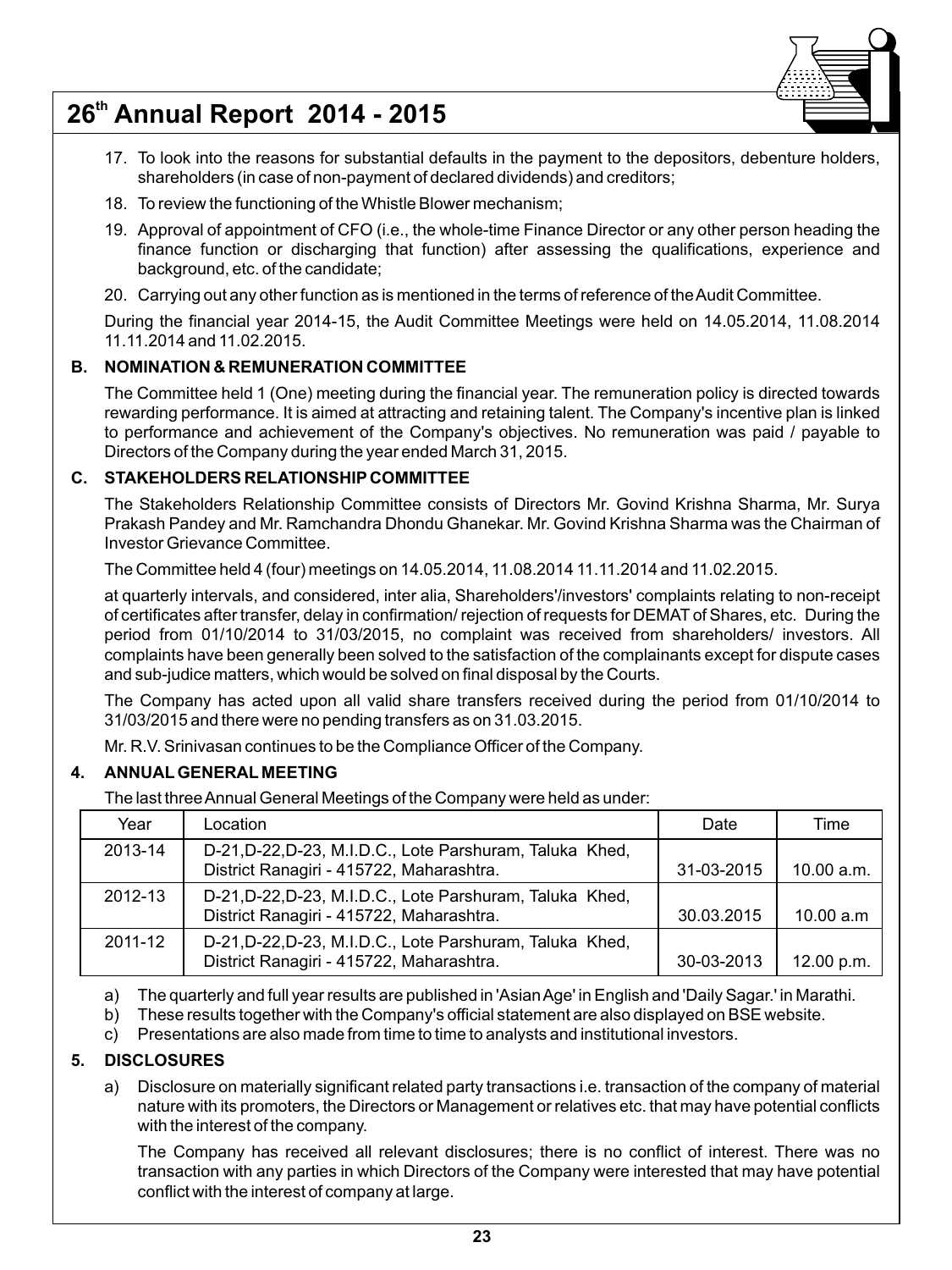17. To look into the reasons for substantial defaults in the payment to the depositors, debenture holders, shareholders (in case of non-payment of declared dividends) and creditors;
18. To review the functioning of the Whistle Blower mechanism;
19. Approval of appointment of CFO (i.e., the whole-time Finance Director or any other person heading the finance function or discharging that function) after assessing the qualifications, experience and background, etc. of the candidate;
20. Carrying out any other function as is mentioned in the terms of reference of the Audit Committee.

During the financial year 2014-15, the Audit Committee Meetings were held on 14.05.2014, 11.08.2014 11.11.2014 and 11.02.2015.

### B. NOMINATION & REMUNERATION COMMITTEE

The Committee held 1 (One) meeting during the financial year. The remuneration policy is directed towards rewarding performance. It is aimed at attracting and retaining talent. The Company's incentive plan is linked to performance and achievement of the Company's objectives. No remuneration was paid / payable to Directors of the Company during the year ended March 31, 2015.

### C. STAKEHOLDERS RELATIONSHIP COMMITTEE

The Stakeholders Relationship Committee consists of Directors Mr. Govind Krishna Sharma, Mr. Surya Prakash Pandey and Mr. Ramchandra Dhondu Ghanekar. Mr. Govind Krishna Sharma was the Chairman of Investor Grievance Committee.

The Committee held 4 (four) meetings on 14.05.2014, 11.08.2014 11.11.2014 and 11.02.2015.

at quarterly intervals, and considered, inter alia, Shareholders'/investors' complaints relating to non-receipt of certificates after transfer, delay in confirmation/ rejection of requests for DEMAT of Shares, etc. During the period from 01/10/2014 to 31/03/2015, no complaint was received from shareholders/ investors. All complaints have been generally been solved to the satisfaction of the complainants except for dispute cases and sub-judice matters, which would be solved on final disposal by the Courts.

The Company has acted upon all valid share transfers received during the period from 01/10/2014 to 31/03/2015 and there were no pending transfers as on 31.03.2015.

Mr. R.V. Srinivasan continues to be the Compliance Officer of the Company.

## 4. ANNUAL GENERAL MEETING

The last three Annual General Meetings of the Company were held as under:

| Year | Location | Date | Time |
|---|---|---|---|
| 2013-14 | D-21,D-22,D-23, M.I.D.C., Lote Parshuram, Taluka Khed, District Ranagiri - 415722, Maharashtra. | 31-03-2015 | 10.00 a.m. |
| 2012-13 | D-21,D-22,D-23, M.I.D.C., Lote Parshuram, Taluka Khed, District Ranagiri - 415722, Maharashtra. | 30.03.2015 | 10.00 a.m |
| 2011-12 | D-21,D-22,D-23, M.I.D.C., Lote Parshuram, Taluka Khed, District Ranagiri - 415722, Maharashtra. | 30-03-2013 | 12.00 p.m. |

a) The quarterly and full year results are published in 'Asian Age' in English and 'Daily Sagar.' in Marathi.

b) These results together with the Company's official statement are also displayed on BSE website.

c) Presentations are also made from time to time to analysts and institutional investors.

## 5. DISCLOSURES

a) Disclosure on materially significant related party transactions i.e. transaction of the company of material nature with its promoters, the Directors or Management or relatives etc. that may have potential conflicts with the interest of the company.

The Company has received all relevant disclosures; there is no conflict of interest. There was no transaction with any parties in which Directors of the Company were interested that may have potential conflict with the interest of company at large.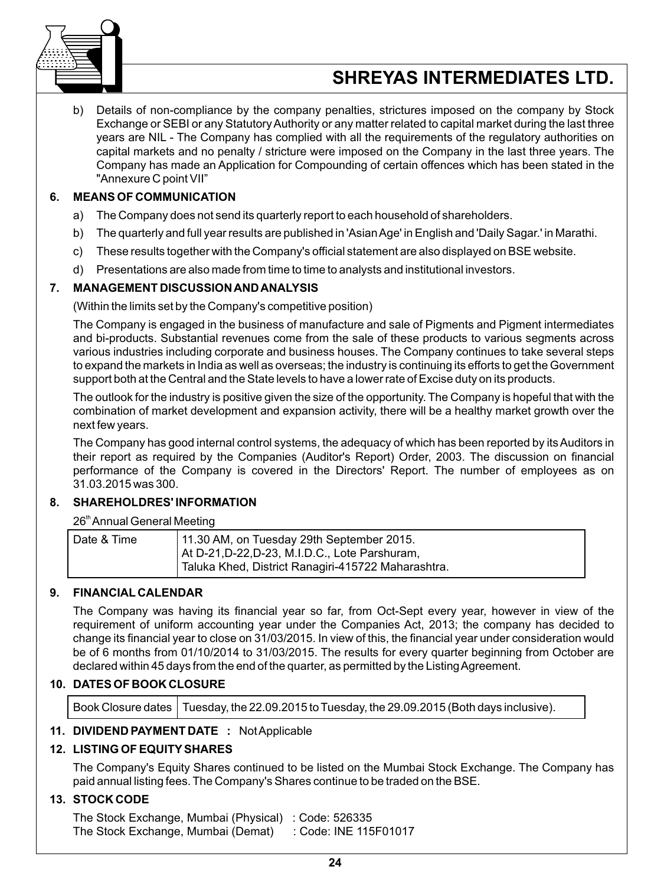b) Details of non-compliance by the company penalties, strictures imposed on the company by Stock Exchange or SEBI or any Statutory Authority or any matter related to capital market during the last three years are NIL - The Company has complied with all the requirements of the regulatory authorities on capital markets and no penalty / stricture were imposed on the Company in the last three years. The Company has made an Application for Compounding of certain offences which has been stated in the "Annexure C point VII"

### 6. MEANS OF COMMUNICATION

a) The Company does not send its quarterly report to each household of shareholders.

b) The quarterly and full year results are published in 'Asian Age' in English and 'Daily Sagar.' in Marathi.

c) These results together with the Company's official statement are also displayed on BSE website.

d) Presentations are also made from time to time to analysts and institutional investors.

### 7. MANAGEMENT DISCUSSION AND ANALYSIS

(Within the limits set by the Company's competitive position)

The Company is engaged in the business of manufacture and sale of Pigments and Pigment intermediates and bi-products. Substantial revenues come from the sale of these products to various segments across various industries including corporate and business houses. The Company continues to take several steps to expand the markets in India as well as overseas; the industry is continuing its efforts to get the Government support both at the Central and the State levels to have a lower rate of Excise duty on its products.

The outlook for the industry is positive given the size of the opportunity. The Company is hopeful that with the combination of market development and expansion activity, there will be a healthy market growth over the next few years.

The Company has good internal control systems, the adequacy of which has been reported by its Auditors in their report as required by the Companies (Auditor's Report) Order, 2003. The discussion on financial performance of the Company is covered in the Directors' Report. The number of employees as on 31.03.2015 was 300.

### 8. SHAREHOLDRES' INFORMATION

26th Annual General Meeting

| Date & Time | 11.30 AM, on Tuesday 29th September 2015. At D-21,D-22,D-23, M.I.D.C., Lote Parshuram, Taluka Khed, District Ranagiri-415722 Maharashtra. |
|---|---|

### 9. FINANCIAL CALENDAR

The Company was having its financial year so far, from Oct-Sept every year, however in view of the requirement of uniform accounting year under the Companies Act, 2013; the company has decided to change its financial year to close on 31/03/2015. In view of this, the financial year under consideration would be of 6 months from 01/10/2014 to 31/03/2015. The results for every quarter beginning from October are declared within 45 days from the end of the quarter, as permitted by the Listing Agreement.

### 10. DATES OF BOOK CLOSURE

| Book Closure dates | Tuesday, the 22.09.2015 to Tuesday, the 29.09.2015 (Both days inclusive). |
|---|---|

### 11. DIVIDEND PAYMENT DATE : Not Applicable

### 12. LISTING OF EQUITY SHARES

The Company's Equity Shares continued to be listed on the Mumbai Stock Exchange. The Company has paid annual listing fees. The Company's Shares continue to be traded on the BSE.

### 13. STOCK CODE

The Stock Exchange, Mumbai (Physical) : Code: 526335
The Stock Exchange, Mumbai (Demat) : Code: INE 115F01017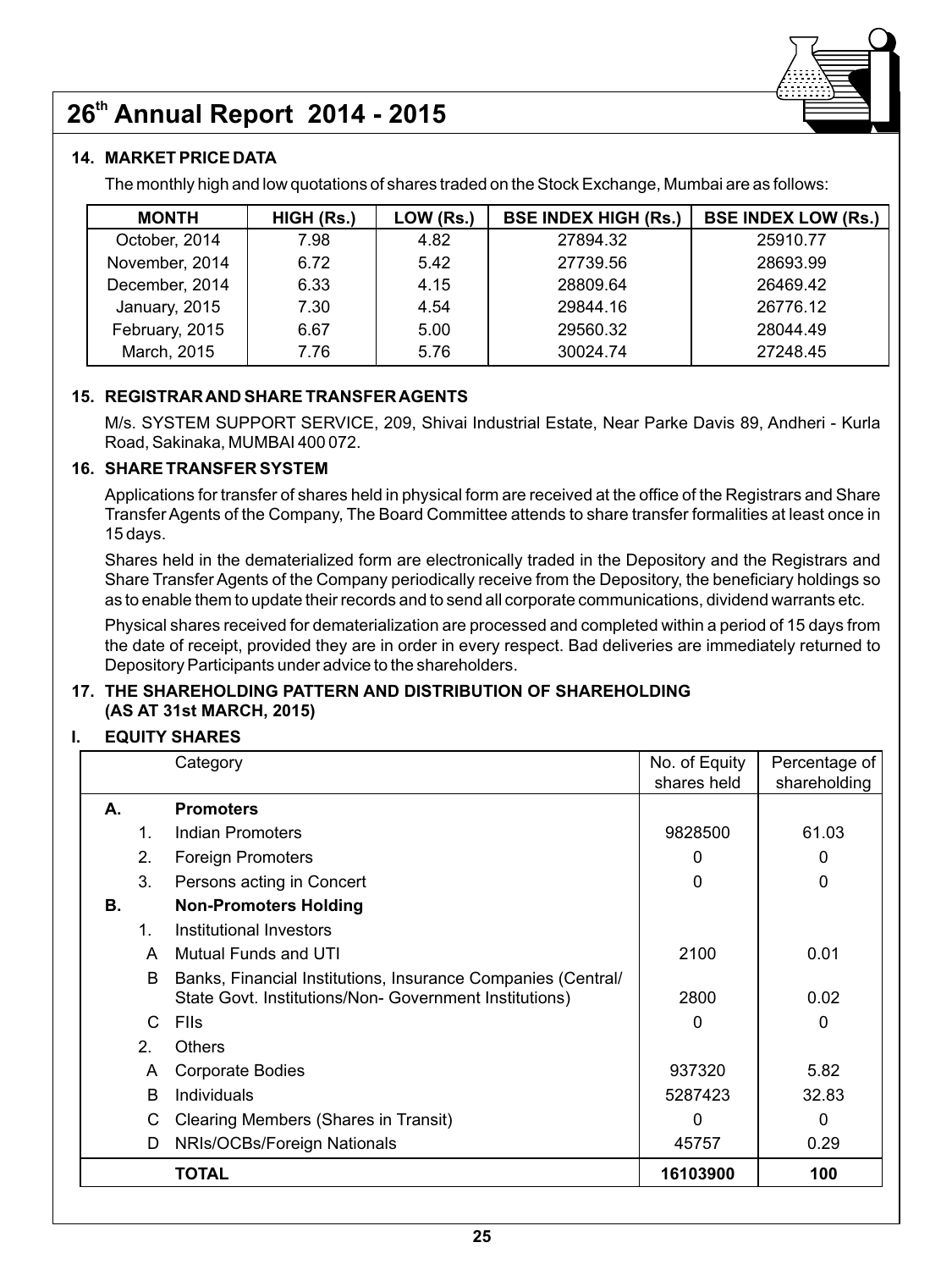### 14. MARKET PRICE DATA

The monthly high and low quotations of shares traded on the Stock Exchange, Mumbai are as follows:

| MONTH | HIGH (Rs.) | LOW (Rs.) | BSE INDEX HIGH (Rs.) | BSE INDEX LOW (Rs.) |
|---|---|---|---|---|
| October, 2014 | 7.98 | 4.82 | 27894.32 | 25910.77 |
| November, 2014 | 6.72 | 5.42 | 27739.56 | 28693.99 |
| December, 2014 | 6.33 | 4.15 | 28809.64 | 26469.42 |
| January, 2015 | 7.30 | 4.54 | 29844.16 | 26776.12 |
| February, 2015 | 6.67 | 5.00 | 29560.32 | 28044.49 |
| March, 2015 | 7.76 | 5.76 | 30024.74 | 27248.45 |

### 15. REGISTRAR AND SHARE TRANSFER AGENTS

M/s. SYSTEM SUPPORT SERVICE, 209, Shivai Industrial Estate, Near Parke Davis 89, Andheri - Kurla Road, Sakinaka, MUMBAI 400 072.

### 16. SHARE TRANSFER SYSTEM

Applications for transfer of shares held in physical form are received at the office of the Registrars and Share Transfer Agents of the Company, The Board Committee attends to share transfer formalities at least once in 15 days.

Shares held in the dematerialized form are electronically traded in the Depository and the Registrars and Share Transfer Agents of the Company periodically receive from the Depository, the beneficiary holdings so as to enable them to update their records and to send all corporate communications, dividend warrants etc.

Physical shares received for dematerialization are processed and completed within a period of 15 days from the date of receipt, provided they are in order in every respect. Bad deliveries are immediately returned to Depository Participants under advice to the shareholders.

### 17. THE SHAREHOLDING PATTERN AND DISTRIBUTION OF SHAREHOLDING (AS AT 31st MARCH, 2015)

#### I. EQUITY SHARES

| | | Category | No. of Equity shares held | Percentage of shareholding |
|---|---|---|---|---|
| **A.** | | **Promoters** | | |
| | 1. | Indian Promoters | 9828500 | 61.03 |
| | 2. | Foreign Promoters | 0 | 0 |
| | 3. | Persons acting in Concert | 0 | 0 |
| **B.** | | **Non-Promoters Holding** | | |
| | 1. | Institutional Investors | | |
| | A | Mutual Funds and UTI | 2100 | 0.01 |
| | B | Banks, Financial Institutions, Insurance Companies (Central/ State Govt. Institutions/Non- Government Institutions) | 2800 | 0.02 |
| | C | FIIs | 0 | 0 |
| | 2. | Others | | |
| | A | Corporate Bodies | 937320 | 5.82 |
| | B | Individuals | 5287423 | 32.83 |
| | C | Clearing Members (Shares in Transit) | 0 | 0 |
| | D | NRIs/OCBs/Foreign Nationals | 45757 | 0.29 |
| | | **TOTAL** | **16103900** | **100** |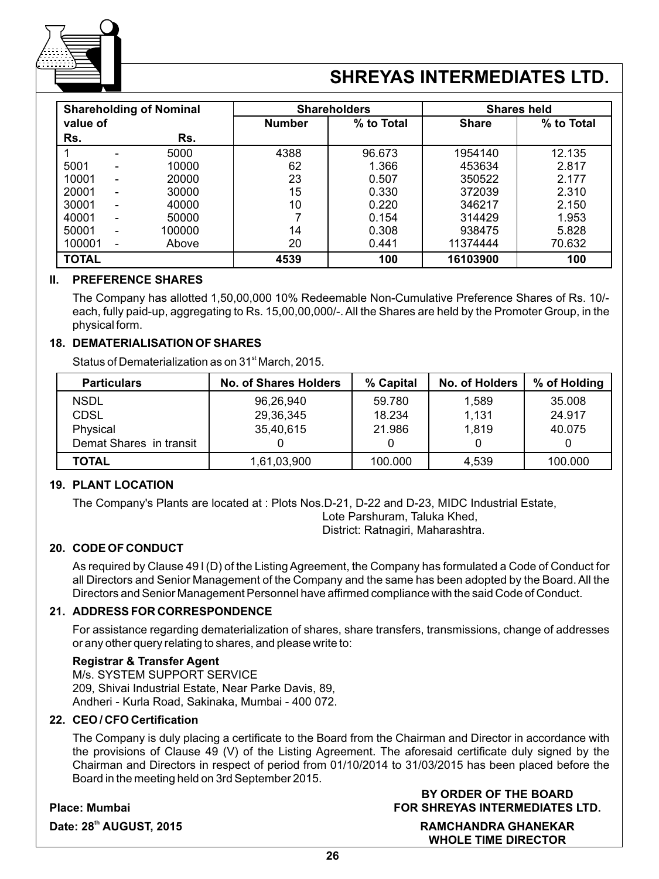| Shareholding of Nominal value of Rs. | | Rs. | Shareholders | | Shares held | |
|---|---|---|---|---|---|---|
| | | | Number | % to Total | Share | % to Total |
| 1 | - | 5000 | 4388 | 96.673 | 1954140 | 12.135 |
| 5001 | - | 10000 | 62 | 1.366 | 453634 | 2.817 |
| 10001 | - | 20000 | 23 | 0.507 | 350522 | 2.177 |
| 20001 | - | 30000 | 15 | 0.330 | 372039 | 2.310 |
| 30001 | - | 40000 | 10 | 0.220 | 346217 | 2.150 |
| 40001 | - | 50000 | 7 | 0.154 | 314429 | 1.953 |
| 50001 | - | 100000 | 14 | 0.308 | 938475 | 5.828 |
| 100001 | - | Above | 20 | 0.441 | 11374444 | 70.632 |
| **TOTAL** | | | **4539** | **100** | **16103900** | **100** |

### II. PREFERENCE SHARES

The Company has allotted 1,50,00,000 10% Redeemable Non-Cumulative Preference Shares of Rs. 10/- each, fully paid-up, aggregating to Rs. 15,00,00,000/-. All the Shares are held by the Promoter Group, in the physical form.

### 18. DEMATERIALISATION OF SHARES

Status of Dematerialization as on 31st March, 2015.

| Particulars | No. of Shares Holders | % Capital | No. of Holders | % of Holding |
|---|---|---|---|---|
| NSDL | 96,26,940 | 59.780 | 1,589 | 35.008 |
| CDSL | 29,36,345 | 18.234 | 1,131 | 24.917 |
| Physical | 35,40,615 | 21.986 | 1,819 | 40.075 |
| Demat Shares in transit | 0 | 0 | 0 | 0 |
| **TOTAL** | 1,61,03,900 | 100.000 | 4,539 | 100.000 |

### 19. PLANT LOCATION

The Company's Plants are located at : Plots Nos.D-21, D-22 and D-23, MIDC Industrial Estate,
Lote Parshuram, Taluka Khed,
District: Ratnagiri, Maharashtra.

### 20. CODE OF CONDUCT

As required by Clause 49 I (D) of the Listing Agreement, the Company has formulated a Code of Conduct for all Directors and Senior Management of the Company and the same has been adopted by the Board. All the Directors and Senior Management Personnel have affirmed compliance with the said Code of Conduct.

### 21. ADDRESS FOR CORRESPONDENCE

For assistance regarding dematerialization of shares, share transfers, transmissions, change of addresses or any other query relating to shares, and please write to:

**Registrar & Transfer Agent**
M/s. SYSTEM SUPPORT SERVICE
209, Shivai Industrial Estate, Near Parke Davis, 89,
Andheri - Kurla Road, Sakinaka, Mumbai - 400 072.

### 22. CEO / CFO Certification

The Company is duly placing a certificate to the Board from the Chairman and Director in accordance with the provisions of Clause 49 (V) of the Listing Agreement. The aforesaid certificate duly signed by the Chairman and Directors in respect of period from 01/10/2014 to 31/03/2015 has been placed before the Board in the meeting held on 3rd September 2015.

**BY ORDER OF THE BOARD**
**FOR SHREYAS INTERMEDIATES LTD.**

**Place: Mumbai**

**Date: 28th AUGUST, 2015**

**RAMCHANDRA GHANEKAR**
**WHOLE TIME DIRECTOR**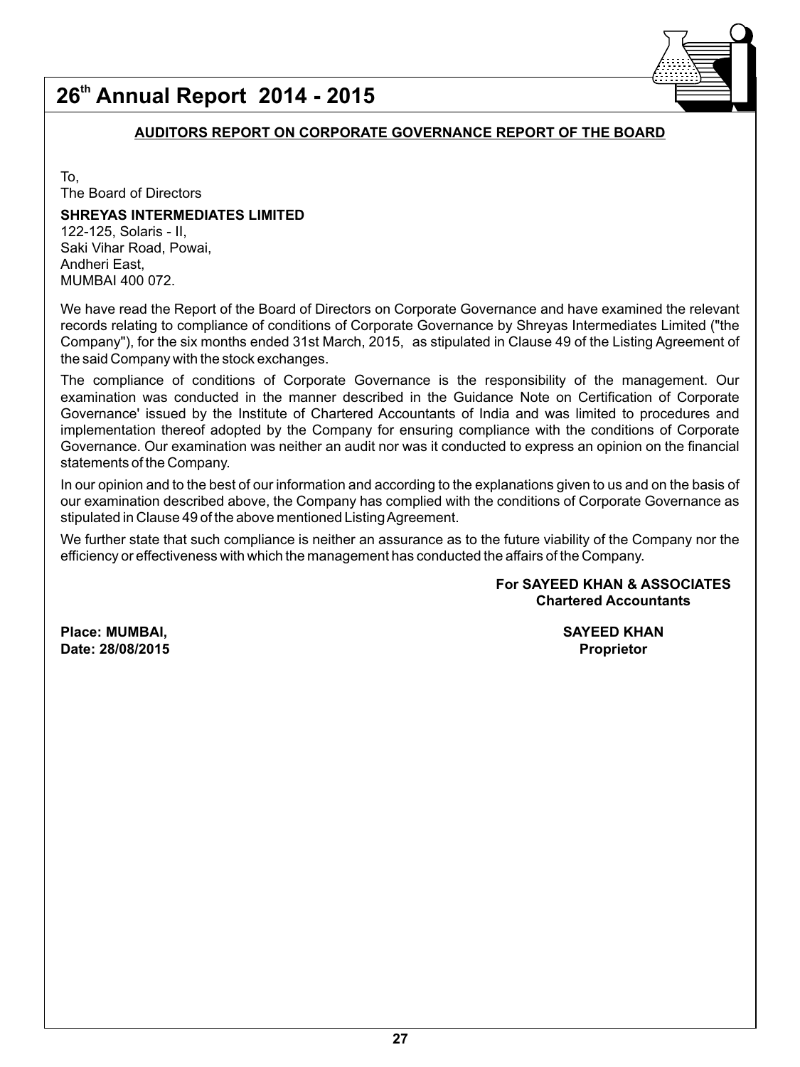## AUDITORS REPORT ON CORPORATE GOVERNANCE REPORT OF THE BOARD

To,
The Board of Directors

**SHREYAS INTERMEDIATES LIMITED**
122-125, Solaris - II,
Saki Vihar Road, Powai,
Andheri East,
MUMBAI 400 072.

We have read the Report of the Board of Directors on Corporate Governance and have examined the relevant records relating to compliance of conditions of Corporate Governance by Shreyas Intermediates Limited ("the Company"), for the six months ended 31st March, 2015, as stipulated in Clause 49 of the Listing Agreement of the said Company with the stock exchanges.

The compliance of conditions of Corporate Governance is the responsibility of the management. Our examination was conducted in the manner described in the Guidance Note on Certification of Corporate Governance' issued by the Institute of Chartered Accountants of India and was limited to procedures and implementation thereof adopted by the Company for ensuring compliance with the conditions of Corporate Governance. Our examination was neither an audit nor was it conducted to express an opinion on the financial statements of the Company.

In our opinion and to the best of our information and according to the explanations given to us and on the basis of our examination described above, the Company has complied with the conditions of Corporate Governance as stipulated in Clause 49 of the above mentioned Listing Agreement.

We further state that such compliance is neither an assurance as to the future viability of the Company nor the efficiency or effectiveness with which the management has conducted the affairs of the Company.

**For SAYEED KHAN & ASSOCIATES**
**Chartered Accountants**

**Place: MUMBAI,**
**Date: 28/08/2015**

**SAYEED KHAN**
**Proprietor**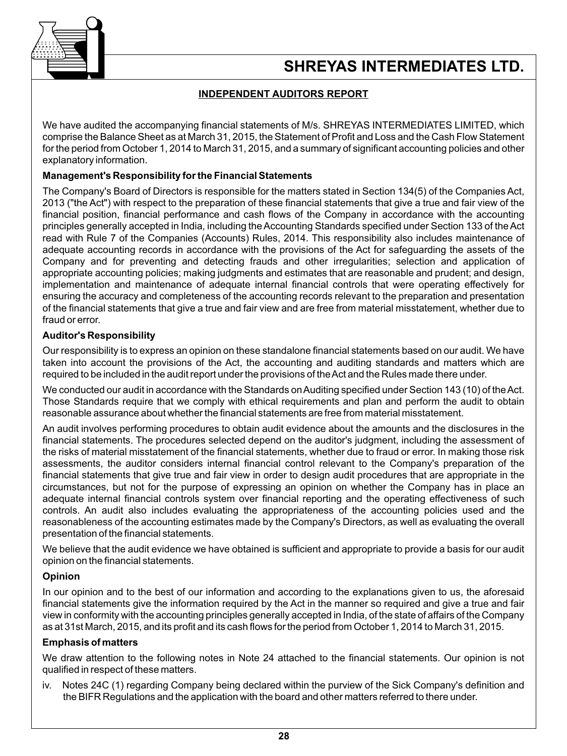## INDEPENDENT AUDITORS REPORT

We have audited the accompanying financial statements of M/s. SHREYAS INTERMEDIATES LIMITED, which comprise the Balance Sheet as at March 31, 2015, the Statement of Profit and Loss and the Cash Flow Statement for the period from October 1, 2014 to March 31, 2015, and a summary of significant accounting policies and other explanatory information.

**Management's Responsibility for the Financial Statements**

The Company's Board of Directors is responsible for the matters stated in Section 134(5) of the Companies Act, 2013 ("the Act") with respect to the preparation of these financial statements that give a true and fair view of the financial position, financial performance and cash flows of the Company in accordance with the accounting principles generally accepted in India, including the Accounting Standards specified under Section 133 of the Act read with Rule 7 of the Companies (Accounts) Rules, 2014. This responsibility also includes maintenance of adequate accounting records in accordance with the provisions of the Act for safeguarding the assets of the Company and for preventing and detecting frauds and other irregularities; selection and application of appropriate accounting policies; making judgments and estimates that are reasonable and prudent; and design, implementation and maintenance of adequate internal financial controls that were operating effectively for ensuring the accuracy and completeness of the accounting records relevant to the preparation and presentation of the financial statements that give a true and fair view and are free from material misstatement, whether due to fraud or error.

**Auditor's Responsibility**

Our responsibility is to express an opinion on these standalone financial statements based on our audit. We have taken into account the provisions of the Act, the accounting and auditing standards and matters which are required to be included in the audit report under the provisions of the Act and the Rules made there under.

We conducted our audit in accordance with the Standards on Auditing specified under Section 143 (10) of the Act. Those Standards require that we comply with ethical requirements and plan and perform the audit to obtain reasonable assurance about whether the financial statements are free from material misstatement.

An audit involves performing procedures to obtain audit evidence about the amounts and the disclosures in the financial statements. The procedures selected depend on the auditor's judgment, including the assessment of the risks of material misstatement of the financial statements, whether due to fraud or error. In making those risk assessments, the auditor considers internal financial control relevant to the Company's preparation of the financial statements that give true and fair view in order to design audit procedures that are appropriate in the circumstances, but not for the purpose of expressing an opinion on whether the Company has in place an adequate internal financial controls system over financial reporting and the operating effectiveness of such controls. An audit also includes evaluating the appropriateness of the accounting policies used and the reasonableness of the accounting estimates made by the Company's Directors, as well as evaluating the overall presentation of the financial statements.

We believe that the audit evidence we have obtained is sufficient and appropriate to provide a basis for our audit opinion on the financial statements.

**Opinion**

In our opinion and to the best of our information and according to the explanations given to us, the aforesaid financial statements give the information required by the Act in the manner so required and give a true and fair view in conformity with the accounting principles generally accepted in India, of the state of affairs of the Company as at 31st March, 2015, and its profit and its cash flows for the period from October 1, 2014 to March 31, 2015.

**Emphasis of matters**

We draw attention to the following notes in Note 24 attached to the financial statements. Our opinion is not qualified in respect of these matters.

iv. Notes 24C (1) regarding Company being declared within the purview of the Sick Company's definition and the BIFR Regulations and the application with the board and other matters referred to there under.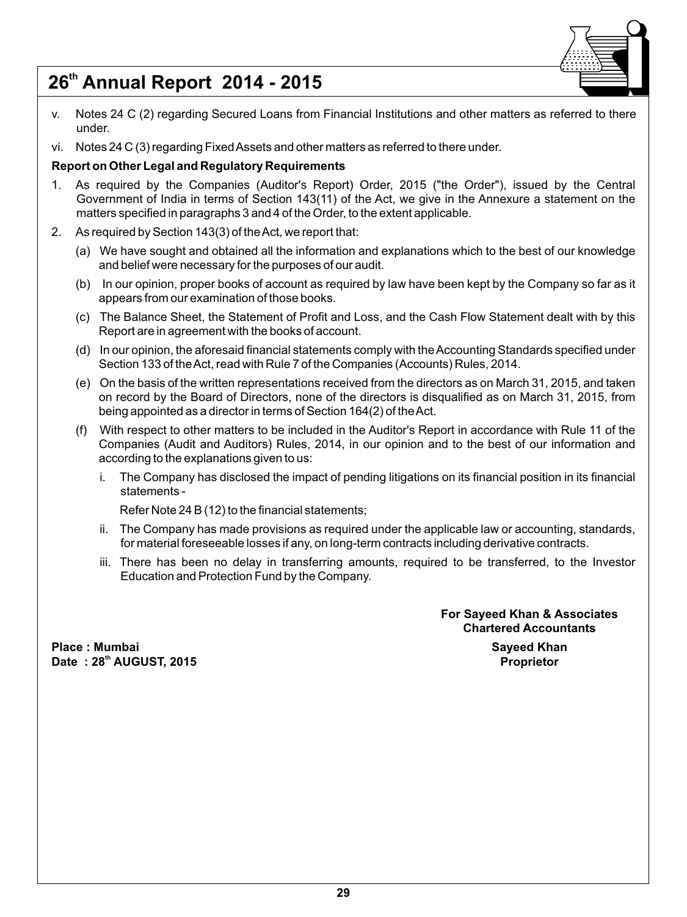v. Notes 24 C (2) regarding Secured Loans from Financial Institutions and other matters as referred to there under.

vi. Notes 24 C (3) regarding Fixed Assets and other matters as referred to there under.

**Report on Other Legal and Regulatory Requirements**

1. As required by the Companies (Auditor's Report) Order, 2015 ("the Order"), issued by the Central Government of India in terms of Section 143(11) of the Act, we give in the Annexure a statement on the matters specified in paragraphs 3 and 4 of the Order, to the extent applicable.

2. As required by Section 143(3) of the Act, we report that:

   (a) We have sought and obtained all the information and explanations which to the best of our knowledge and belief were necessary for the purposes of our audit.

   (b) In our opinion, proper books of account as required by law have been kept by the Company so far as it appears from our examination of those books.

   (c) The Balance Sheet, the Statement of Profit and Loss, and the Cash Flow Statement dealt with by this Report are in agreement with the books of account.

   (d) In our opinion, the aforesaid financial statements comply with the Accounting Standards specified under Section 133 of the Act, read with Rule 7 of the Companies (Accounts) Rules, 2014.

   (e) On the basis of the written representations received from the directors as on March 31, 2015, and taken on record by the Board of Directors, none of the directors is disqualified as on March 31, 2015, from being appointed as a director in terms of Section 164(2) of the Act.

   (f) With respect to other matters to be included in the Auditor's Report in accordance with Rule 11 of the Companies (Audit and Auditors) Rules, 2014, in our opinion and to the best of our information and according to the explanations given to us:

      i. The Company has disclosed the impact of pending litigations on its financial position in its financial statements -

         Refer Note 24 B (12) to the financial statements;

      ii. The Company has made provisions as required under the applicable law or accounting, standards, for material foreseeable losses if any, on long-term contracts including derivative contracts.

      iii. There has been no delay in transferring amounts, required to be transferred, to the Investor Education and Protection Fund by the Company.

**For Sayeed Khan & Associates**
**Chartered Accountants**

**Place : Mumbai**
**Date : 28th AUGUST, 2015**

**Sayeed Khan**
**Proprietor**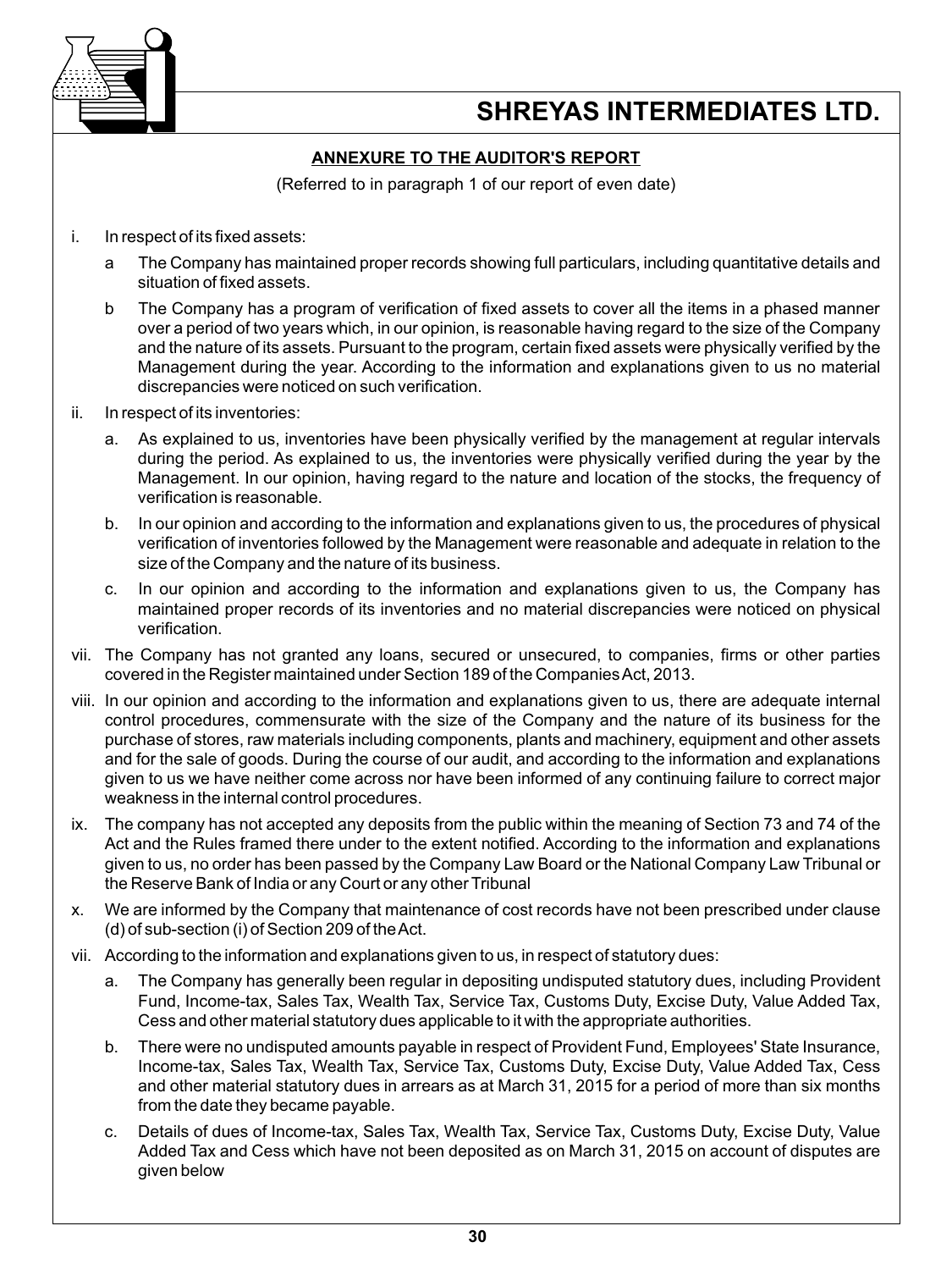## ANNEXURE TO THE AUDITOR'S REPORT

(Referred to in paragraph 1 of our report of even date)

i. In respect of its fixed assets:

   a The Company has maintained proper records showing full particulars, including quantitative details and situation of fixed assets.

   b The Company has a program of verification of fixed assets to cover all the items in a phased manner over a period of two years which, in our opinion, is reasonable having regard to the size of the Company and the nature of its assets. Pursuant to the program, certain fixed assets were physically verified by the Management during the year. According to the information and explanations given to us no material discrepancies were noticed on such verification.

ii. In respect of its inventories:

   a. As explained to us, inventories have been physically verified by the management at regular intervals during the period. As explained to us, the inventories were physically verified during the year by the Management. In our opinion, having regard to the nature and location of the stocks, the frequency of verification is reasonable.

   b. In our opinion and according to the information and explanations given to us, the procedures of physical verification of inventories followed by the Management were reasonable and adequate in relation to the size of the Company and the nature of its business.

   c. In our opinion and according to the information and explanations given to us, the Company has maintained proper records of its inventories and no material discrepancies were noticed on physical verification.

vii. The Company has not granted any loans, secured or unsecured, to companies, firms or other parties covered in the Register maintained under Section 189 of the Companies Act, 2013.

viii. In our opinion and according to the information and explanations given to us, there are adequate internal control procedures, commensurate with the size of the Company and the nature of its business for the purchase of stores, raw materials including components, plants and machinery, equipment and other assets and for the sale of goods. During the course of our audit, and according to the information and explanations given to us we have neither come across nor have been informed of any continuing failure to correct major weakness in the internal control procedures.

ix. The company has not accepted any deposits from the public within the meaning of Section 73 and 74 of the Act and the Rules framed there under to the extent notified. According to the information and explanations given to us, no order has been passed by the Company Law Board or the National Company Law Tribunal or the Reserve Bank of India or any Court or any other Tribunal

x. We are informed by the Company that maintenance of cost records have not been prescribed under clause (d) of sub-section (i) of Section 209 of the Act.

vii. According to the information and explanations given to us, in respect of statutory dues:

   a. The Company has generally been regular in depositing undisputed statutory dues, including Provident Fund, Income-tax, Sales Tax, Wealth Tax, Service Tax, Customs Duty, Excise Duty, Value Added Tax, Cess and other material statutory dues applicable to it with the appropriate authorities.

   b. There were no undisputed amounts payable in respect of Provident Fund, Employees' State Insurance, Income-tax, Sales Tax, Wealth Tax, Service Tax, Customs Duty, Excise Duty, Value Added Tax, Cess and other material statutory dues in arrears as at March 31, 2015 for a period of more than six months from the date they became payable.

   c. Details of dues of Income-tax, Sales Tax, Wealth Tax, Service Tax, Customs Duty, Excise Duty, Value Added Tax and Cess which have not been deposited as on March 31, 2015 on account of disputes are given below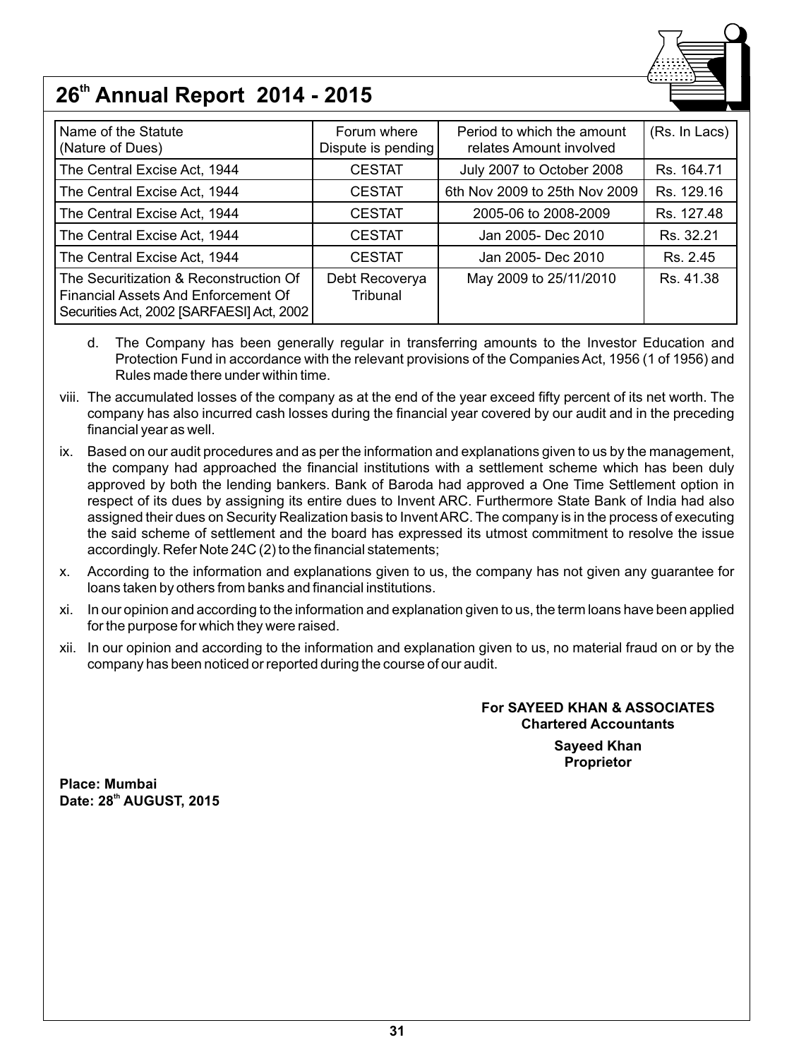| Name of the Statute (Nature of Dues) | Forum where Dispute is pending | Period to which the amount relates Amount involved | (Rs. In Lacs) |
|---|---|---|---|
| The Central Excise Act, 1944 | CESTAT | July 2007 to October 2008 | Rs. 164.71 |
| The Central Excise Act, 1944 | CESTAT | 6th Nov 2009 to 25th Nov 2009 | Rs. 129.16 |
| The Central Excise Act, 1944 | CESTAT | 2005-06 to 2008-2009 | Rs. 127.48 |
| The Central Excise Act, 1944 | CESTAT | Jan 2005- Dec 2010 | Rs. 32.21 |
| The Central Excise Act, 1944 | CESTAT | Jan 2005- Dec 2010 | Rs. 2.45 |
| The Securitization & Reconstruction Of Financial Assets And Enforcement Of Securities Act, 2002 [SARFAESI] Act, 2002 | Debt Recoverya Tribunal | May 2009 to 25/11/2010 | Rs. 41.38 |

d. The Company has been generally regular in transferring amounts to the Investor Education and Protection Fund in accordance with the relevant provisions of the Companies Act, 1956 (1 of 1956) and Rules made there under within time.

viii. The accumulated losses of the company as at the end of the year exceed fifty percent of its net worth. The company has also incurred cash losses during the financial year covered by our audit and in the preceding financial year as well.

ix. Based on our audit procedures and as per the information and explanations given to us by the management, the company had approached the financial institutions with a settlement scheme which has been duly approved by both the lending bankers. Bank of Baroda had approved a One Time Settlement option in respect of its dues by assigning its entire dues to Invent ARC. Furthermore State Bank of India had also assigned their dues on Security Realization basis to Invent ARC. The company is in the process of executing the said scheme of settlement and the board has expressed its utmost commitment to resolve the issue accordingly. Refer Note 24C (2) to the financial statements;

x. According to the information and explanations given to us, the company has not given any guarantee for loans taken by others from banks and financial institutions.

xi. In our opinion and according to the information and explanation given to us, the term loans have been applied for the purpose for which they were raised.

xii. In our opinion and according to the information and explanation given to us, no material fraud on or by the company has been noticed or reported during the course of our audit.

**For SAYEED KHAN & ASSOCIATES**
**Chartered Accountants**

**Sayeed Khan**
**Proprietor**

**Place: Mumbai**
**Date: 28th AUGUST, 2015**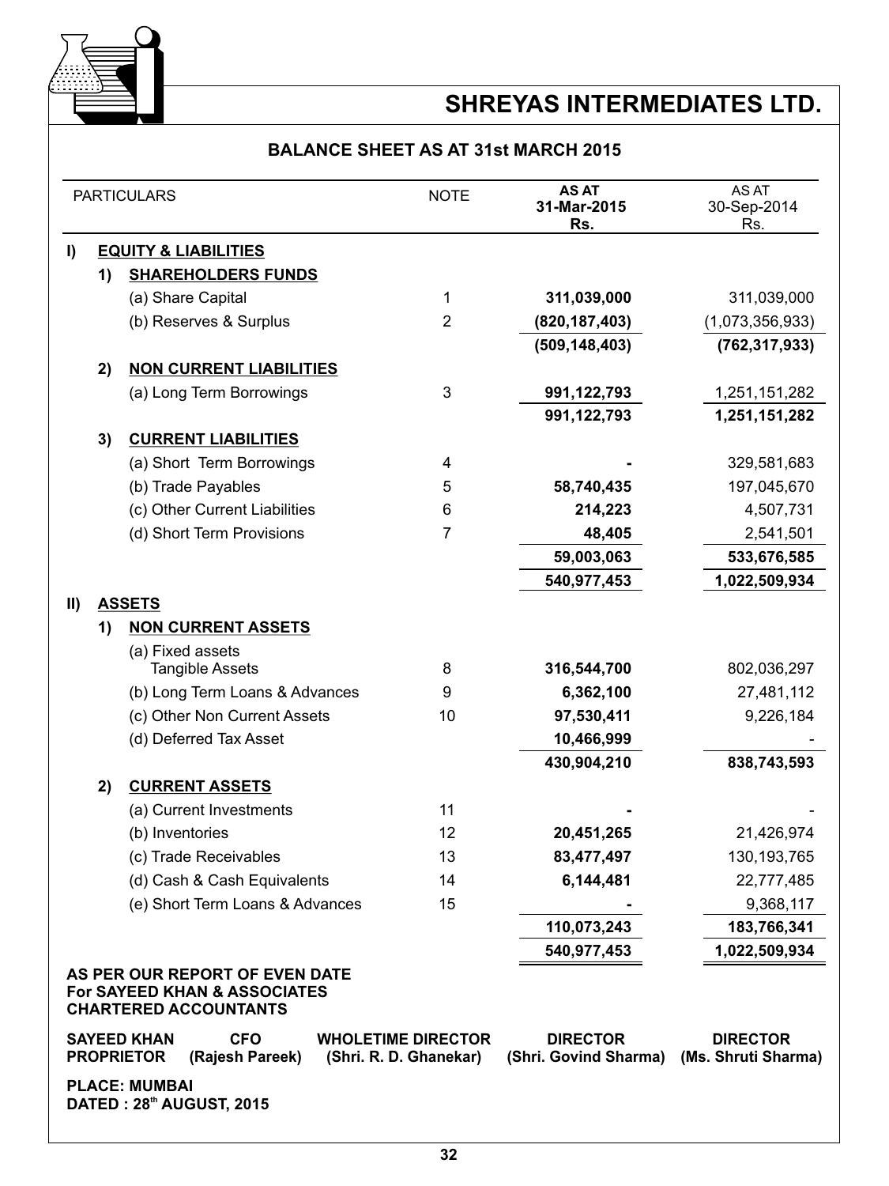# SHREYAS INTERMEDIATES LTD.

## BALANCE SHEET AS AT 31st MARCH 2015

| | | PARTICULARS | NOTE | AS AT 31-Mar-2015 Rs. | AS AT 30-Sep-2014 Rs. |
|---|---|---|---|---|---|
| I) | | **EQUITY & LIABILITIES** | | | |
| | 1) | **SHAREHOLDERS FUNDS** | | | |
| | | (a) Share Capital | 1 | **311,039,000** | 311,039,000 |
| | | (b) Reserves & Surplus | 2 | **(820,187,403)** | (1,073,356,933) |
| | | | | **(509,148,403)** | **(762,317,933)** |
| | 2) | **NON CURRENT LIABILITIES** | | | |
| | | (a) Long Term Borrowings | 3 | **991,122,793** | 1,251,151,282 |
| | | | | **991,122,793** | **1,251,151,282** |
| | 3) | **CURRENT LIABILITIES** | | | |
| | | (a) Short Term Borrowings | 4 | **-** | 329,581,683 |
| | | (b) Trade Payables | 5 | **58,740,435** | 197,045,670 |
| | | (c) Other Current Liabilities | 6 | **214,223** | 4,507,731 |
| | | (d) Short Term Provisions | 7 | **48,405** | 2,541,501 |
| | | | | **59,003,063** | **533,676,585** |
| | | | | **540,977,453** | **1,022,509,934** |
| II) | | **ASSETS** | | | |
| | 1) | **NON CURRENT ASSETS** | | | |
| | | (a) Fixed assets<br>Tangible Assets | 8 | **316,544,700** | 802,036,297 |
| | | (b) Long Term Loans & Advances | 9 | **6,362,100** | 27,481,112 |
| | | (c) Other Non Current Assets | 10 | **97,530,411** | 9,226,184 |
| | | (d) Deferred Tax Asset | | **10,466,999** | - |
| | | | | **430,904,210** | **838,743,593** |
| | 2) | **CURRENT ASSETS** | | | |
| | | (a) Current Investments | 11 | **-** | - |
| | | (b) Inventories | 12 | **20,451,265** | 21,426,974 |
| | | (c) Trade Receivables | 13 | **83,477,497** | 130,193,765 |
| | | (d) Cash & Cash Equivalents | 14 | **6,144,481** | 22,777,485 |
| | | (e) Short Term Loans & Advances | 15 | **-** | 9,368,117 |
| | | | | **110,073,243** | **183,766,341** |
| | | | | **540,977,453** | **1,022,509,934** |

**AS PER OUR REPORT OF EVEN DATE**
**For SAYEED KHAN & ASSOCIATES**
**CHARTERED ACCOUNTANTS**

| SAYEED KHAN | CFO | WHOLETIME DIRECTOR | DIRECTOR | DIRECTOR |
|---|---|---|---|---|
| PROPRIETOR | (Rajesh Pareek) | (Shri. R. D. Ghanekar) | (Shri. Govind Sharma) | (Ms. Shruti Sharma) |

**PLACE: MUMBAI**
**DATED : 28th AUGUST, 2015**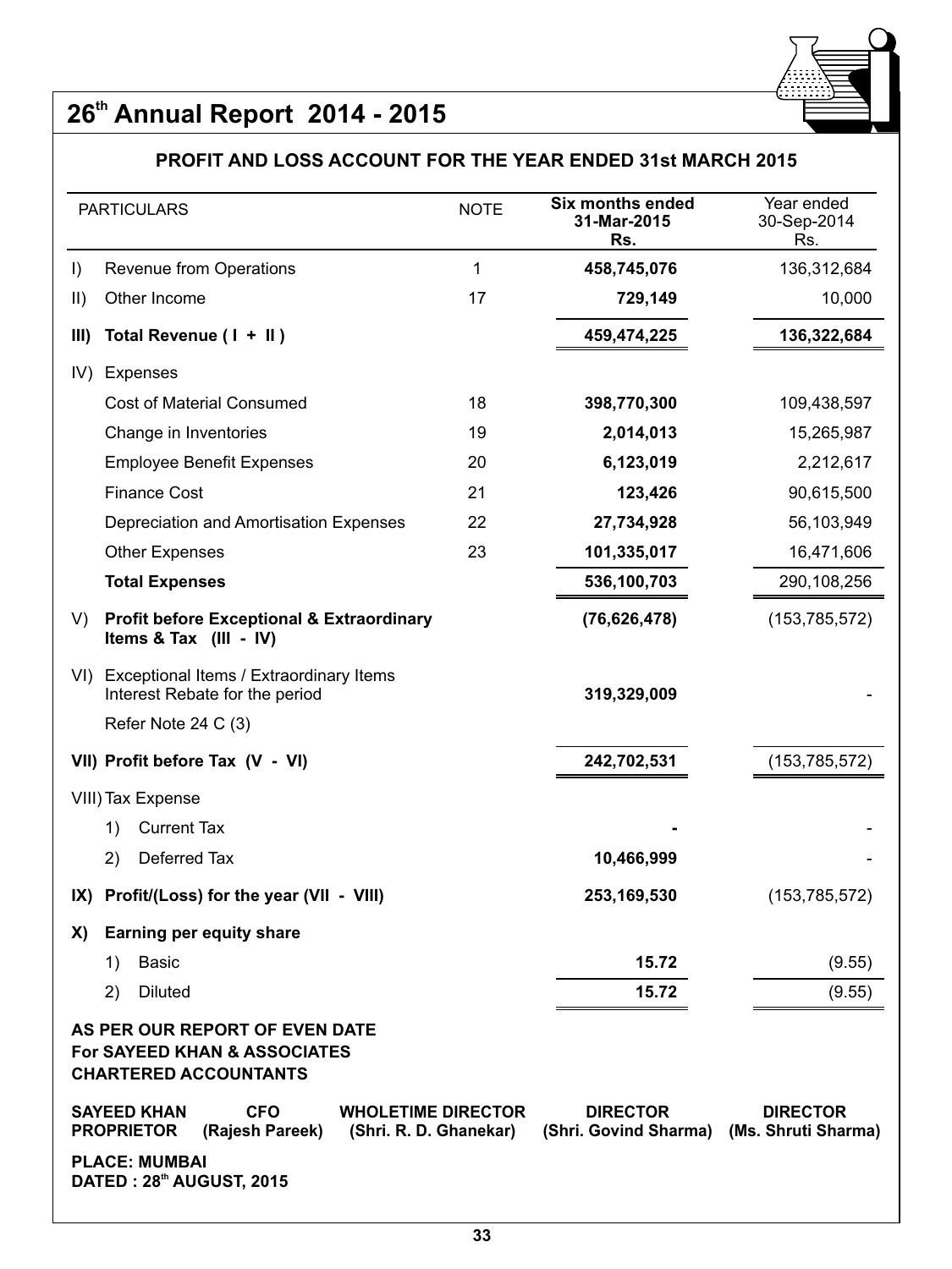# 26th Annual Report 2014 - 2015

## PROFIT AND LOSS ACCOUNT FOR THE YEAR ENDED 31st MARCH 2015

| | PARTICULARS | NOTE | Six months ended 31-Mar-2015 Rs. | Year ended 30-Sep-2014 Rs. |
|---|---|---|---|---|
| I) | Revenue from Operations | 1 | **458,745,076** | 136,312,684 |
| II) | Other Income | 17 | **729,149** | 10,000 |
| **III)** | **Total Revenue ( I + II )** | | **459,474,225** | **136,322,684** |
| IV) | Expenses | | | |
| | Cost of Material Consumed | 18 | **398,770,300** | 109,438,597 |
| | Change in Inventories | 19 | **2,014,013** | 15,265,987 |
| | Employee Benefit Expenses | 20 | **6,123,019** | 2,212,617 |
| | Finance Cost | 21 | **123,426** | 90,615,500 |
| | Depreciation and Amortisation Expenses | 22 | **27,734,928** | 56,103,949 |
| | Other Expenses | 23 | **101,335,017** | 16,471,606 |
| | **Total Expenses** | | **536,100,703** | 290,108,256 |
| V) | **Profit before Exceptional & Extraordinary Items & Tax (III - IV)** | | **(76,626,478)** | (153,785,572) |
| VI) | Exceptional Items / Extraordinary Items Interest Rebate for the period Refer Note 24 C (3) | | **319,329,009** | - |
| **VII)** | **Profit before Tax (V - VI)** | | **242,702,531** | (153,785,572) |
| VIII) | Tax Expense | | | |
| | 1) Current Tax | | **-** | - |
| | 2) Deferred Tax | | **10,466,999** | - |
| **IX)** | **Profit/(Loss) for the year (VII - VIII)** | | **253,169,530** | (153,785,572) |
| **X)** | **Earning per equity share** | | | |
| | 1) Basic | | **15.72** | (9.55) |
| | 2) Diluted | | **15.72** | (9.55) |

**AS PER OUR REPORT OF EVEN DATE**
**For SAYEED KHAN & ASSOCIATES**
**CHARTERED ACCOUNTANTS**

| **SAYEED KHAN** | **CFO** | **WHOLETIME DIRECTOR** | **DIRECTOR** | **DIRECTOR** |
|---|---|---|---|---|
| **PROPRIETOR** | **(Rajesh Pareek)** | **(Shri. R. D. Ghanekar)** | **(Shri. Govind Sharma)** | **(Ms. Shruti Sharma)** |

**PLACE: MUMBAI**
**DATED : 28th AUGUST, 2015**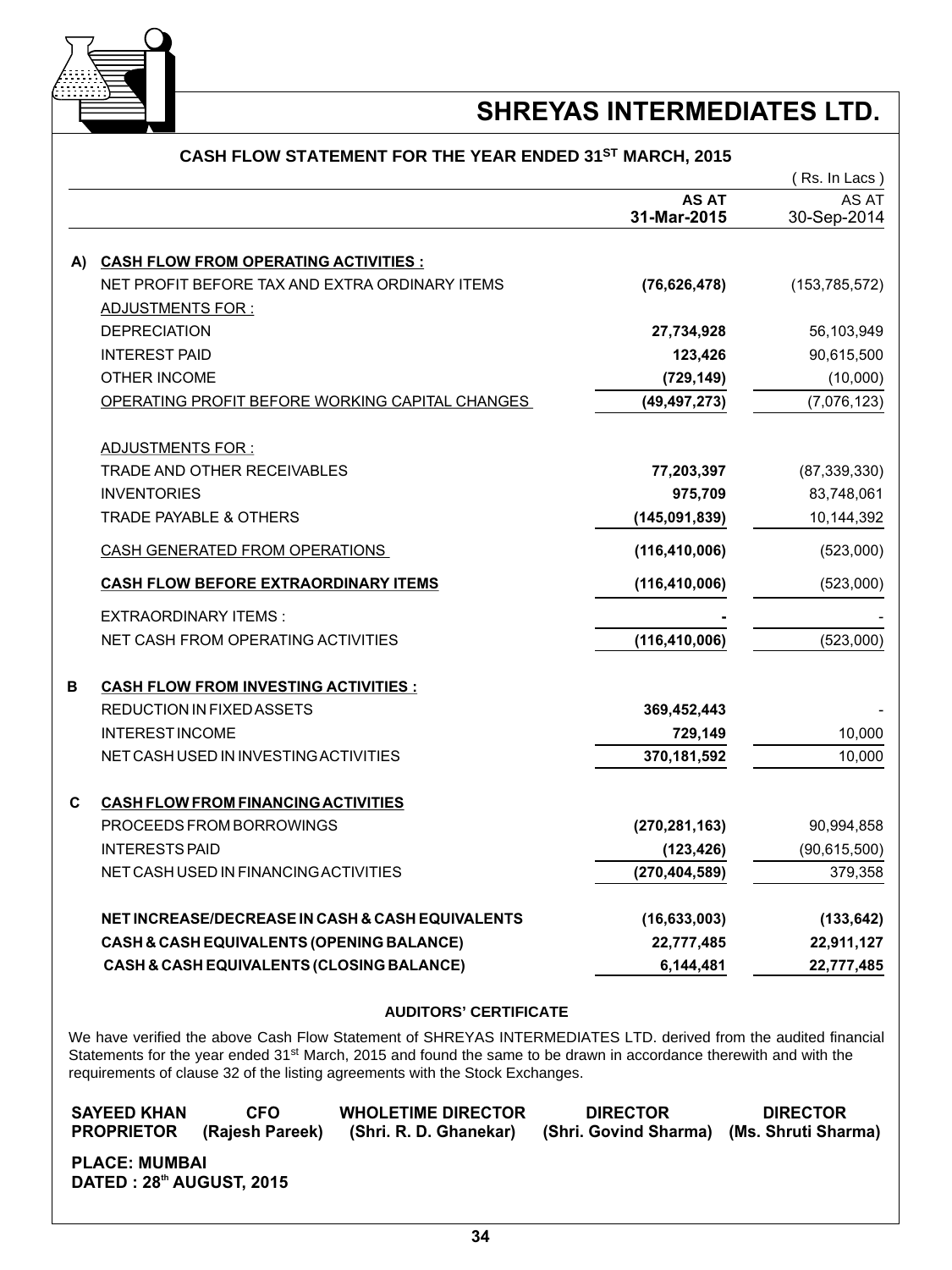# SHREYAS INTERMEDIATES LTD.

## CASH FLOW STATEMENT FOR THE YEAR ENDED 31ST MARCH, 2015

( Rs. In Lacs )

| | | AS AT 31-Mar-2015 | AS AT 30-Sep-2014 |
|---|---|---|---|
| **A)** | **CASH FLOW FROM OPERATING ACTIVITIES :** | | |
| | NET PROFIT BEFORE TAX AND EXTRA ORDINARY ITEMS | **(76,626,478)** | (153,785,572) |
| | ADJUSTMENTS FOR : | | |
| | DEPRECIATION | **27,734,928** | 56,103,949 |
| | INTEREST PAID | **123,426** | 90,615,500 |
| | OTHER INCOME | **(729,149)** | (10,000) |
| | OPERATING PROFIT BEFORE WORKING CAPITAL CHANGES | **(49,497,273)** | (7,076,123) |
| | ADJUSTMENTS FOR : | | |
| | TRADE AND OTHER RECEIVABLES | **77,203,397** | (87,339,330) |
| | INVENTORIES | **975,709** | 83,748,061 |
| | TRADE PAYABLE & OTHERS | **(145,091,839)** | 10,144,392 |
| | CASH GENERATED FROM OPERATIONS | **(116,410,006)** | (523,000) |
| | **CASH FLOW BEFORE EXTRAORDINARY ITEMS** | **(116,410,006)** | (523,000) |
| | EXTRAORDINARY ITEMS : | **-** | - |
| | NET CASH FROM OPERATING ACTIVITIES | **(116,410,006)** | (523,000) |
| **B** | **CASH FLOW FROM INVESTING ACTIVITIES :** | | |
| | REDUCTION IN FIXED ASSETS | **369,452,443** | - |
| | INTEREST INCOME | **729,149** | 10,000 |
| | NET CASH USED IN INVESTING ACTIVITIES | **370,181,592** | 10,000 |
| **C** | **CASH FLOW FROM FINANCING ACTIVITIES** | | |
| | PROCEEDS FROM BORROWINGS | **(270,281,163)** | 90,994,858 |
| | INTERESTS PAID | **(123,426)** | (90,615,500) |
| | NET CASH USED IN FINANCING ACTIVITIES | **(270,404,589)** | 379,358 |
| | **NET INCREASE/DECREASE IN CASH & CASH EQUIVALENTS** | **(16,633,003)** | **(133,642)** |
| | **CASH & CASH EQUIVALENTS (OPENING BALANCE)** | **22,777,485** | **22,911,127** |
| | **CASH & CASH EQUIVALENTS (CLOSING BALANCE)** | **6,144,481** | **22,777,485** |

### AUDITORS' CERTIFICATE

We have verified the above Cash Flow Statement of SHREYAS INTERMEDIATES LTD. derived from the audited financial Statements for the year ended 31st March, 2015 and found the same to be drawn in accordance therewith and with the requirements of clause 32 of the listing agreements with the Stock Exchanges.

| SAYEED KHAN | CFO | WHOLETIME DIRECTOR | DIRECTOR | DIRECTOR |
|---|---|---|---|---|
| PROPRIETOR | (Rajesh Pareek) | (Shri. R. D. Ghanekar) | (Shri. Govind Sharma) | (Ms. Shruti Sharma) |

**PLACE: MUMBAI**
**DATED : 28th AUGUST, 2015**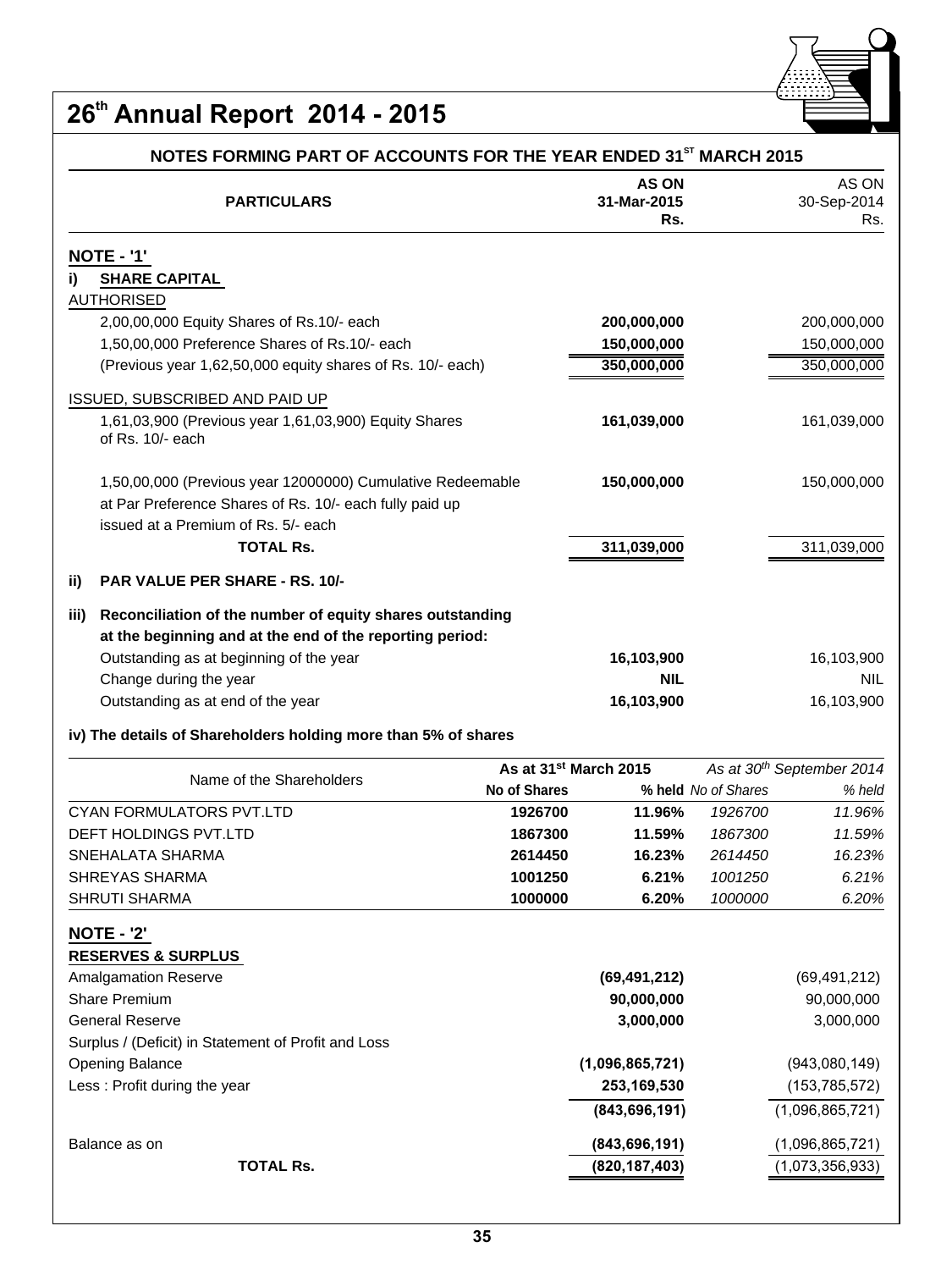## NOTES FORMING PART OF ACCOUNTS FOR THE YEAR ENDED 31ST MARCH 2015

| PARTICULARS | AS ON 31-Mar-2015 Rs. | AS ON 30-Sep-2014 Rs. |
|---|---|---|
| **NOTE - '1'** | | |
| **i) SHARE CAPITAL** | | |
| AUTHORISED | | |
| 2,00,00,000 Equity Shares of Rs.10/- each | **200,000,000** | 200,000,000 |
| 1,50,00,000 Preference Shares of Rs.10/- each | **150,000,000** | 150,000,000 |
| (Previous year 1,62,50,000 equity shares of Rs. 10/- each) | **350,000,000** | 350,000,000 |
| ISSUED, SUBSCRIBED AND PAID UP | | |
| 1,61,03,900 (Previous year 1,61,03,900) Equity Shares of Rs. 10/- each | **161,039,000** | 161,039,000 |
| 1,50,00,000 (Previous year 12000000) Cumulative Redeemable at Par Preference Shares of Rs. 10/- each fully paid up issued at a Premium of Rs. 5/- each | **150,000,000** | 150,000,000 |
| **TOTAL Rs.** | **311,039,000** | 311,039,000 |
| **ii) PAR VALUE PER SHARE - RS. 10/-** | | |
| **iii) Reconciliation of the number of equity shares outstanding at the beginning and at the end of the reporting period:** | | |
| Outstanding as at beginning of the year | **16,103,900** | 16,103,900 |
| Change during the year | **NIL** | NIL |
| Outstanding as at end of the year | **16,103,900** | 16,103,900 |

**iv) The details of Shareholders holding more than 5% of shares**

| Name of the Shareholders | As at 31st March 2015 | | *As at 30th September 2014* | |
|---|---|---|---|---|
| | **No of Shares** | **% held** | *No of Shares* | *% held* |
| CYAN FORMULATORS PVT.LTD | **1926700** | **11.96%** | *1926700* | *11.96%* |
| DEFT HOLDINGS PVT.LTD | **1867300** | **11.59%** | *1867300* | *11.59%* |
| SNEHALATA SHARMA | **2614450** | **16.23%** | *2614450* | *16.23%* |
| SHREYAS SHARMA | **1001250** | **6.21%** | *1001250* | *6.21%* |
| SHRUTI SHARMA | **1000000** | **6.20%** | *1000000* | *6.20%* |

| PARTICULARS | AS ON 31-Mar-2015 Rs. | AS ON 30-Sep-2014 Rs. |
|---|---|---|
| **NOTE - '2'** | | |
| **RESERVES & SURPLUS** | | |
| Amalgamation Reserve | **(69,491,212)** | (69,491,212) |
| Share Premium | **90,000,000** | 90,000,000 |
| General Reserve | **3,000,000** | 3,000,000 |
| Surplus / (Deficit) in Statement of Profit and Loss | | |
| Opening Balance | **(1,096,865,721)** | (943,080,149) |
| Less : Profit during the year | **253,169,530** | (153,785,572) |
| | **(843,696,191)** | (1,096,865,721) |
| Balance as on | **(843,696,191)** | (1,096,865,721) |
| **TOTAL Rs.** | **(820,187,403)** | (1,073,356,933) |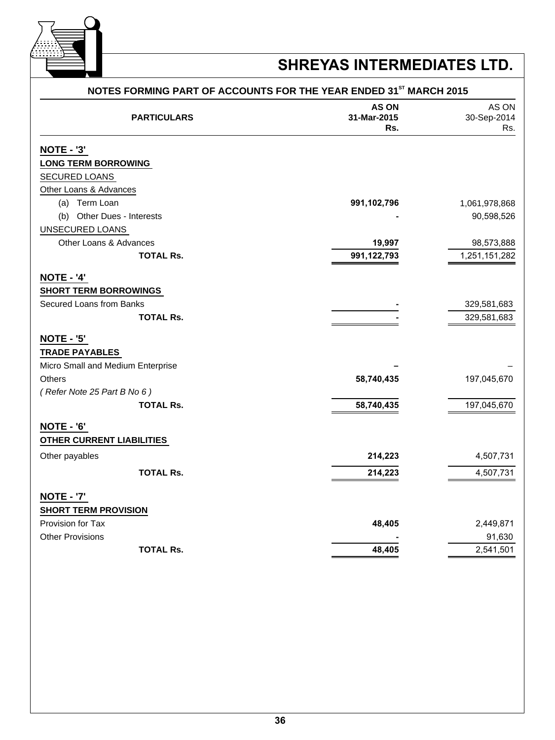## SHREYAS INTERMEDIATES LTD.

### NOTES FORMING PART OF ACCOUNTS FOR THE YEAR ENDED 31ST MARCH 2015

| PARTICULARS | AS ON 31-Mar-2015 Rs. | AS ON 30-Sep-2014 Rs. |
|---|---|---|
| **NOTE - '3'** | | |
| **LONG TERM BORROWING** | | |
| SECURED LOANS | | |
| Other Loans & Advances | | |
| (a) Term Loan | **991,102,796** | 1,061,978,868 |
| (b) Other Dues - Interests | **-** | 90,598,526 |
| UNSECURED LOANS | | |
| Other Loans & Advances | **19,997** | 98,573,888 |
| **TOTAL Rs.** | **991,122,793** | 1,251,151,282 |
| **NOTE - '4'** | | |
| **SHORT TERM BORROWINGS** | | |
| Secured Loans from Banks | **-** | 329,581,683 |
| **TOTAL Rs.** | **-** | 329,581,683 |
| **NOTE - '5'** | | |
| **TRADE PAYABLES** | | |
| Micro Small and Medium Enterprise | **–** | – |
| Others | **58,740,435** | 197,045,670 |
| *( Refer Note 25 Part B No 6 )* | | |
| **TOTAL Rs.** | **58,740,435** | 197,045,670 |
| **NOTE - '6'** | | |
| **OTHER CURRENT LIABILITIES** | | |
| Other payables | **214,223** | 4,507,731 |
| **TOTAL Rs.** | **214,223** | 4,507,731 |
| **NOTE - '7'** | | |
| **SHORT TERM PROVISION** | | |
| Provision for Tax | **48,405** | 2,449,871 |
| Other Provisions | **-** | 91,630 |
| **TOTAL Rs.** | **48,405** | 2,541,501 |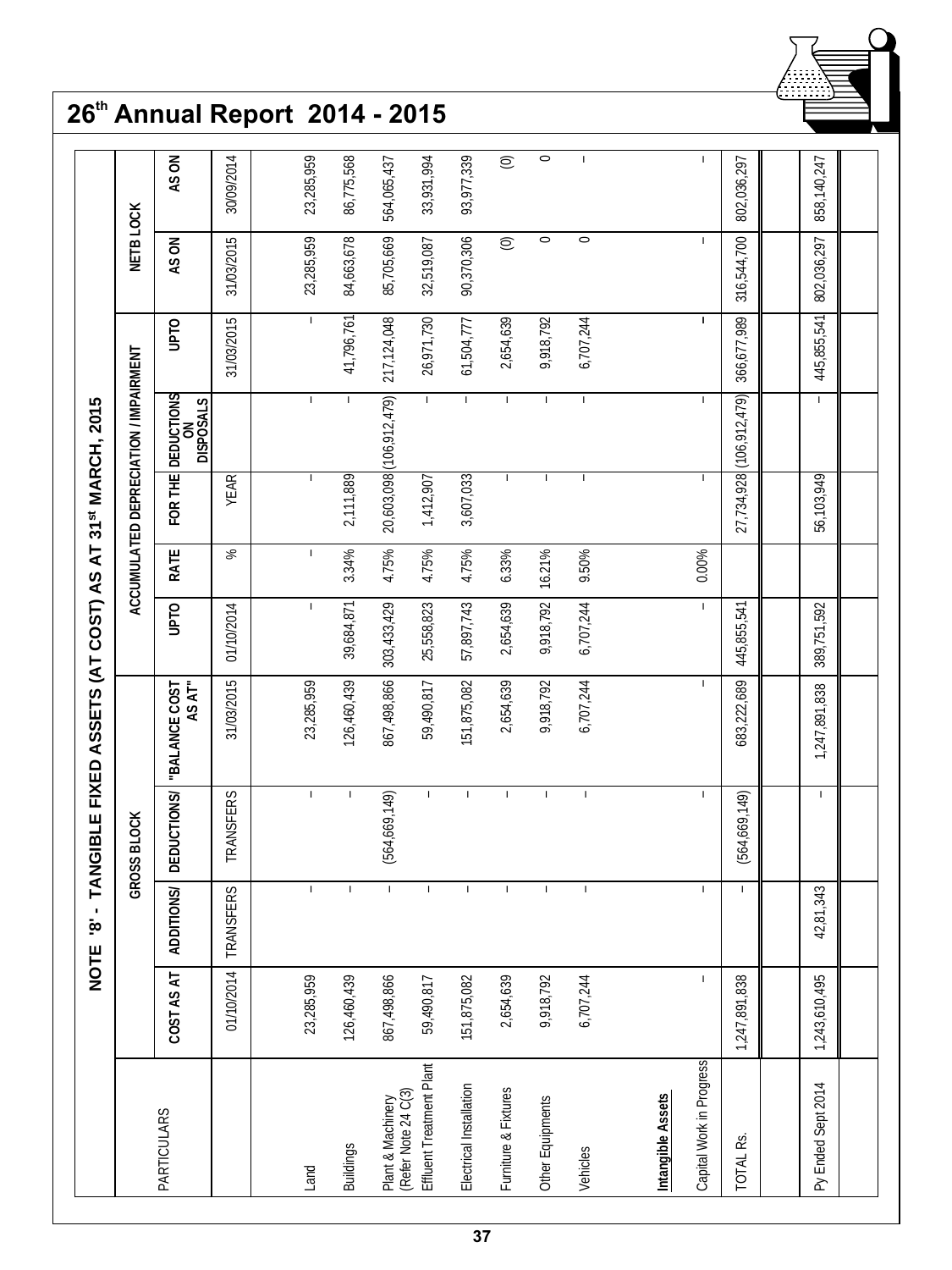# 26th Annual Report 2014 - 2015

## NOTE '8' - TANGIBLE FIXED ASSETS (AT COST) AS AT 31st MARCH, 2015

| PARTICULARS | GROSS BLOCK | | | | ACCUMULATED DEPRECIATION / IMPAIRMENT | | | | | NETB LOCK | |
|---|---|---|---|---|---|---|---|---|---|---|---|
| | COST AS AT | ADDITIONS/ | DEDUCTIONS/ | "BALANCE COST AS AT" | UPTO | RATE | FOR THE | DEDUCTIONS ON DISPOSALS | UPTO | AS ON | AS ON |
| | 01/10/2014 | TRANSFERS | TRANSFERS | 31/03/2015 | 01/10/2014 | % | YEAR | | 31/03/2015 | 31/03/2015 | 30/09/2014 |
| Land | 23,285,959 | - | - | 23,285,959 | - | - | - | - | - | 23,285,959 | 23,285,959 |
| Buildings | 126,460,439 | - | - | 126,460,439 | 39,684,871 | 3.34% | 2,111,889 | - | 41,796,761 | 84,663,678 | 86,775,568 |
| Plant & Machinery (Refer Note 24 C(3) | 867,498,866 | - | (564,669,149) | 867,498,866 | 303,433,429 | 4.75% | 20,603,098 | (106,912,479) | 217,124,048 | 85,705,669 | 564,065,437 |
| Effluent Treatment Plant | 59,490,817 | - | - | 59,490,817 | 25,558,823 | 4.75% | 1,412,907 | - | 26,971,730 | 32,519,087 | 33,931,994 |
| Electrical Installation | 151,875,082 | - | - | 151,875,082 | 57,897,743 | 4.75% | 3,607,033 | - | 61,504,777 | 90,370,306 | 93,977,339 |
| Furniture & Fixtures | 2,654,639 | - | - | 2,654,639 | 2,654,639 | 6.33% | - | - | 2,654,639 | (0) | (0) |
| Other Equipments | 9,918,792 | - | - | 9,918,792 | 9,918,792 | 16.21% | - | - | 9,918,792 | 0 | 0 |
| Vehicles | 6,707,244 | - | - | 6,707,244 | 6,707,244 | 9.50% | - | - | 6,707,244 | 0 | - |
| **Intangible Assets** | | | | | | | | | | | |
| Capital Work in Progress | - | - | - | - | - | 0.00% | - | - | - | - | - |
| TOTAL Rs. | 1,247,891,838 | - | (564,669,149) | 683,222,689 | 445,855,541 | | 27,734,928 | (106,912,479) | 366,677,989 | 316,544,700 | 802,036,297 |
| Py Ended Sept 2014 | 1,243,610,495 | 42,81,343 | - | 1,247,891,838 | 389,751,592 | | 56,103,949 | - | 445,855,541 | 802,036,297 | 858,140,247 |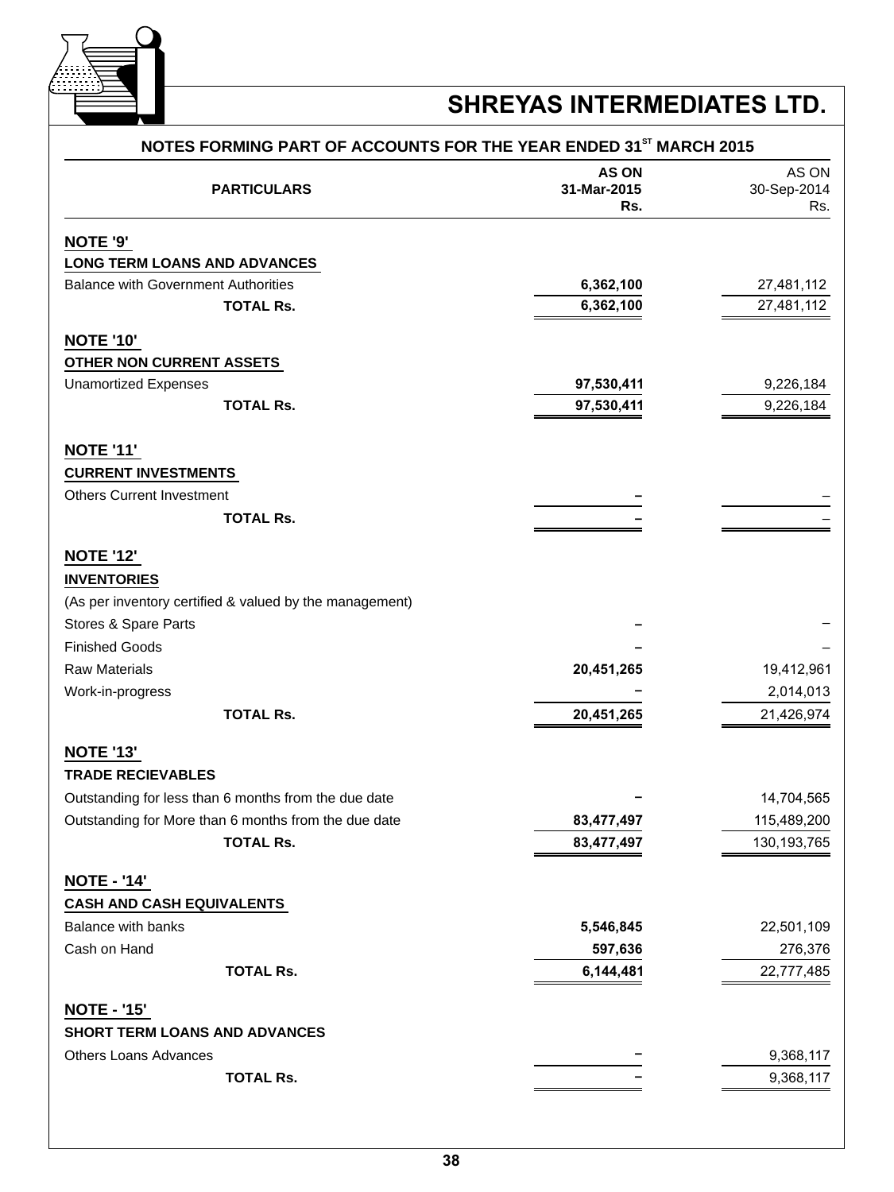## NOTES FORMING PART OF ACCOUNTS FOR THE YEAR ENDED 31ST MARCH 2015

| PARTICULARS | AS ON 31-Mar-2015 Rs. | AS ON 30-Sep-2014 Rs. |
|---|---|---|
| **NOTE '9'** | | |
| **LONG TERM LOANS AND ADVANCES** | | |
| Balance with Government Authorities | **6,362,100** | 27,481,112 |
| **TOTAL Rs.** | **6,362,100** | 27,481,112 |
| **NOTE '10'** | | |
| **OTHER NON CURRENT ASSETS** | | |
| Unamortized Expenses | **97,530,411** | 9,226,184 |
| **TOTAL Rs.** | **97,530,411** | 9,226,184 |
| **NOTE '11'** | | |
| **CURRENT INVESTMENTS** | | |
| Others Current Investment | – | – |
| **TOTAL Rs.** | – | – |
| **NOTE '12'** | | |
| **INVENTORIES** | | |
| (As per inventory certified & valued by the management) | | |
| Stores & Spare Parts | – | – |
| Finished Goods | – | – |
| Raw Materials | **20,451,265** | 19,412,961 |
| Work-in-progress | – | 2,014,013 |
| **TOTAL Rs.** | **20,451,265** | 21,426,974 |
| **NOTE '13'** | | |
| **TRADE RECIEVABLES** | | |
| Outstanding for less than 6 months from the due date | – | 14,704,565 |
| Outstanding for More than 6 months from the due date | **83,477,497** | 115,489,200 |
| **TOTAL Rs.** | **83,477,497** | 130,193,765 |
| **NOTE - '14'** | | |
| **CASH AND CASH EQUIVALENTS** | | |
| Balance with banks | **5,546,845** | 22,501,109 |
| Cash on Hand | **597,636** | 276,376 |
| **TOTAL Rs.** | **6,144,481** | 22,777,485 |
| **NOTE - '15'** | | |
| **SHORT TERM LOANS AND ADVANCES** | | |
| Others Loans Advances | – | 9,368,117 |
| **TOTAL Rs.** | – | 9,368,117 |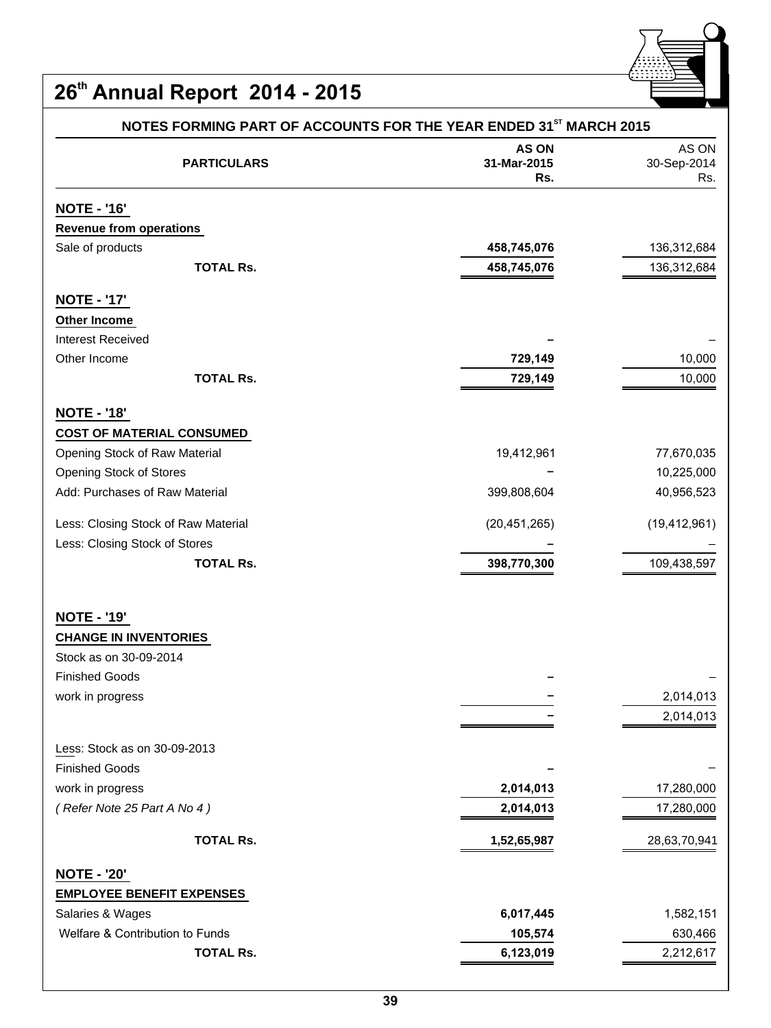## NOTES FORMING PART OF ACCOUNTS FOR THE YEAR ENDED 31ST MARCH 2015

| PARTICULARS | AS ON 31-Mar-2015 Rs. | AS ON 30-Sep-2014 Rs. |
|---|---|---|
| **NOTE - '16'** | | |
| **Revenue from operations** | | |
| Sale of products | **458,745,076** | 136,312,684 |
| **TOTAL Rs.** | **458,745,076** | 136,312,684 |
| **NOTE - '17'** | | |
| **Other Income** | | |
| Interest Received | – | – |
| Other Income | **729,149** | 10,000 |
| **TOTAL Rs.** | **729,149** | 10,000 |
| **NOTE - '18'** | | |
| **COST OF MATERIAL CONSUMED** | | |
| Opening Stock of Raw Material | 19,412,961 | 77,670,035 |
| Opening Stock of Stores | – | 10,225,000 |
| Add: Purchases of Raw Material | 399,808,604 | 40,956,523 |
| Less: Closing Stock of Raw Material | (20,451,265) | (19,412,961) |
| Less: Closing Stock of Stores | – | – |
| **TOTAL Rs.** | **398,770,300** | 109,438,597 |
| **NOTE - '19'** | | |
| **CHANGE IN INVENTORIES** | | |
| Stock as on 30-09-2014 | | |
| Finished Goods | – | – |
| work in progress | – | 2,014,013 |
| | – | 2,014,013 |
| Less: Stock as on 30-09-2013 | | |
| Finished Goods | – | – |
| work in progress | **2,014,013** | 17,280,000 |
| *( Refer Note 25 Part A No 4 )* | **2,014,013** | 17,280,000 |
| **TOTAL Rs.** | **1,52,65,987** | 28,63,70,941 |
| **NOTE - '20'** | | |
| **EMPLOYEE BENEFIT EXPENSES** | | |
| Salaries & Wages | **6,017,445** | 1,582,151 |
| Welfare & Contribution to Funds | **105,574** | 630,466 |
| **TOTAL Rs.** | **6,123,019** | 2,212,617 |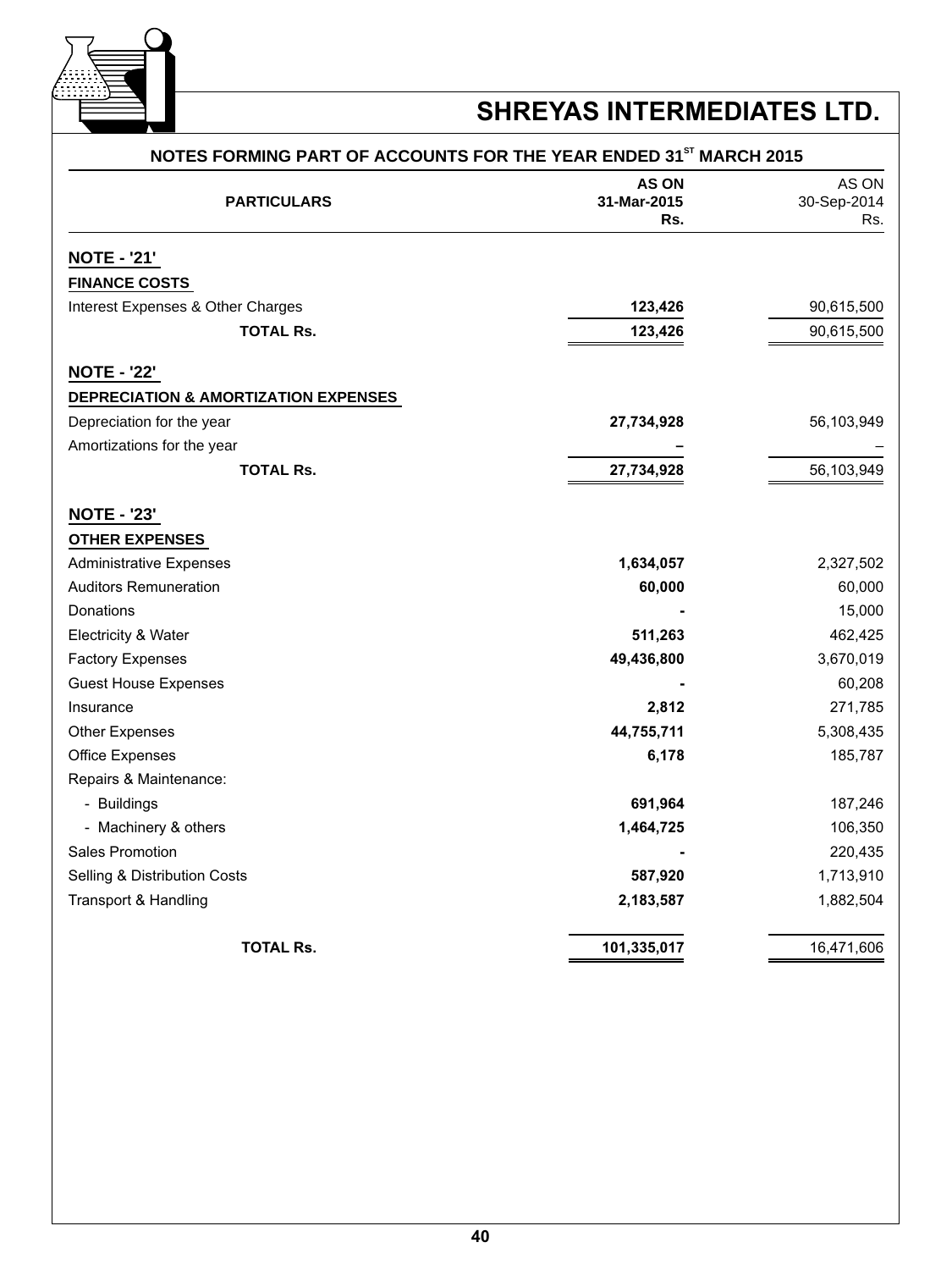## SHREYAS INTERMEDIATES LTD.

### NOTES FORMING PART OF ACCOUNTS FOR THE YEAR ENDED 31[ST] MARCH 2015

| PARTICULARS | AS ON 31-Mar-2015 Rs. | AS ON 30-Sep-2014 Rs. |
|---|---|---|
| **NOTE - '21'** | | |
| **FINANCE COSTS** | | |
| Interest Expenses & Other Charges | **123,426** | 90,615,500 |
| **TOTAL Rs.** | **123,426** | 90,615,500 |
| **NOTE - '22'** | | |
| **DEPRECIATION & AMORTIZATION EXPENSES** | | |
| Depreciation for the year | **27,734,928** | 56,103,949 |
| Amortizations for the year | **–** | – |
| **TOTAL Rs.** | **27,734,928** | 56,103,949 |
| **NOTE - '23'** | | |
| **OTHER EXPENSES** | | |
| Administrative Expenses | **1,634,057** | 2,327,502 |
| Auditors Remuneration | **60,000** | 60,000 |
| Donations | **-** | 15,000 |
| Electricity & Water | **511,263** | 462,425 |
| Factory Expenses | **49,436,800** | 3,670,019 |
| Guest House Expenses | **-** | 60,208 |
| Insurance | **2,812** | 271,785 |
| Other Expenses | **44,755,711** | 5,308,435 |
| Office Expenses | **6,178** | 185,787 |
| Repairs & Maintenance: | | |
| - Buildings | **691,964** | 187,246 |
| - Machinery & others | **1,464,725** | 106,350 |
| Sales Promotion | **-** | 220,435 |
| Selling & Distribution Costs | **587,920** | 1,713,910 |
| Transport & Handling | **2,183,587** | 1,882,504 |
| **TOTAL Rs.** | **101,335,017** | 16,471,606 |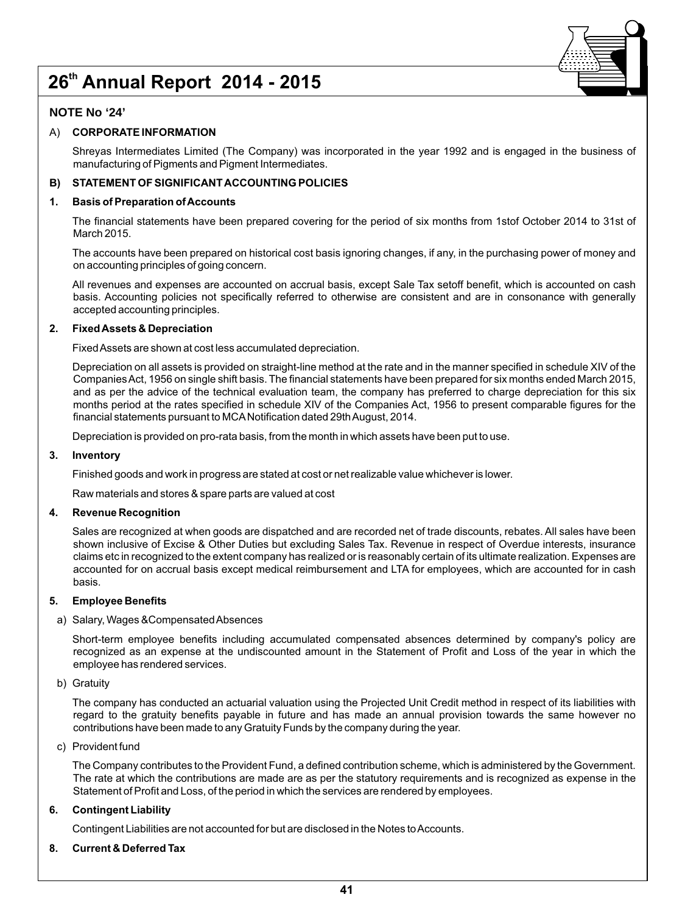## NOTE No '24'

A) **CORPORATE INFORMATION**

Shreyas Intermediates Limited (The Company) was incorporated in the year 1992 and is engaged in the business of manufacturing of Pigments and Pigment Intermediates.

**B) STATEMENT OF SIGNIFICANT ACCOUNTING POLICIES**

**1. Basis of Preparation of Accounts**

The financial statements have been prepared covering for the period of six months from 1stof October 2014 to 31st of March 2015.

The accounts have been prepared on historical cost basis ignoring changes, if any, in the purchasing power of money and on accounting principles of going concern.

All revenues and expenses are accounted on accrual basis, except Sale Tax setoff benefit, which is accounted on cash basis. Accounting policies not specifically referred to otherwise are consistent and are in consonance with generally accepted accounting principles.

**2. Fixed Assets & Depreciation**

Fixed Assets are shown at cost less accumulated depreciation.

Depreciation on all assets is provided on straight-line method at the rate and in the manner specified in schedule XIV of the Companies Act, 1956 on single shift basis. The financial statements have been prepared for six months ended March 2015, and as per the advice of the technical evaluation team, the company has preferred to charge depreciation for this six months period at the rates specified in schedule XIV of the Companies Act, 1956 to present comparable figures for the financial statements pursuant to MCA Notification dated 29th August, 2014.

Depreciation is provided on pro-rata basis, from the month in which assets have been put to use.

**3. Inventory**

Finished goods and work in progress are stated at cost or net realizable value whichever is lower.

Raw materials and stores & spare parts are valued at cost

**4. Revenue Recognition**

Sales are recognized at when goods are dispatched and are recorded net of trade discounts, rebates. All sales have been shown inclusive of Excise & Other Duties but excluding Sales Tax. Revenue in respect of Overdue interests, insurance claims etc in recognized to the extent company has realized or is reasonably certain of its ultimate realization. Expenses are accounted for on accrual basis except medical reimbursement and LTA for employees, which are accounted for in cash basis.

**5. Employee Benefits**

a) Salary, Wages & Compensated Absences

Short-term employee benefits including accumulated compensated absences determined by company's policy are recognized as an expense at the undiscounted amount in the Statement of Profit and Loss of the year in which the employee has rendered services.

b) Gratuity

The company has conducted an actuarial valuation using the Projected Unit Credit method in respect of its liabilities with regard to the gratuity benefits payable in future and has made an annual provision towards the same however no contributions have been made to any Gratuity Funds by the company during the year.

c) Provident fund

The Company contributes to the Provident Fund, a defined contribution scheme, which is administered by the Government. The rate at which the contributions are made are as per the statutory requirements and is recognized as expense in the Statement of Profit and Loss, of the period in which the services are rendered by employees.

**6. Contingent Liability**

Contingent Liabilities are not accounted for but are disclosed in the Notes to Accounts.

**8. Current & Deferred Tax**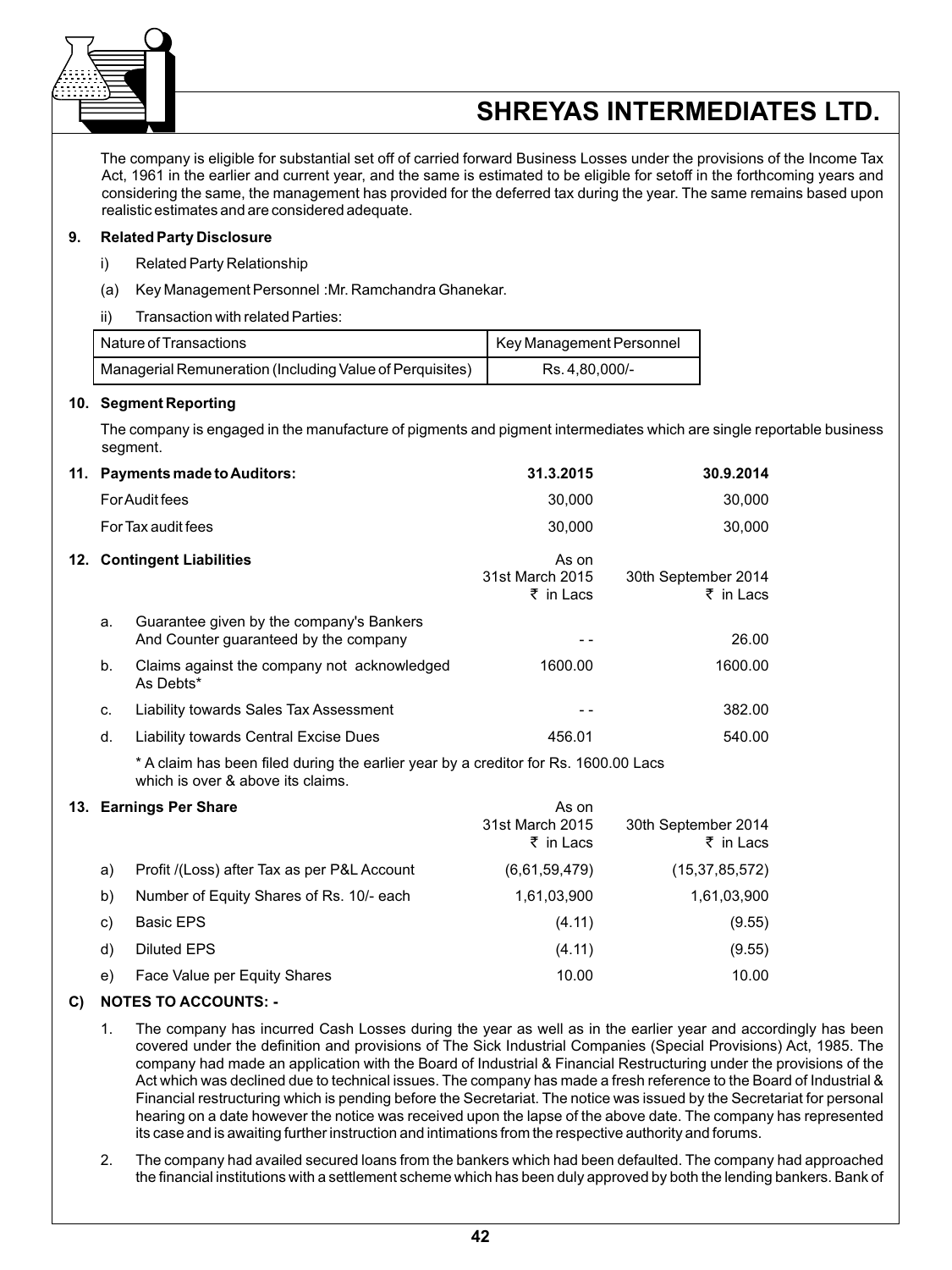The company is eligible for substantial set off of carried forward Business Losses under the provisions of the Income Tax Act, 1961 in the earlier and current year, and the same is estimated to be eligible for setoff in the forthcoming years and considering the same, the management has provided for the deferred tax during the year. The same remains based upon realistic estimates and are considered adequate.

**9. Related Party Disclosure**

i) Related Party Relationship

(a) Key Management Personnel :Mr. Ramchandra Ghanekar.

ii) Transaction with related Parties:

| Nature of Transactions | Key Management Personnel |
|---|---|
| Managerial Remuneration (Including Value of Perquisites) | Rs. 4,80,000/- |

**10. Segment Reporting**

The company is engaged in the manufacture of pigments and pigment intermediates which are single reportable business segment.

**11. Payments made to Auditors:**

| | 31.3.2015 | 30.9.2014 |
|---|---|---|
| For Audit fees | 30,000 | 30,000 |
| For Tax audit fees | 30,000 | 30,000 |

**12. Contingent Liabilities**

| | | As on 31st March 2015 ₹ in Lacs | 30th September 2014 ₹ in Lacs |
|---|---|---|---|
| a. | Guarantee given by the company's Bankers And Counter guaranteed by the company | - - | 26.00 |
| b. | Claims against the company not acknowledged As Debts* | 1600.00 | 1600.00 |
| c. | Liability towards Sales Tax Assessment | - - | 382.00 |
| d. | Liability towards Central Excise Dues | 456.01 | 540.00 |

* A claim has been filed during the earlier year by a creditor for Rs. 1600.00 Lacs which is over & above its claims.

**13. Earnings Per Share**

| | | As on 31st March 2015 ₹ in Lacs | 30th September 2014 ₹ in Lacs |
|---|---|---|---|
| a) | Profit /(Loss) after Tax as per P&L Account | (6,61,59,479) | (15,37,85,572) |
| b) | Number of Equity Shares of Rs. 10/- each | 1,61,03,900 | 1,61,03,900 |
| c) | Basic EPS | (4.11) | (9.55) |
| d) | Diluted EPS | (4.11) | (9.55) |
| e) | Face Value per Equity Shares | 10.00 | 10.00 |

**C) NOTES TO ACCOUNTS: -**

1. The company has incurred Cash Losses during the year as well as in the earlier year and accordingly has been covered under the definition and provisions of The Sick Industrial Companies (Special Provisions) Act, 1985. The company had made an application with the Board of Industrial & Financial Restructuring under the provisions of the Act which was declined due to technical issues. The company has made a fresh reference to the Board of Industrial & Financial restructuring which is pending before the Secretariat. The notice was issued by the Secretariat for personal hearing on a date however the notice was received upon the lapse of the above date. The company has represented its case and is awaiting further instruction and intimations from the respective authority and forums.

2. The company had availed secured loans from the bankers which had been defaulted. The company had approached the financial institutions with a settlement scheme which has been duly approved by both the lending bankers. Bank of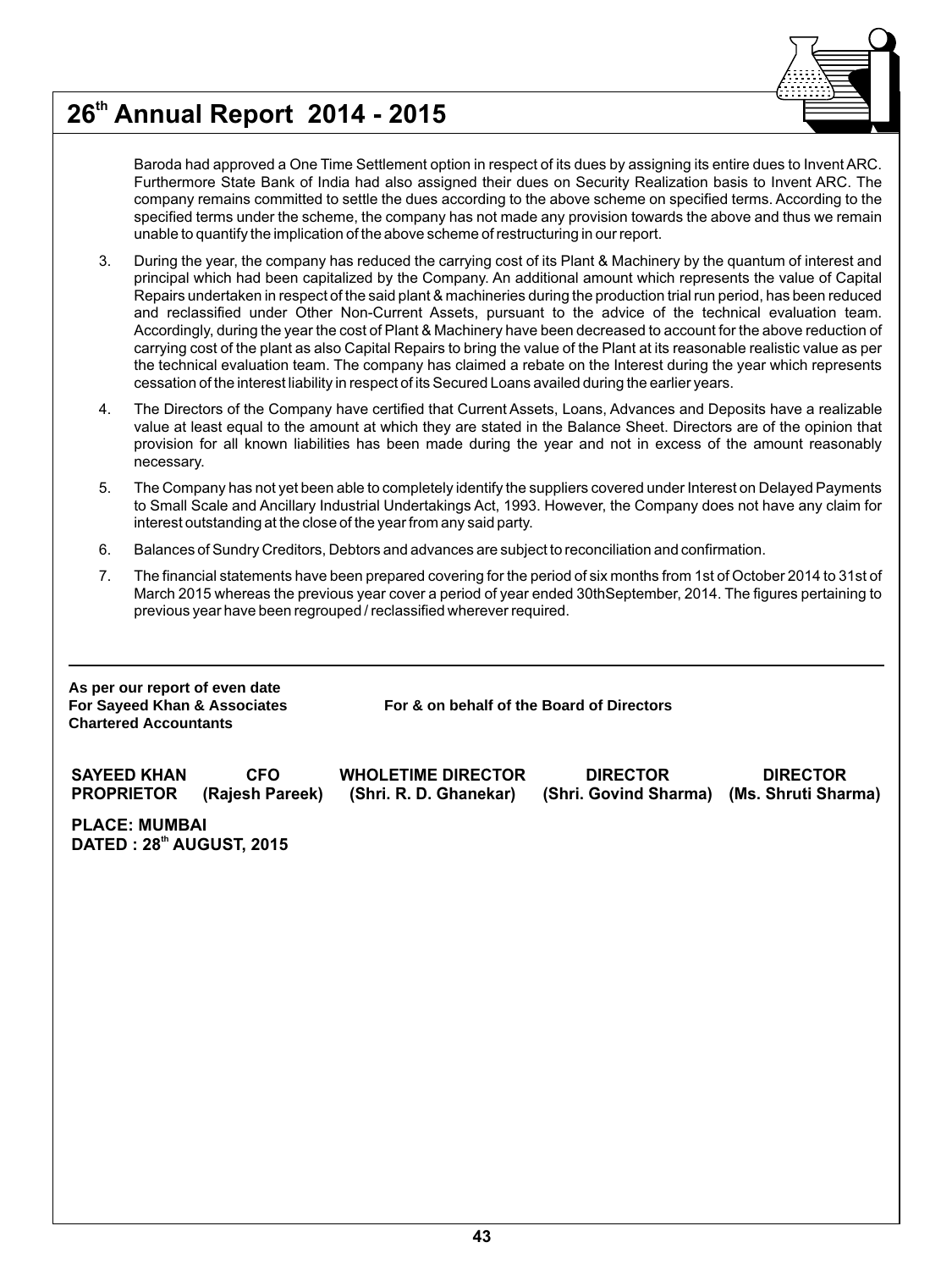Baroda had approved a One Time Settlement option in respect of its dues by assigning its entire dues to Invent ARC. Furthermore State Bank of India had also assigned their dues on Security Realization basis to Invent ARC. The company remains committed to settle the dues according to the above scheme on specified terms. According to the specified terms under the scheme, the company has not made any provision towards the above and thus we remain unable to quantify the implication of the above scheme of restructuring in our report.

3. During the year, the company has reduced the carrying cost of its Plant & Machinery by the quantum of interest and principal which had been capitalized by the Company. An additional amount which represents the value of Capital Repairs undertaken in respect of the said plant & machineries during the production trial run period, has been reduced and reclassified under Other Non-Current Assets, pursuant to the advice of the technical evaluation team. Accordingly, during the year the cost of Plant & Machinery have been decreased to account for the above reduction of carrying cost of the plant as also Capital Repairs to bring the value of the Plant at its reasonable realistic value as per the technical evaluation team. The company has claimed a rebate on the Interest during the year which represents cessation of the interest liability in respect of its Secured Loans availed during the earlier years.

4. The Directors of the Company have certified that Current Assets, Loans, Advances and Deposits have a realizable value at least equal to the amount at which they are stated in the Balance Sheet. Directors are of the opinion that provision for all known liabilities has been made during the year and not in excess of the amount reasonably necessary.

5. The Company has not yet been able to completely identify the suppliers covered under Interest on Delayed Payments to Small Scale and Ancillary Industrial Undertakings Act, 1993. However, the Company does not have any claim for interest outstanding at the close of the year from any said party.

6. Balances of Sundry Creditors, Debtors and advances are subject to reconciliation and confirmation.

7. The financial statements have been prepared covering for the period of six months from 1st of October 2014 to 31st of March 2015 whereas the previous year cover a period of year ended 30thSeptember, 2014. The figures pertaining to previous year have been regrouped / reclassified wherever required.

---

**As per our report of even date**
**For Sayeed Khan & Associates** 　　　　　**For & on behalf of the Board of Directors**
**Chartered Accountants**

| SAYEED KHAN | CFO | WHOLETIME DIRECTOR | DIRECTOR | DIRECTOR |
|---|---|---|---|---|
| PROPRIETOR | (Rajesh Pareek) | (Shri. R. D. Ghanekar) | (Shri. Govind Sharma) | (Ms. Shruti Sharma) |

**PLACE: MUMBAI**
**DATED : 28th AUGUST, 2015**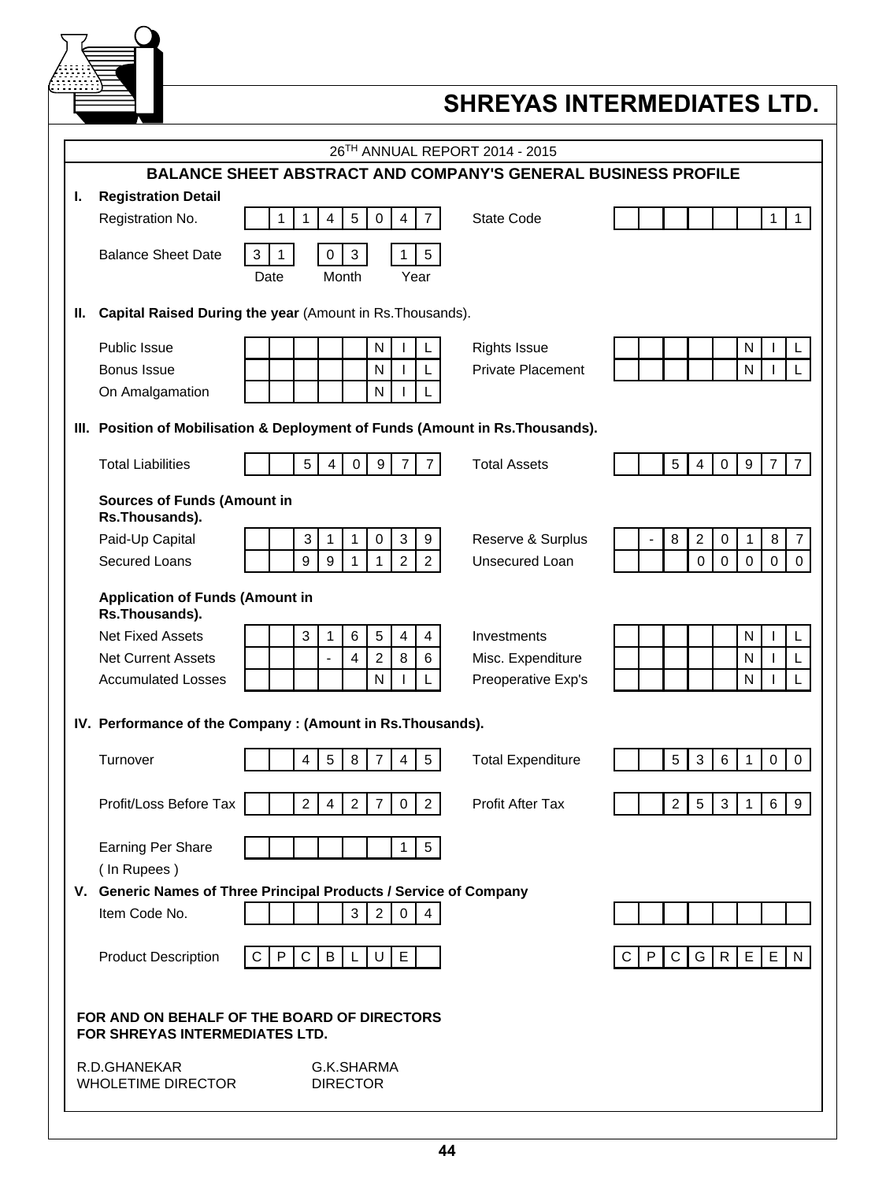## SHREYAS INTERMEDIATES LTD.

26TH ANNUAL REPORT 2014 - 2015

### BALANCE SHEET ABSTRACT AND COMPANY'S GENERAL BUSINESS PROFILE

**I. Registration Detail**

| | | | |
|---|---|---|---|
| Registration No. | 11450 47 | State Code | 11 |
| Balance Sheet Date | 31 (Date) 03 (Month) 15 (Year) | | |

**II. Capital Raised During the year** (Amount in Rs.Thousands).

| | | | |
|---|---|---|---|
| Public Issue | NIL | Rights Issue | NIL |
| Bonus Issue | NIL | Private Placement | NIL |
| On Amalgamation | NIL | | |

**III. Position of Mobilisation & Deployment of Funds (Amount in Rs.Thousands).**

| | | | |
|---|---|---|---|
| Total Liabilities | 540977 | Total Assets | 540977 |

**Sources of Funds (Amount in Rs.Thousands).**

| | | | |
|---|---|---|---|
| Paid-Up Capital | 311039 | Reserve & Surplus | -820187 |
| Secured Loans | 991122 | Unsecured Loan | 00000 |

**Application of Funds (Amount in Rs.Thousands).**

| | | | |
|---|---|---|---|
| Net Fixed Assets | 316544 | Investments | NIL |
| Net Current Assets | -4286 | Misc. Expenditure | NIL |
| Accumulated Losses | NIL | Preoperative Exp's | NIL |

**IV. Performance of the Company : (Amount in Rs.Thousands).**

| | | | |
|---|---|---|---|
| Turnover | 458745 | Total Expenditure | 536100 |
| Profit/Loss Before Tax | 242702 | Profit After Tax | 253169 |
| Earning Per Share (In Rupees) | 15 | | |

**V. Generic Names of Three Principal Products / Service of Company**

| | | | |
|---|---|---|---|
| Item Code No. | 3204 | | |
| Product Description | CPCBLUE | | CPCGREEN |

**FOR AND ON BEHALF OF THE BOARD OF DIRECTORS**
**FOR SHREYAS INTERMEDIATES LTD.**

R.D.GHANEKAR
WHOLETIME DIRECTOR

G.K.SHARMA
DIRECTOR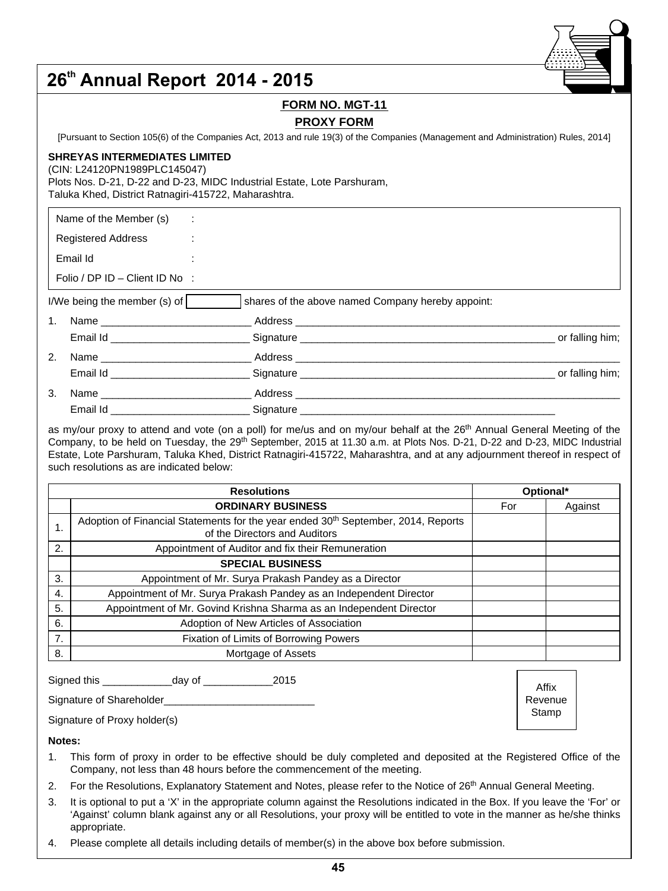**FORM NO. MGT-11**

**PROXY FORM**

[Pursuant to Section 105(6) of the Companies Act, 2013 and rule 19(3) of the Companies (Management and Administration) Rules, 2014]

**SHREYAS INTERMEDIATES LIMITED**
(CIN: L24120PN1989PLC145047)
Plots Nos. D-21, D-22 and D-23, MIDC Industrial Estate, Lote Parshuram,
Taluka Khed, District Ratnagiri-415722, Maharashtra.

| | |
|---|---|
| Name of the Member (s) | : |
| Registered Address | : |
| Email Id | : |
| Folio / DP ID – Client ID No | : |

I/We being the member (s) of ________ shares of the above named Company hereby appoint:

1. Name __________________________ Address ____________________________________________________________
   Email Id ________________________ Signature _____________________________________________ or falling him;
2. Name __________________________ Address ____________________________________________________________
   Email Id ________________________ Signature _____________________________________________ or falling him;
3. Name __________________________ Address ____________________________________________________________
   Email Id ________________________ Signature _____________________________________________

as my/our proxy to attend and vote (on a poll) for me/us and on my/our behalf at the 26th Annual General Meeting of the Company, to be held on Tuesday, the 29th September, 2015 at 11.30 a.m. at Plots Nos. D-21, D-22 and D-23, MIDC Industrial Estate, Lote Parshuram, Taluka Khed, District Ratnagiri-415722, Maharashtra, and at any adjournment thereof in respect of such resolutions as are indicated below:

| | Resolutions | Optional* | |
|---|---|---|---|
| | **ORDINARY BUSINESS** | For | Against |
| 1. | Adoption of Financial Statements for the year ended 30th September, 2014, Reports of the Directors and Auditors | | |
| 2. | Appointment of Auditor and fix their Remuneration | | |
| | **SPECIAL BUSINESS** | | |
| 3. | Appointment of Mr. Surya Prakash Pandey as a Director | | |
| 4. | Appointment of Mr. Surya Prakash Pandey as an Independent Director | | |
| 5. | Appointment of Mr. Govind Krishna Sharma as an Independent Director | | |
| 6. | Adoption of New Articles of Association | | |
| 7. | Fixation of Limits of Borrowing Powers | | |
| 8. | Mortgage of Assets | | |

Signed this ____________day of ____________2015

Signature of Shareholder__________________________

Signature of Proxy holder(s)

Affix Revenue Stamp

**Notes:**

1. This form of proxy in order to be effective should be duly completed and deposited at the Registered Office of the Company, not less than 48 hours before the commencement of the meeting.
2. For the Resolutions, Explanatory Statement and Notes, please refer to the Notice of 26th Annual General Meeting.
3. It is optional to put a 'X' in the appropriate column against the Resolutions indicated in the Box. If you leave the 'For' or 'Against' column blank against any or all Resolutions, your proxy will be entitled to vote in the manner as he/she thinks appropriate.
4. Please complete all details including details of member(s) in the above box before submission.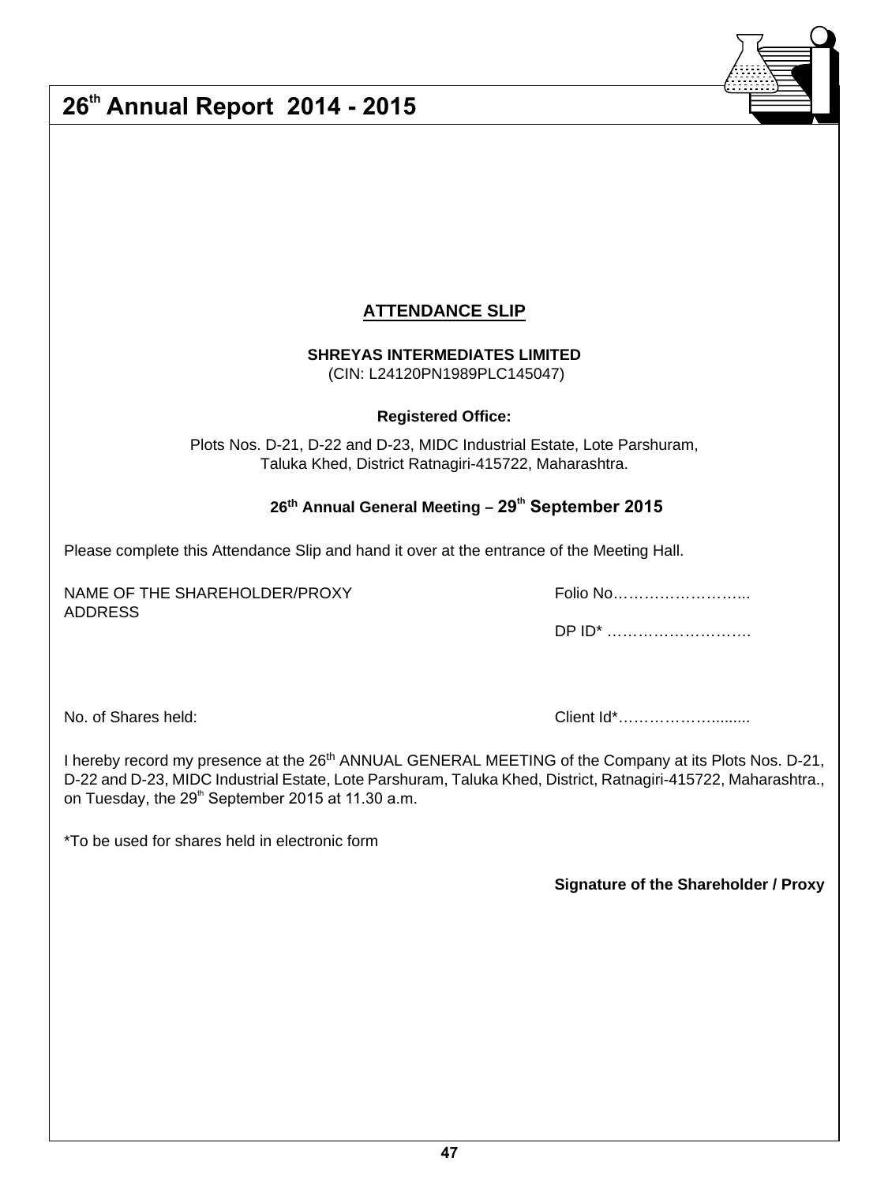## ATTENDANCE SLIP

**SHREYAS INTERMEDIATES LIMITED**
(CIN: L24120PN1989PLC145047)

**Registered Office:**

Plots Nos. D-21, D-22 and D-23, MIDC Industrial Estate, Lote Parshuram, Taluka Khed, District Ratnagiri-415722, Maharashtra.

**26th Annual General Meeting – 29th September 2015**

Please complete this Attendance Slip and hand it over at the entrance of the Meeting Hall.

NAME OF THE SHAREHOLDER/PROXY
ADDRESS

Folio No……………………...

DP ID* ……………………….

No. of Shares held:

Client Id*…………………........

I hereby record my presence at the 26th ANNUAL GENERAL MEETING of the Company at its Plots Nos. D-21, D-22 and D-23, MIDC Industrial Estate, Lote Parshuram, Taluka Khed, District, Ratnagiri-415722, Maharashtra., on Tuesday, the 29th September 2015 at 11.30 a.m.

*To be used for shares held in electronic form

**Signature of the Shareholder / Proxy**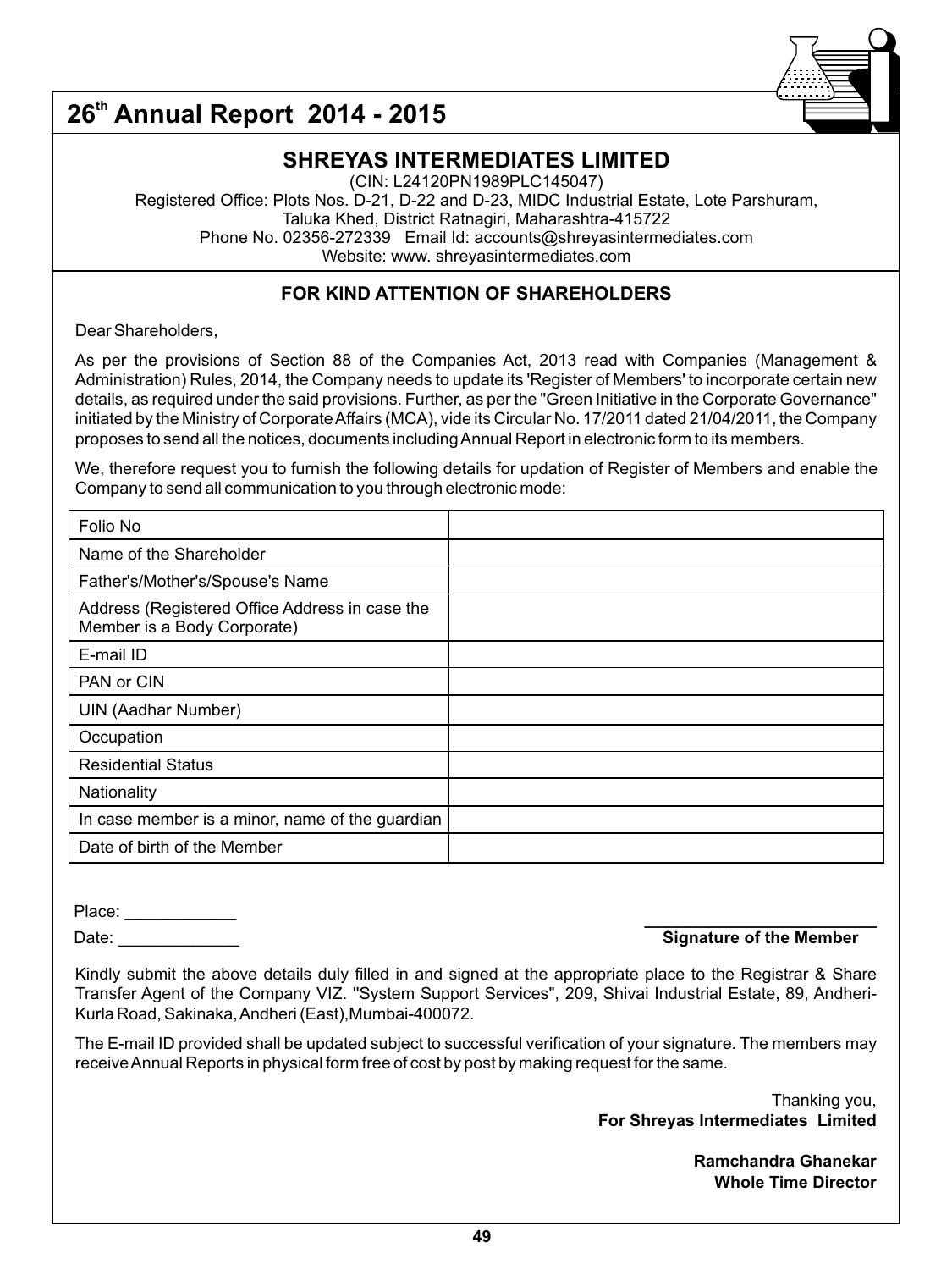# 26th Annual Report 2014 - 2015

## SHREYAS INTERMEDIATES LIMITED

(CIN: L24120PN1989PLC145047)
Registered Office: Plots Nos. D-21, D-22 and D-23, MIDC Industrial Estate, Lote Parshuram,
Taluka Khed, District Ratnagiri, Maharashtra-415722
Phone No. 02356-272339 Email Id: accounts@shreyasintermediates.com
Website: www. shreyasintermediates.com

### FOR KIND ATTENTION OF SHAREHOLDERS

Dear Shareholders,

As per the provisions of Section 88 of the Companies Act, 2013 read with Companies (Management & Administration) Rules, 2014, the Company needs to update its 'Register of Members' to incorporate certain new details, as required under the said provisions. Further, as per the "Green Initiative in the Corporate Governance" initiated by the Ministry of Corporate Affairs (MCA), vide its Circular No. 17/2011 dated 21/04/2011, the Company proposes to send all the notices, documents including Annual Report in electronic form to its members.

We, therefore request you to furnish the following details for updation of Register of Members and enable the Company to send all communication to you through electronic mode:

| Folio No | |
|---|---|
| Name of the Shareholder | |
| Father's/Mother's/Spouse's Name | |
| Address (Registered Office Address in case the Member is a Body Corporate) | |
| E-mail ID | |
| PAN or CIN | |
| UIN (Aadhar Number) | |
| Occupation | |
| Residential Status | |
| Nationality | |
| In case member is a minor, name of the guardian | |
| Date of birth of the Member | |

Place: ____________

Date: _____________

__________________________
**Signature of the Member**

Kindly submit the above details duly filled in and signed at the appropriate place to the Registrar & Share Transfer Agent of the Company VIZ. "System Support Services", 209, Shivai Industrial Estate, 89, Andheri-Kurla Road, Sakinaka, Andheri (East),Mumbai-400072.

The E-mail ID provided shall be updated subject to successful verification of your signature. The members may receive Annual Reports in physical form free of cost by post by making request for the same.

Thanking you,
**For Shreyas Intermediates Limited**

**Ramchandra Ghanekar**
**Whole Time Director**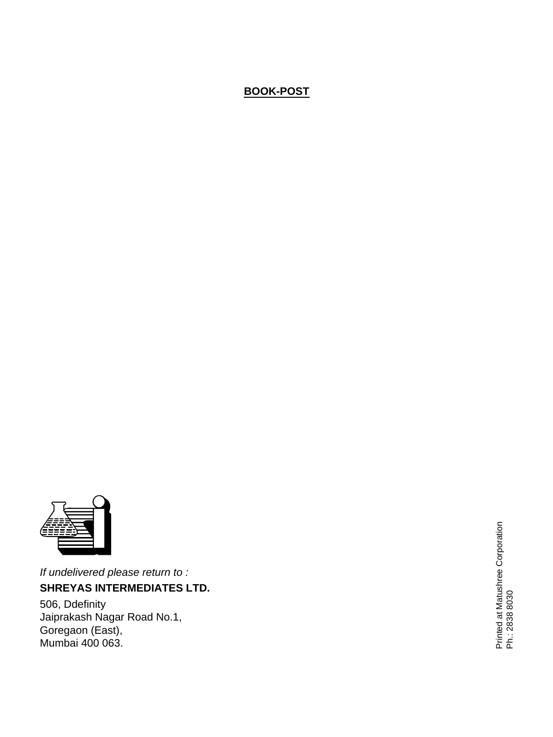**BOOK-POST**

*If undelivered please return to :*

**SHREYAS INTERMEDIATES LTD.**

506, Ddefinity
Jaiprakash Nagar Road No.1,
Goregaon (East),
Mumbai 400 063.

Printed at Matushree Corporation
Ph.: 2838 8030